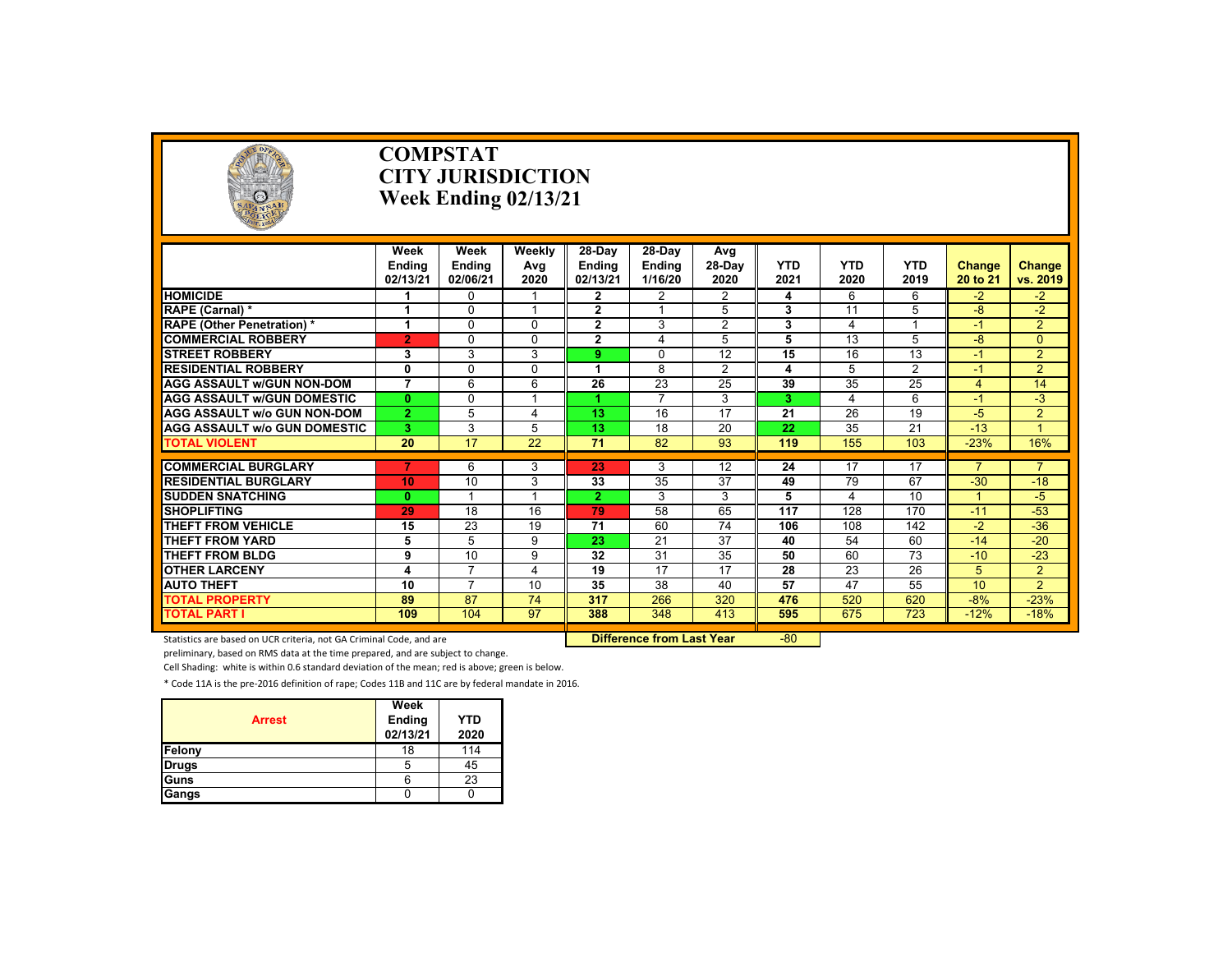# COMPSTAT
# CITY JURISDICTION
# Week Ending 02/13/21

| | Week Ending 02/13/21 | Week Ending 02/06/21 | Weekly Avg 2020 | 28-Day Ending 02/13/21 | 28-Day Ending 1/16/20 | Avg 28-Day 2020 | YTD 2021 | YTD 2020 | YTD 2019 | Change 20 to 21 | Change vs. 2019 |
|---|---|---|---|---|---|---|---|---|---|---|---|
| HOMICIDE | 1 | 0 | 1 | 2 | 2 | 2 | 4 | 6 | 6 | -2 | -2 |
| RAPE (Carnal) * | 1 | 0 | 1 | 2 | 1 | 5 | 3 | 11 | 5 | -8 | -2 |
| RAPE (Other Penetration) * | 1 | 0 | 0 | 2 | 3 | 2 | 3 | 4 | 1 | -1 | 2 |
| COMMERCIAL ROBBERY | 2 | 0 | 0 | 2 | 4 | 5 | 5 | 13 | 5 | -8 | 0 |
| STREET ROBBERY | 3 | 3 | 3 | 9 | 0 | 12 | 15 | 16 | 13 | -1 | 2 |
| RESIDENTIAL ROBBERY | 0 | 0 | 0 | 1 | 8 | 2 | 4 | 5 | 2 | -1 | 2 |
| AGG ASSAULT w/GUN NON-DOM | 7 | 6 | 6 | 26 | 23 | 25 | 39 | 35 | 25 | 4 | 14 |
| AGG ASSAULT w/GUN DOMESTIC | 0 | 0 | 1 | 1 | 7 | 3 | 3 | 4 | 6 | -1 | -3 |
| AGG ASSAULT w/o GUN NON-DOM | 2 | 5 | 4 | 13 | 16 | 17 | 21 | 26 | 19 | -5 | 2 |
| AGG ASSAULT w/o GUN DOMESTIC | 3 | 3 | 5 | 13 | 18 | 20 | 22 | 35 | 21 | -13 | 1 |
| TOTAL VIOLENT | 20 | 17 | 22 | 71 | 82 | 93 | 119 | 155 | 103 | -23% | 16% |
| COMMERCIAL BURGLARY | 7 | 6 | 3 | 23 | 3 | 12 | 24 | 17 | 17 | 7 | 7 |
| RESIDENTIAL BURGLARY | 10 | 10 | 3 | 33 | 35 | 37 | 49 | 79 | 67 | -30 | -18 |
| SUDDEN SNATCHING | 0 | 1 | 1 | 2 | 3 | 3 | 5 | 4 | 10 | 1 | -5 |
| SHOPLIFTING | 29 | 18 | 16 | 79 | 58 | 65 | 117 | 128 | 170 | -11 | -53 |
| THEFT FROM VEHICLE | 15 | 23 | 19 | 71 | 60 | 74 | 106 | 108 | 142 | -2 | -36 |
| THEFT FROM YARD | 5 | 5 | 9 | 23 | 21 | 37 | 40 | 54 | 60 | -14 | -20 |
| THEFT FROM BLDG | 9 | 10 | 9 | 32 | 31 | 35 | 50 | 60 | 73 | -10 | -23 |
| OTHER LARCENY | 4 | 7 | 4 | 19 | 17 | 17 | 28 | 23 | 26 | 5 | 2 |
| AUTO THEFT | 10 | 7 | 10 | 35 | 38 | 40 | 57 | 47 | 55 | 10 | 2 |
| TOTAL PROPERTY | 89 | 87 | 74 | 317 | 266 | 320 | 476 | 520 | 620 | -8% | -23% |
| TOTAL PART I | 109 | 104 | 97 | 388 | 348 | 413 | 595 | 675 | 723 | -12% | -18% |

**Difference from Last Year**: -80

Statistics are based on UCR criteria, not GA Criminal Code, and are preliminary, based on RMS data at the time prepared, and are subject to change.

Cell Shading: white is within 0.6 standard deviation of the mean; red is above; green is below.

* Code 11A is the pre-2016 definition of rape; Codes 11B and 11C are by federal mandate in 2016.

| Arrest | Week Ending 02/13/21 | YTD 2020 |
|---|---|---|
| Felony | 18 | 114 |
| Drugs | 5 | 45 |
| Guns | 6 | 23 |
| Gangs | 0 | 0 |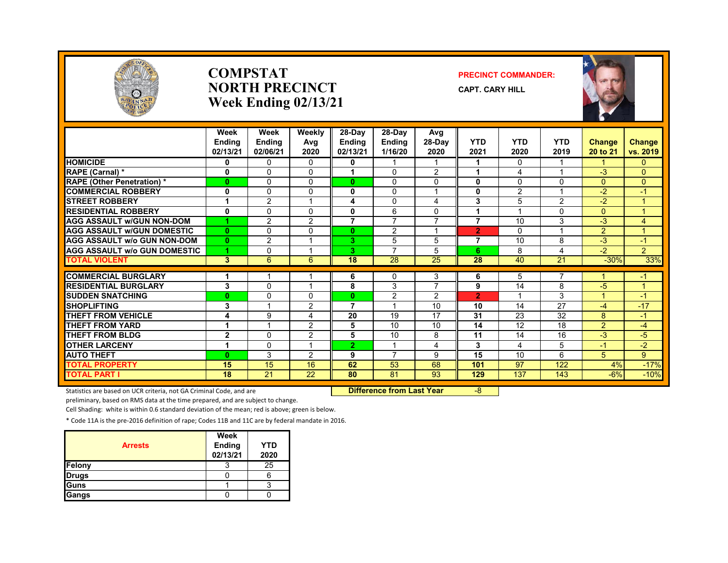# COMPSTAT
# NORTH PRECINCT
# Week Ending 02/13/21

**PRECINCT COMMANDER:**

**CAPT. CARY HILL**

| | Week Ending 02/13/21 | Week Ending 02/06/21 | Weekly Avg 2020 | 28-Day Ending 02/13/21 | 28-Day Ending 1/16/20 | Avg 28-Day 2020 | YTD 2021 | YTD 2020 | YTD 2019 | Change 20 to 21 | Change vs. 2019 |
|---|---|---|---|---|---|---|---|---|---|---|---|
| HOMICIDE | 0 | 0 | 0 | 0 | 1 | 1 | 1 | 0 | 1 | 1 | 0 |
| RAPE (Carnal) * | 0 | 0 | 0 | 1 | 0 | 2 | 1 | 4 | 1 | -3 | 0 |
| RAPE (Other Penetration) * | 0 | 0 | 0 | 0 | 0 | 0 | 0 | 0 | 0 | 0 | 0 |
| COMMERCIAL ROBBERY | 0 | 0 | 0 | 0 | 0 | 1 | 0 | 2 | 1 | -2 | -1 |
| STREET ROBBERY | 1 | 2 | 1 | 4 | 0 | 4 | 3 | 5 | 2 | -2 | 1 |
| RESIDENTIAL ROBBERY | 0 | 0 | 0 | 0 | 6 | 0 | 1 | 1 | 0 | 0 | 1 |
| AGG ASSAULT w/GUN NON-DOM | 1 | 2 | 2 | 7 | 7 | 7 | 7 | 10 | 3 | -3 | 4 |
| AGG ASSAULT w/GUN DOMESTIC | 0 | 0 | 0 | 0 | 2 | 1 | 2 | 0 | 1 | 2 | 1 |
| AGG ASSAULT w/o GUN NON-DOM | 0 | 2 | 1 | 3 | 5 | 5 | 7 | 10 | 8 | -3 | -1 |
| AGG ASSAULT w/o GUN DOMESTIC | 1 | 0 | 1 | 3 | 7 | 5 | 6 | 8 | 4 | -2 | 2 |
| TOTAL VIOLENT | 3 | 6 | 6 | 18 | 28 | 25 | 28 | 40 | 21 | -30% | 33% |
| COMMERCIAL BURGLARY | 1 | 1 | 1 | 6 | 0 | 3 | 6 | 5 | 7 | 1 | -1 |
| RESIDENTIAL BURGLARY | 3 | 0 | 1 | 8 | 3 | 7 | 9 | 14 | 8 | -5 | 1 |
| SUDDEN SNATCHING | 0 | 0 | 0 | 0 | 2 | 2 | 2 | 1 | 3 | 1 | -1 |
| SHOPLIFTING | 3 | 1 | 2 | 7 | 1 | 10 | 10 | 14 | 27 | -4 | -17 |
| THEFT FROM VEHICLE | 4 | 9 | 4 | 20 | 19 | 17 | 31 | 23 | 32 | 8 | -1 |
| THEFT FROM YARD | 1 | 1 | 2 | 5 | 10 | 10 | 14 | 12 | 18 | 2 | -4 |
| THEFT FROM BLDG | 2 | 0 | 2 | 5 | 10 | 8 | 11 | 14 | 16 | -3 | -5 |
| OTHER LARCENY | 1 | 0 | 1 | 2 | 1 | 4 | 3 | 4 | 5 | -1 | -2 |
| AUTO THEFT | 0 | 3 | 2 | 9 | 7 | 9 | 15 | 10 | 6 | 5 | 9 |
| TOTAL PROPERTY | 15 | 15 | 16 | 62 | 53 | 68 | 101 | 97 | 122 | 4% | -17% |
| TOTAL PART I | 18 | 21 | 22 | 80 | 81 | 93 | 129 | 137 | 143 | -6% | -10% |

**Difference from Last Year** -8

Statistics are based on UCR criteria, not GA Criminal Code, and are preliminary, based on RMS data at the time prepared, and are subject to change.

Cell Shading: white is within 0.6 standard deviation of the mean; red is above; green is below.

* Code 11A is the pre-2016 definition of rape; Codes 11B and 11C are by federal mandate in 2016.

| Arrests | Week Ending 02/13/21 | YTD 2020 |
|---|---|---|
| Felony | 3 | 25 |
| Drugs | 0 | 6 |
| Guns | 1 | 3 |
| Gangs | 0 | 0 |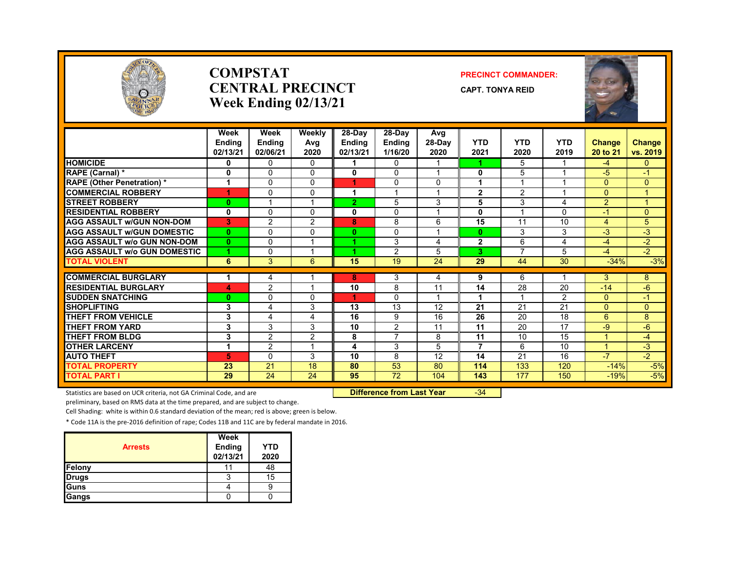# COMPSTAT CENTRAL PRECINCT Week Ending 02/13/21

**PRECINCT COMMANDER:**

**CAPT. TONYA REID**

| | Week Ending 02/13/21 | Week Ending 02/06/21 | Weekly Avg 2020 | 28-Day Ending 02/13/21 | 28-Day Ending 1/16/20 | Avg 28-Day 2020 | YTD 2021 | YTD 2020 | YTD 2019 | Change 20 to 21 | Change vs. 2019 |
|---|---|---|---|---|---|---|---|---|---|---|---|
| HOMICIDE | 0 | 0 | 0 | 1 | 0 | 1 | 1 | 5 | 1 | -4 | 0 |
| RAPE (Carnal) * | 0 | 0 | 0 | 0 | 0 | 1 | 0 | 5 | 1 | -5 | -1 |
| RAPE (Other Penetration) * | 1 | 0 | 0 | 1 | 0 | 0 | 1 | 1 | 1 | 0 | 0 |
| COMMERCIAL ROBBERY | 1 | 0 | 0 | 1 | 1 | 1 | 2 | 2 | 1 | 0 | 1 |
| STREET ROBBERY | 0 | 1 | 1 | 2 | 5 | 3 | 5 | 3 | 4 | 2 | 1 |
| RESIDENTIAL ROBBERY | 0 | 0 | 0 | 0 | 0 | 1 | 0 | 1 | 0 | -1 | 0 |
| AGG ASSAULT w/GUN NON-DOM | 3 | 2 | 2 | 8 | 8 | 6 | 15 | 11 | 10 | 4 | 5 |
| AGG ASSAULT w/GUN DOMESTIC | 0 | 0 | 0 | 0 | 0 | 1 | 0 | 3 | 3 | -3 | -3 |
| AGG ASSAULT w/o GUN NON-DOM | 0 | 0 | 1 | 1 | 3 | 4 | 2 | 6 | 4 | -4 | -2 |
| AGG ASSAULT w/o GUN DOMESTIC | 1 | 0 | 1 | 1 | 2 | 5 | 3 | 7 | 5 | -4 | -2 |
| TOTAL VIOLENT | 6 | 3 | 6 | 15 | 19 | 24 | 29 | 44 | 30 | -34% | -3% |
| COMMERCIAL BURGLARY | 1 | 4 | 1 | 8 | 3 | 4 | 9 | 6 | 1 | 3 | 8 |
| RESIDENTIAL BURGLARY | 4 | 2 | 1 | 10 | 8 | 11 | 14 | 28 | 20 | -14 | -6 |
| SUDDEN SNATCHING | 0 | 0 | 0 | 1 | 0 | 1 | 1 | 1 | 2 | 0 | -1 |
| SHOPLIFTING | 3 | 4 | 3 | 13 | 13 | 12 | 21 | 21 | 21 | 0 | 0 |
| THEFT FROM VEHICLE | 3 | 4 | 4 | 16 | 9 | 16 | 26 | 20 | 18 | 6 | 8 |
| THEFT FROM YARD | 3 | 3 | 3 | 10 | 2 | 11 | 11 | 20 | 17 | -9 | -6 |
| THEFT FROM BLDG | 3 | 2 | 2 | 8 | 7 | 8 | 11 | 10 | 15 | 1 | -4 |
| OTHER LARCENY | 1 | 2 | 1 | 4 | 3 | 5 | 7 | 6 | 10 | 1 | -3 |
| AUTO THEFT | 5 | 0 | 3 | 10 | 8 | 12 | 14 | 21 | 16 | -7 | -2 |
| TOTAL PROPERTY | 23 | 21 | 18 | 80 | 53 | 80 | 114 | 133 | 120 | -14% | -5% |
| TOTAL PART I | 29 | 24 | 24 | 95 | 72 | 104 | 143 | 177 | 150 | -19% | -5% |

**Difference from Last Year** -34

Statistics are based on UCR criteria, not GA Criminal Code, and are preliminary, based on RMS data at the time prepared, and are subject to change.

Cell Shading: white is within 0.6 standard deviation of the mean; red is above; green is below.

* Code 11A is the pre-2016 definition of rape; Codes 11B and 11C are by federal mandate in 2016.

| Arrests | Week Ending 02/13/21 | YTD 2020 |
|---|---|---|
| Felony | 11 | 48 |
| Drugs | 3 | 15 |
| Guns | 4 | 9 |
| Gangs | 0 | 0 |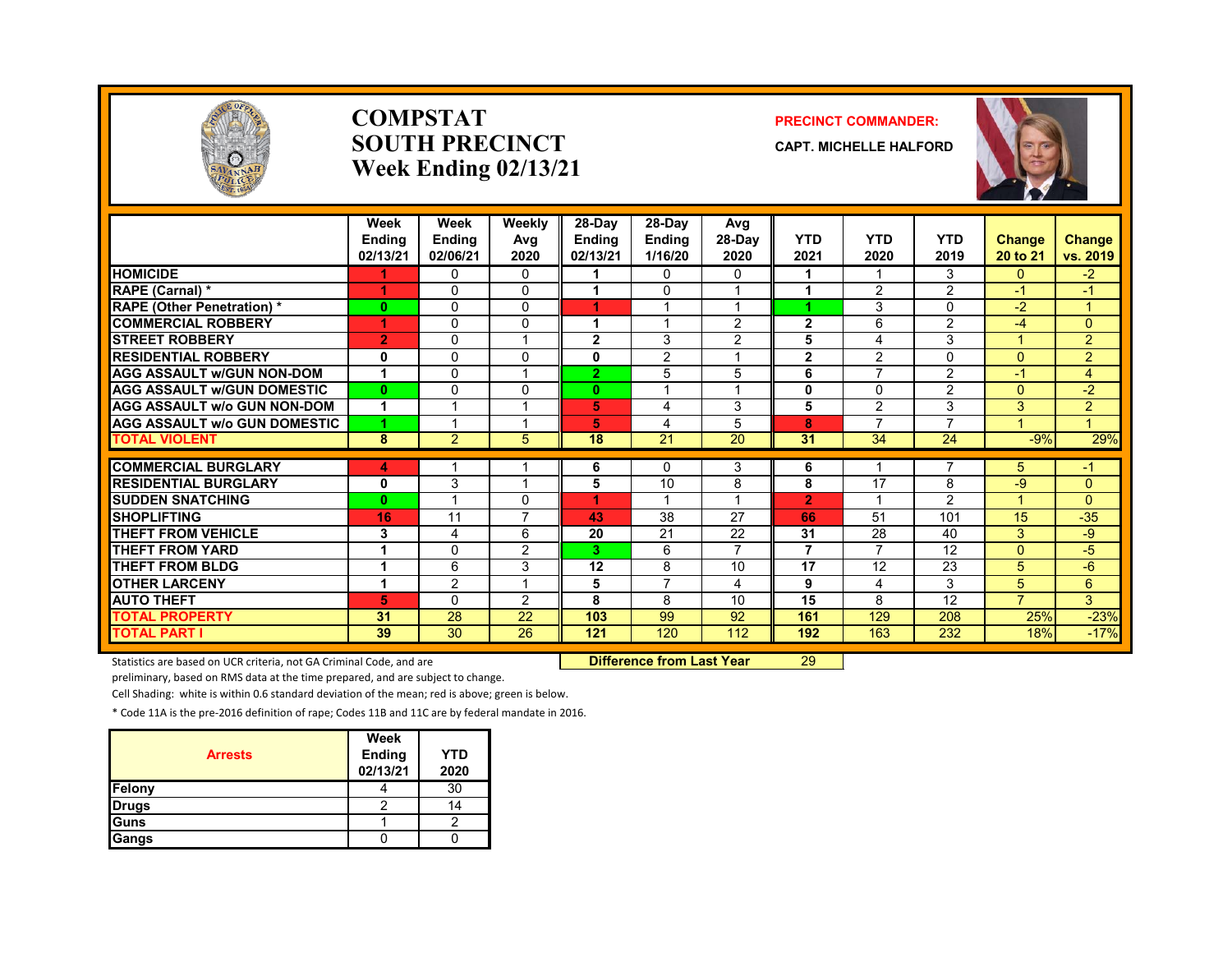# COMPSTAT SOUTH PRECINCT Week Ending 02/13/21

**PRECINCT COMMANDER:**
**CAPT. MICHELLE HALFORD**

| | Week Ending 02/13/21 | Week Ending 02/06/21 | Weekly Avg 2020 | 28-Day Ending 02/13/21 | 28-Day Ending 1/16/20 | Avg 28-Day 2020 | YTD 2021 | YTD 2020 | YTD 2019 | Change 20 to 21 | Change vs. 2019 |
|---|---|---|---|---|---|---|---|---|---|---|---|
| HOMICIDE | 1 | 0 | 0 | 1 | 0 | 0 | 1 | 1 | 3 | 0 | -2 |
| RAPE (Carnal) * | 1 | 0 | 0 | 1 | 0 | 1 | 1 | 2 | 2 | -1 | -1 |
| RAPE (Other Penetration) * | 0 | 0 | 0 | 1 | 1 | 1 | 1 | 3 | 0 | -2 | 1 |
| COMMERCIAL ROBBERY | 1 | 0 | 0 | 1 | 1 | 2 | 2 | 6 | 2 | -4 | 0 |
| STREET ROBBERY | 2 | 0 | 1 | 2 | 3 | 2 | 5 | 4 | 3 | 1 | 2 |
| RESIDENTIAL ROBBERY | 0 | 0 | 0 | 0 | 2 | 1 | 2 | 2 | 0 | 0 | 2 |
| AGG ASSAULT w/GUN NON-DOM | 1 | 0 | 1 | 2 | 5 | 5 | 6 | 7 | 2 | -1 | 4 |
| AGG ASSAULT w/GUN DOMESTIC | 0 | 0 | 0 | 0 | 1 | 1 | 0 | 0 | 2 | 0 | -2 |
| AGG ASSAULT w/o GUN NON-DOM | 1 | 1 | 1 | 5 | 4 | 3 | 5 | 2 | 3 | 3 | 2 |
| AGG ASSAULT w/o GUN DOMESTIC | 1 | 1 | 1 | 5 | 4 | 5 | 8 | 7 | 7 | 1 | 1 |
| TOTAL VIOLENT | 8 | 2 | 5 | 18 | 21 | 20 | 31 | 34 | 24 | -9% | 29% |
| COMMERCIAL BURGLARY | 4 | 1 | 1 | 6 | 0 | 3 | 6 | 1 | 7 | 5 | -1 |
| RESIDENTIAL BURGLARY | 0 | 3 | 1 | 5 | 10 | 8 | 8 | 17 | 8 | -9 | 0 |
| SUDDEN SNATCHING | 0 | 1 | 0 | 1 | 1 | 1 | 2 | 1 | 2 | 1 | 0 |
| SHOPLIFTING | 16 | 11 | 7 | 43 | 38 | 27 | 66 | 51 | 101 | 15 | -35 |
| THEFT FROM VEHICLE | 3 | 4 | 6 | 20 | 21 | 22 | 31 | 28 | 40 | 3 | -9 |
| THEFT FROM YARD | 1 | 0 | 2 | 3 | 6 | 7 | 7 | 7 | 12 | 0 | -5 |
| THEFT FROM BLDG | 1 | 6 | 3 | 12 | 8 | 10 | 17 | 12 | 23 | 5 | -6 |
| OTHER LARCENY | 1 | 2 | 1 | 5 | 7 | 4 | 9 | 4 | 3 | 5 | 6 |
| AUTO THEFT | 5 | 0 | 2 | 8 | 8 | 10 | 15 | 8 | 12 | 7 | 3 |
| TOTAL PROPERTY | 31 | 28 | 22 | 103 | 99 | 92 | 161 | 129 | 208 | 25% | -23% |
| TOTAL PART I | 39 | 30 | 26 | 121 | 120 | 112 | 192 | 163 | 232 | 18% | -17% |

**Difference from Last Year** 29

Statistics are based on UCR criteria, not GA Criminal Code, and are preliminary, based on RMS data at the time prepared, and are subject to change.

Cell Shading: white is within 0.6 standard deviation of the mean; red is above; green is below.

* Code 11A is the pre-2016 definition of rape; Codes 11B and 11C are by federal mandate in 2016.

| Arrests | Week Ending 02/13/21 | YTD 2020 |
|---|---|---|
| Felony | 4 | 30 |
| Drugs | 2 | 14 |
| Guns | 1 | 2 |
| Gangs | 0 | 0 |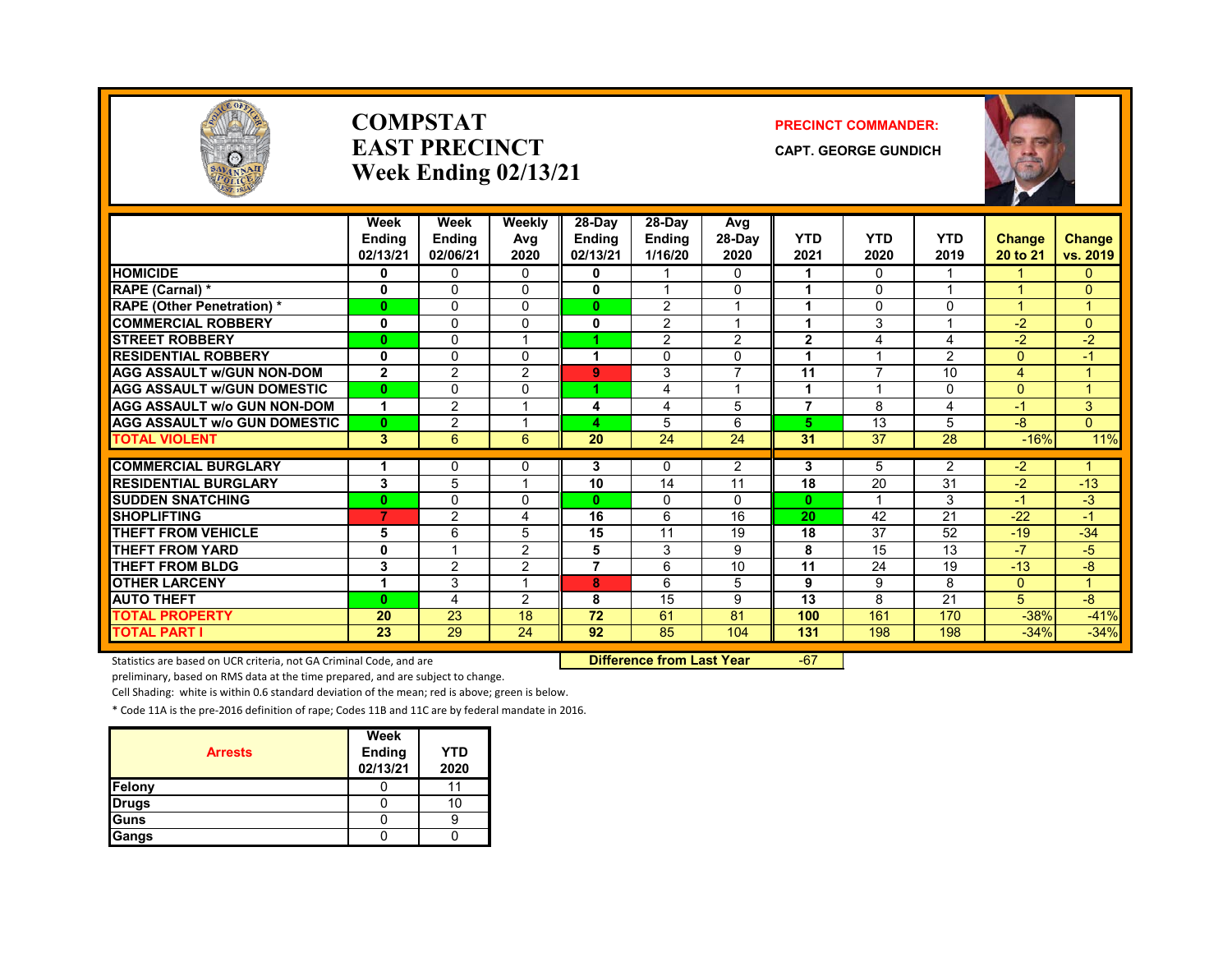# COMPSTAT
# EAST PRECINCT
## Week Ending 02/13/21

**PRECINCT COMMANDER:**

**CAPT. GEORGE GUNDICH**

| | Week Ending 02/13/21 | Week Ending 02/06/21 | Weekly Avg 2020 | 28-Day Ending 02/13/21 | 28-Day Ending 1/16/20 | Avg 28-Day 2020 | YTD 2021 | YTD 2020 | YTD 2019 | Change 20 to 21 | Change vs. 2019 |
|---|---|---|---|---|---|---|---|---|---|---|---|
| HOMICIDE | 0 | 0 | 0 | 0 | 1 | 0 | 1 | 0 | 1 | 1 | 0 |
| RAPE (Carnal) * | 0 | 0 | 0 | 0 | 1 | 0 | 1 | 0 | 1 | 1 | 0 |
| RAPE (Other Penetration) * | 0 | 0 | 0 | 0 | 2 | 1 | 1 | 0 | 0 | 1 | 1 |
| COMMERCIAL ROBBERY | 0 | 0 | 0 | 0 | 2 | 1 | 1 | 3 | 1 | -2 | 0 |
| STREET ROBBERY | 0 | 0 | 1 | 1 | 2 | 2 | 2 | 4 | 4 | -2 | -2 |
| RESIDENTIAL ROBBERY | 0 | 0 | 0 | 1 | 0 | 0 | 1 | 1 | 2 | 0 | -1 |
| AGG ASSAULT w/GUN NON-DOM | 2 | 2 | 2 | 9 | 3 | 7 | 11 | 7 | 10 | 4 | 1 |
| AGG ASSAULT w/GUN DOMESTIC | 0 | 0 | 0 | 1 | 4 | 1 | 1 | 1 | 0 | 0 | 1 |
| AGG ASSAULT w/o GUN NON-DOM | 1 | 2 | 1 | 4 | 4 | 5 | 7 | 8 | 4 | -1 | 3 |
| AGG ASSAULT w/o GUN DOMESTIC | 0 | 2 | 1 | 4 | 5 | 6 | 5 | 13 | 5 | -8 | 0 |
| TOTAL VIOLENT | 3 | 6 | 6 | 20 | 24 | 24 | 31 | 37 | 28 | -16% | 11% |
| COMMERCIAL BURGLARY | 1 | 0 | 0 | 3 | 0 | 2 | 3 | 5 | 2 | -2 | 1 |
| RESIDENTIAL BURGLARY | 3 | 5 | 1 | 10 | 14 | 11 | 18 | 20 | 31 | -2 | -13 |
| SUDDEN SNATCHING | 0 | 0 | 0 | 0 | 0 | 0 | 0 | 1 | 3 | -1 | -3 |
| SHOPLIFTING | 7 | 2 | 4 | 16 | 6 | 16 | 20 | 42 | 21 | -22 | -1 |
| THEFT FROM VEHICLE | 5 | 6 | 5 | 15 | 11 | 19 | 18 | 37 | 52 | -19 | -34 |
| THEFT FROM YARD | 0 | 1 | 2 | 5 | 3 | 9 | 8 | 15 | 13 | -7 | -5 |
| THEFT FROM BLDG | 3 | 2 | 2 | 7 | 6 | 10 | 11 | 24 | 19 | -13 | -8 |
| OTHER LARCENY | 1 | 3 | 1 | 8 | 6 | 5 | 9 | 9 | 8 | 0 | 1 |
| AUTO THEFT | 0 | 4 | 2 | 8 | 15 | 9 | 13 | 8 | 21 | 5 | -8 |
| TOTAL PROPERTY | 20 | 23 | 18 | 72 | 61 | 81 | 100 | 161 | 170 | -38% | -41% |
| TOTAL PART I | 23 | 29 | 24 | 92 | 85 | 104 | 131 | 198 | 198 | -34% | -34% |

**Difference from Last Year** -67

Statistics are based on UCR criteria, not GA Criminal Code, and are preliminary, based on RMS data at the time prepared, and are subject to change.

Cell Shading: white is within 0.6 standard deviation of the mean; red is above; green is below.

* Code 11A is the pre-2016 definition of rape; Codes 11B and 11C are by federal mandate in 2016.

| Arrests | Week Ending 02/13/21 | YTD 2020 |
|---|---|---|
| Felony | 0 | 11 |
| Drugs | 0 | 10 |
| Guns | 0 | 9 |
| Gangs | 0 | 0 |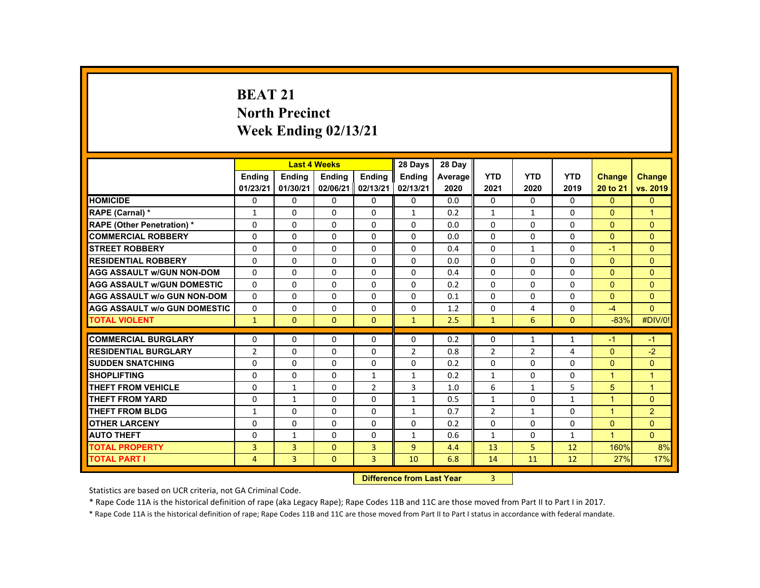# BEAT 21
## North Precinct
## Week Ending 02/13/21

| | Last 4 Weeks | | | | 28 Days | 28 Day | | | | | |
|---|---|---|---|---|---|---|---|---|---|---|---|
| | Ending 01/23/21 | Ending 01/30/21 | Ending 02/06/21 | Ending 02/13/21 | Ending 02/13/21 | Average 2020 | YTD 2021 | YTD 2020 | YTD 2019 | Change 20 to 21 | Change vs. 2019 |
| HOMICIDE | 0 | 0 | 0 | 0 | 0 | 0.0 | 0 | 0 | 0 | 0 | 0 |
| RAPE (Carnal) * | 1 | 0 | 0 | 0 | 1 | 0.2 | 1 | 1 | 0 | 0 | 1 |
| RAPE (Other Penetration) * | 0 | 0 | 0 | 0 | 0 | 0.0 | 0 | 0 | 0 | 0 | 0 |
| COMMERCIAL ROBBERY | 0 | 0 | 0 | 0 | 0 | 0.0 | 0 | 0 | 0 | 0 | 0 |
| STREET ROBBERY | 0 | 0 | 0 | 0 | 0 | 0.4 | 0 | 1 | 0 | -1 | 0 |
| RESIDENTIAL ROBBERY | 0 | 0 | 0 | 0 | 0 | 0.0 | 0 | 0 | 0 | 0 | 0 |
| AGG ASSAULT w/GUN NON-DOM | 0 | 0 | 0 | 0 | 0 | 0.4 | 0 | 0 | 0 | 0 | 0 |
| AGG ASSAULT w/GUN DOMESTIC | 0 | 0 | 0 | 0 | 0 | 0.2 | 0 | 0 | 0 | 0 | 0 |
| AGG ASSAULT w/o GUN NON-DOM | 0 | 0 | 0 | 0 | 0 | 0.1 | 0 | 0 | 0 | 0 | 0 |
| AGG ASSAULT w/o GUN DOMESTIC | 0 | 0 | 0 | 0 | 0 | 1.2 | 0 | 4 | 0 | -4 | 0 |
| TOTAL VIOLENT | 1 | 0 | 0 | 0 | 1 | 2.5 | 1 | 6 | 0 | -83% | #DIV/0! |
| COMMERCIAL BURGLARY | 0 | 0 | 0 | 0 | 0 | 0.2 | 0 | 1 | 1 | -1 | -1 |
| RESIDENTIAL BURGLARY | 2 | 0 | 0 | 0 | 2 | 0.8 | 2 | 2 | 4 | 0 | -2 |
| SUDDEN SNATCHING | 0 | 0 | 0 | 0 | 0 | 0.2 | 0 | 0 | 0 | 0 | 0 |
| SHOPLIFTING | 0 | 0 | 0 | 1 | 1 | 0.2 | 1 | 0 | 0 | 1 | 1 |
| THEFT FROM VEHICLE | 0 | 1 | 0 | 2 | 3 | 1.0 | 6 | 1 | 5 | 5 | 1 |
| THEFT FROM YARD | 0 | 1 | 0 | 0 | 1 | 0.5 | 1 | 0 | 1 | 1 | 0 |
| THEFT FROM BLDG | 1 | 0 | 0 | 0 | 1 | 0.7 | 2 | 1 | 0 | 1 | 2 |
| OTHER LARCENY | 0 | 0 | 0 | 0 | 0 | 0.2 | 0 | 0 | 0 | 0 | 0 |
| AUTO THEFT | 0 | 1 | 0 | 0 | 1 | 0.6 | 1 | 0 | 1 | 1 | 0 |
| TOTAL PROPERTY | 3 | 3 | 0 | 3 | 9 | 4.4 | 13 | 5 | 12 | 160% | 8% |
| TOTAL PART I | 4 | 3 | 0 | 3 | 10 | 6.8 | 14 | 11 | 12 | 27% | 17% |

**Difference from Last Year** 3

Statistics are based on UCR criteria, not GA Criminal Code.

* Rape Code 11A is the historical definition of rape (aka Legacy Rape); Rape Codes 11B and 11C are those moved from Part II to Part I in 2017.

* Rape Code 11A is the historical definition of rape; Rape Codes 11B and 11C are those moved from Part II to Part I status in accordance with federal mandate.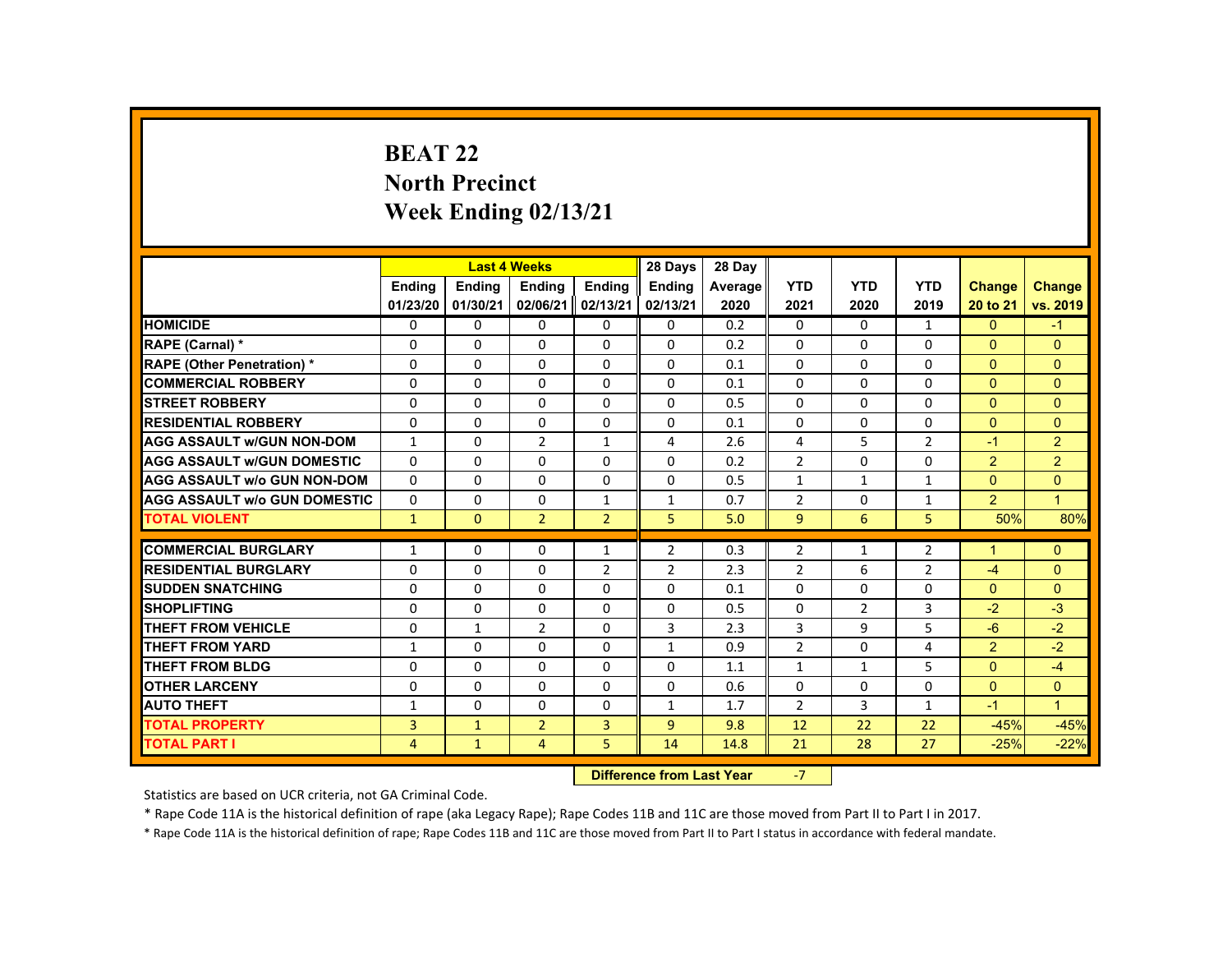# BEAT 22
## North Precinct
## Week Ending 02/13/21

| | Last 4 Weeks | | | | 28 Days | 28 Day | | | | | |
|---|---|---|---|---|---|---|---|---|---|---|---|
| | Ending 01/23/20 | Ending 01/30/21 | Ending 02/06/21 | Ending 02/13/21 | Ending 02/13/21 | Average 2020 | YTD 2021 | YTD 2020 | YTD 2019 | Change 20 to 21 | Change vs. 2019 |
| **HOMICIDE** | 0 | 0 | 0 | 0 | 0 | 0.2 | 0 | 0 | 1 | 0 | -1 |
| **RAPE (Carnal) *** | 0 | 0 | 0 | 0 | 0 | 0.2 | 0 | 0 | 0 | 0 | 0 |
| **RAPE (Other Penetration) *** | 0 | 0 | 0 | 0 | 0 | 0.1 | 0 | 0 | 0 | 0 | 0 |
| **COMMERCIAL ROBBERY** | 0 | 0 | 0 | 0 | 0 | 0.1 | 0 | 0 | 0 | 0 | 0 |
| **STREET ROBBERY** | 0 | 0 | 0 | 0 | 0 | 0.5 | 0 | 0 | 0 | 0 | 0 |
| **RESIDENTIAL ROBBERY** | 0 | 0 | 0 | 0 | 0 | 0.1 | 0 | 0 | 0 | 0 | 0 |
| **AGG ASSAULT w/GUN NON-DOM** | 1 | 0 | 2 | 1 | 4 | 2.6 | 4 | 5 | 2 | -1 | 2 |
| **AGG ASSAULT w/GUN DOMESTIC** | 0 | 0 | 0 | 0 | 0 | 0.2 | 2 | 0 | 0 | 2 | 2 |
| **AGG ASSAULT w/o GUN NON-DOM** | 0 | 0 | 0 | 0 | 0 | 0.5 | 1 | 1 | 1 | 0 | 0 |
| **AGG ASSAULT w/o GUN DOMESTIC** | 0 | 0 | 0 | 1 | 1 | 0.7 | 2 | 0 | 1 | 2 | 1 |
| **TOTAL VIOLENT** | 1 | 0 | 2 | 2 | 5 | 5.0 | 9 | 6 | 5 | 50% | 80% |
| **COMMERCIAL BURGLARY** | 1 | 0 | 0 | 1 | 2 | 0.3 | 2 | 1 | 2 | 1 | 0 |
| **RESIDENTIAL BURGLARY** | 0 | 0 | 0 | 2 | 2 | 2.3 | 2 | 6 | 2 | -4 | 0 |
| **SUDDEN SNATCHING** | 0 | 0 | 0 | 0 | 0 | 0.1 | 0 | 0 | 0 | 0 | 0 |
| **SHOPLIFTING** | 0 | 0 | 0 | 0 | 0 | 0.5 | 0 | 2 | 3 | -2 | -3 |
| **THEFT FROM VEHICLE** | 0 | 1 | 2 | 0 | 3 | 2.3 | 3 | 9 | 5 | -6 | -2 |
| **THEFT FROM YARD** | 1 | 0 | 0 | 0 | 1 | 0.9 | 2 | 0 | 4 | 2 | -2 |
| **THEFT FROM BLDG** | 0 | 0 | 0 | 0 | 0 | 1.1 | 1 | 1 | 5 | 0 | -4 |
| **OTHER LARCENY** | 0 | 0 | 0 | 0 | 0 | 0.6 | 0 | 0 | 0 | 0 | 0 |
| **AUTO THEFT** | 1 | 0 | 0 | 0 | 1 | 1.7 | 2 | 3 | 1 | -1 | 1 |
| **TOTAL PROPERTY** | 3 | 1 | 2 | 3 | 9 | 9.8 | 12 | 22 | 22 | -45% | -45% |
| **TOTAL PART I** | 4 | 1 | 4 | 5 | 14 | 14.8 | 21 | 28 | 27 | -25% | -22% |

**Difference from Last Year** -7

Statistics are based on UCR criteria, not GA Criminal Code.

* Rape Code 11A is the historical definition of rape (aka Legacy Rape); Rape Codes 11B and 11C are those moved from Part II to Part I in 2017.

* Rape Code 11A is the historical definition of rape; Rape Codes 11B and 11C are those moved from Part II to Part I status in accordance with federal mandate.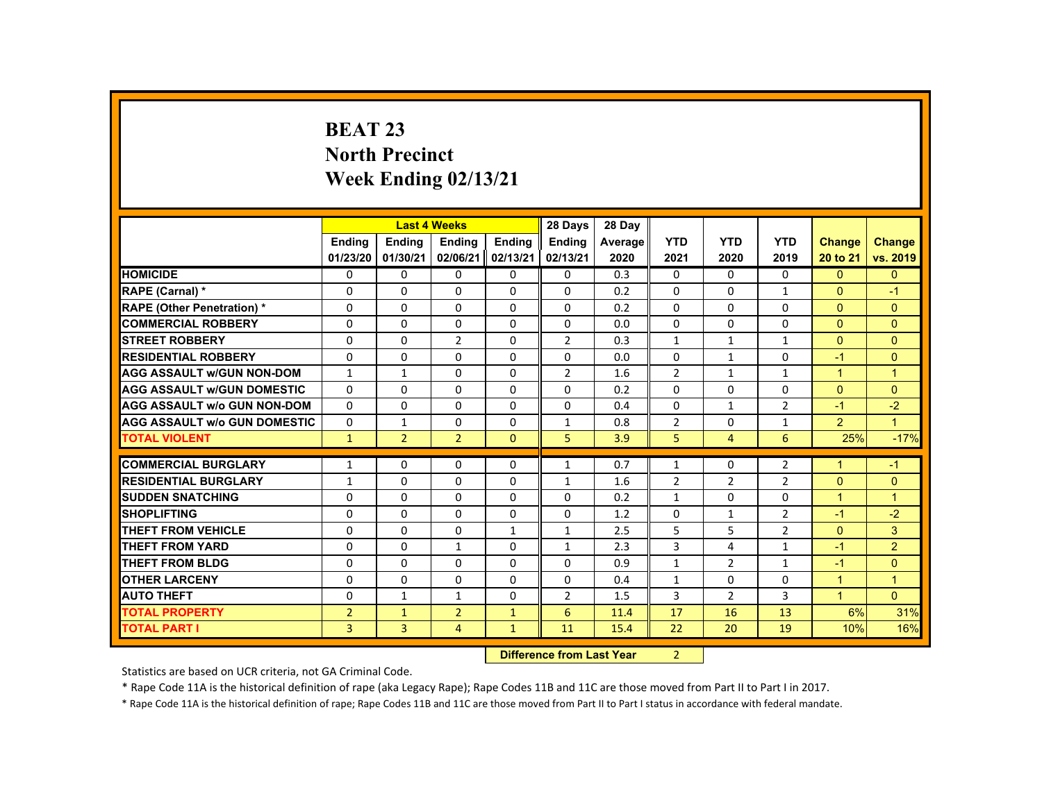# BEAT 23
## North Precinct
## Week Ending 02/13/21

| | Last 4 Weeks | | | | 28 Days | 28 Day | | | | | |
|---|---|---|---|---|---|---|---|---|---|---|---|
| | Ending 01/23/20 | Ending 01/30/21 | Ending 02/06/21 | Ending 02/13/21 | Ending 02/13/21 | Average 2020 | YTD 2021 | YTD 2020 | YTD 2019 | Change 20 to 21 | Change vs. 2019 |
| HOMICIDE | 0 | 0 | 0 | 0 | 0 | 0.3 | 0 | 0 | 0 | 0 | 0 |
| RAPE (Carnal) * | 0 | 0 | 0 | 0 | 0 | 0.2 | 0 | 0 | 1 | 0 | -1 |
| RAPE (Other Penetration) * | 0 | 0 | 0 | 0 | 0 | 0.2 | 0 | 0 | 0 | 0 | 0 |
| COMMERCIAL ROBBERY | 0 | 0 | 0 | 0 | 0 | 0.0 | 0 | 0 | 0 | 0 | 0 |
| STREET ROBBERY | 0 | 0 | 2 | 0 | 2 | 0.3 | 1 | 1 | 1 | 0 | 0 |
| RESIDENTIAL ROBBERY | 0 | 0 | 0 | 0 | 0 | 0.0 | 0 | 1 | 0 | -1 | 0 |
| AGG ASSAULT w/GUN NON-DOM | 1 | 1 | 0 | 0 | 2 | 1.6 | 2 | 1 | 1 | 1 | 1 |
| AGG ASSAULT w/GUN DOMESTIC | 0 | 0 | 0 | 0 | 0 | 0.2 | 0 | 0 | 0 | 0 | 0 |
| AGG ASSAULT w/o GUN NON-DOM | 0 | 0 | 0 | 0 | 0 | 0.4 | 0 | 1 | 2 | -1 | -2 |
| AGG ASSAULT w/o GUN DOMESTIC | 0 | 1 | 0 | 0 | 1 | 0.8 | 2 | 0 | 1 | 2 | 1 |
| TOTAL VIOLENT | 1 | 2 | 2 | 0 | 5 | 3.9 | 5 | 4 | 6 | 25% | -17% |
| COMMERCIAL BURGLARY | 1 | 0 | 0 | 0 | 1 | 0.7 | 1 | 0 | 2 | 1 | -1 |
| RESIDENTIAL BURGLARY | 1 | 0 | 0 | 0 | 1 | 1.6 | 2 | 2 | 2 | 0 | 0 |
| SUDDEN SNATCHING | 0 | 0 | 0 | 0 | 0 | 0.2 | 1 | 0 | 0 | 1 | 1 |
| SHOPLIFTING | 0 | 0 | 0 | 0 | 0 | 1.2 | 0 | 1 | 2 | -1 | -2 |
| THEFT FROM VEHICLE | 0 | 0 | 0 | 1 | 1 | 2.5 | 5 | 5 | 2 | 0 | 3 |
| THEFT FROM YARD | 0 | 0 | 1 | 0 | 1 | 2.3 | 3 | 4 | 1 | -1 | 2 |
| THEFT FROM BLDG | 0 | 0 | 0 | 0 | 0 | 0.9 | 1 | 2 | 1 | -1 | 0 |
| OTHER LARCENY | 0 | 0 | 0 | 0 | 0 | 0.4 | 1 | 0 | 0 | 1 | 1 |
| AUTO THEFT | 0 | 1 | 1 | 0 | 2 | 1.5 | 3 | 2 | 3 | 1 | 0 |
| TOTAL PROPERTY | 2 | 1 | 2 | 1 | 6 | 11.4 | 17 | 16 | 13 | 6% | 31% |
| TOTAL PART I | 3 | 3 | 4 | 1 | 11 | 15.4 | 22 | 20 | 19 | 10% | 16% |

**Difference from Last Year** 2

Statistics are based on UCR criteria, not GA Criminal Code.

* Rape Code 11A is the historical definition of rape (aka Legacy Rape); Rape Codes 11B and 11C are those moved from Part II to Part I in 2017.

* Rape Code 11A is the historical definition of rape; Rape Codes 11B and 11C are those moved from Part II to Part I status in accordance with federal mandate.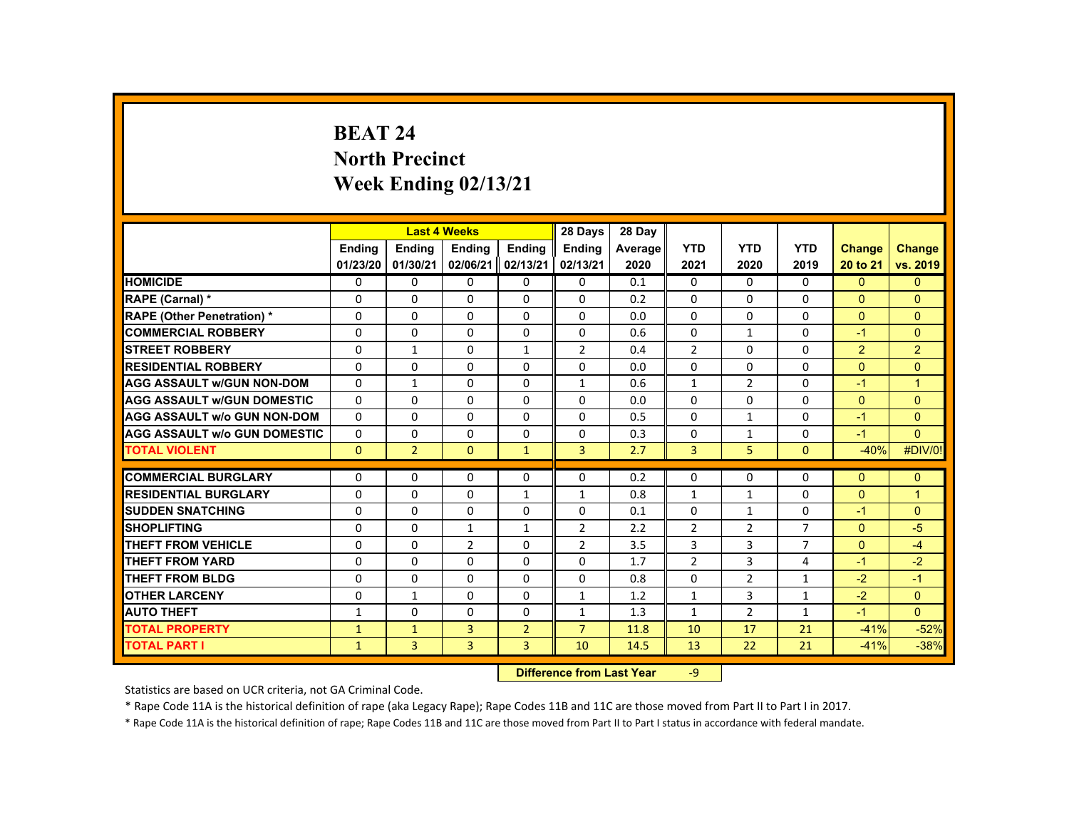# BEAT 24
## North Precinct
## Week Ending 02/13/21

| | Last 4 Weeks | | | | 28 Days | 28 Day | | | | | |
|---|---|---|---|---|---|---|---|---|---|---|---|
| | Ending 01/23/20 | Ending 01/30/21 | Ending 02/06/21 | Ending 02/13/21 | Ending 02/13/21 | Average 2020 | YTD 2021 | YTD 2020 | YTD 2019 | Change 20 to 21 | Change vs. 2019 |
| HOMICIDE | 0 | 0 | 0 | 0 | 0 | 0.1 | 0 | 0 | 0 | 0 | 0 |
| RAPE (Carnal) * | 0 | 0 | 0 | 0 | 0 | 0.2 | 0 | 0 | 0 | 0 | 0 |
| RAPE (Other Penetration) * | 0 | 0 | 0 | 0 | 0 | 0.0 | 0 | 0 | 0 | 0 | 0 |
| COMMERCIAL ROBBERY | 0 | 0 | 0 | 0 | 0 | 0.6 | 0 | 1 | 0 | -1 | 0 |
| STREET ROBBERY | 0 | 1 | 0 | 1 | 2 | 0.4 | 2 | 0 | 0 | 2 | 2 |
| RESIDENTIAL ROBBERY | 0 | 0 | 0 | 0 | 0 | 0.0 | 0 | 0 | 0 | 0 | 0 |
| AGG ASSAULT w/GUN NON-DOM | 0 | 1 | 0 | 0 | 1 | 0.6 | 1 | 2 | 0 | -1 | 1 |
| AGG ASSAULT w/GUN DOMESTIC | 0 | 0 | 0 | 0 | 0 | 0.0 | 0 | 0 | 0 | 0 | 0 |
| AGG ASSAULT w/o GUN NON-DOM | 0 | 0 | 0 | 0 | 0 | 0.5 | 0 | 1 | 0 | -1 | 0 |
| AGG ASSAULT w/o GUN DOMESTIC | 0 | 0 | 0 | 0 | 0 | 0.3 | 0 | 1 | 0 | -1 | 0 |
| TOTAL VIOLENT | 0 | 2 | 0 | 1 | 3 | 2.7 | 3 | 5 | 0 | -40% | #DIV/0! |
| COMMERCIAL BURGLARY | 0 | 0 | 0 | 0 | 0 | 0.2 | 0 | 0 | 0 | 0 | 0 |
| RESIDENTIAL BURGLARY | 0 | 0 | 0 | 1 | 1 | 0.8 | 1 | 1 | 0 | 0 | 1 |
| SUDDEN SNATCHING | 0 | 0 | 0 | 0 | 0 | 0.1 | 0 | 1 | 0 | -1 | 0 |
| SHOPLIFTING | 0 | 0 | 1 | 1 | 2 | 2.2 | 2 | 2 | 7 | 0 | -5 |
| THEFT FROM VEHICLE | 0 | 0 | 2 | 0 | 2 | 3.5 | 3 | 3 | 7 | 0 | -4 |
| THEFT FROM YARD | 0 | 0 | 0 | 0 | 0 | 1.7 | 2 | 3 | 4 | -1 | -2 |
| THEFT FROM BLDG | 0 | 0 | 0 | 0 | 0 | 0.8 | 0 | 2 | 1 | -2 | -1 |
| OTHER LARCENY | 0 | 1 | 0 | 0 | 1 | 1.2 | 1 | 3 | 1 | -2 | 0 |
| AUTO THEFT | 1 | 0 | 0 | 0 | 1 | 1.3 | 1 | 2 | 1 | -1 | 0 |
| TOTAL PROPERTY | 1 | 1 | 3 | 2 | 7 | 11.8 | 10 | 17 | 21 | -41% | -52% |
| TOTAL PART I | 1 | 3 | 3 | 3 | 10 | 14.5 | 13 | 22 | 21 | -41% | -38% |

**Difference from Last Year** -9

Statistics are based on UCR criteria, not GA Criminal Code.

* Rape Code 11A is the historical definition of rape (aka Legacy Rape); Rape Codes 11B and 11C are those moved from Part II to Part I in 2017.

* Rape Code 11A is the historical definition of rape; Rape Codes 11B and 11C are those moved from Part II to Part I status in accordance with federal mandate.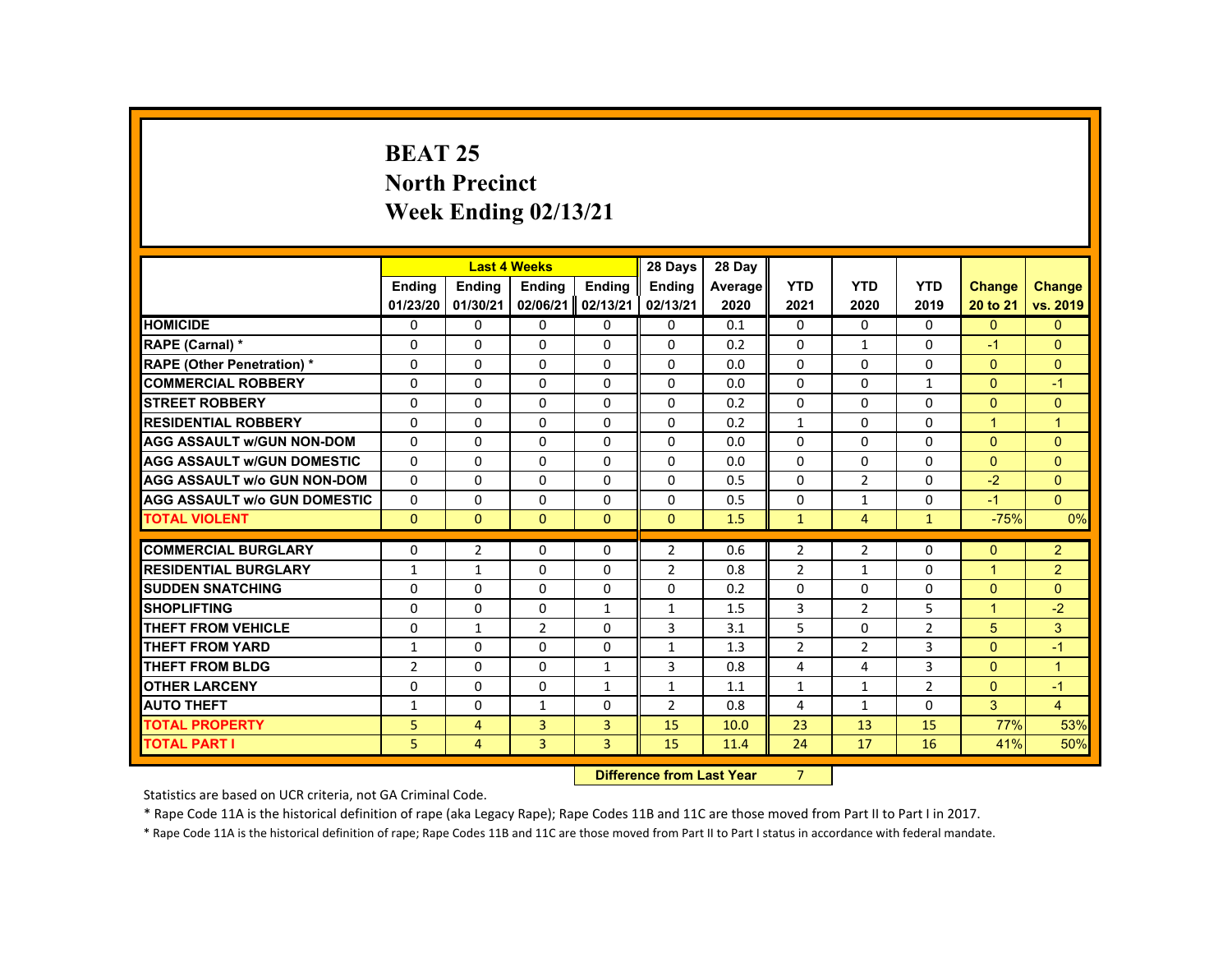# BEAT 25
## North Precinct
## Week Ending 02/13/21

| | Last 4 Weeks | | | | 28 Days | 28 Day | | | | | |
|---|---|---|---|---|---|---|---|---|---|---|---|
| | Ending 01/23/20 | Ending 01/30/21 | Ending 02/06/21 | Ending 02/13/21 | Ending 02/13/21 | Average 2020 | YTD 2021 | YTD 2020 | YTD 2019 | Change 20 to 21 | Change vs. 2019 |
| HOMICIDE | 0 | 0 | 0 | 0 | 0 | 0.1 | 0 | 0 | 0 | 0 | 0 |
| RAPE (Carnal) * | 0 | 0 | 0 | 0 | 0 | 0.2 | 0 | 1 | 0 | -1 | 0 |
| RAPE (Other Penetration) * | 0 | 0 | 0 | 0 | 0 | 0.0 | 0 | 0 | 0 | 0 | 0 |
| COMMERCIAL ROBBERY | 0 | 0 | 0 | 0 | 0 | 0.0 | 0 | 0 | 1 | 0 | -1 |
| STREET ROBBERY | 0 | 0 | 0 | 0 | 0 | 0.2 | 0 | 0 | 0 | 0 | 0 |
| RESIDENTIAL ROBBERY | 0 | 0 | 0 | 0 | 0 | 0.2 | 1 | 0 | 0 | 1 | 1 |
| AGG ASSAULT w/GUN NON-DOM | 0 | 0 | 0 | 0 | 0 | 0.0 | 0 | 0 | 0 | 0 | 0 |
| AGG ASSAULT w/GUN DOMESTIC | 0 | 0 | 0 | 0 | 0 | 0.0 | 0 | 0 | 0 | 0 | 0 |
| AGG ASSAULT w/o GUN NON-DOM | 0 | 0 | 0 | 0 | 0 | 0.5 | 0 | 2 | 0 | -2 | 0 |
| AGG ASSAULT w/o GUN DOMESTIC | 0 | 0 | 0 | 0 | 0 | 0.5 | 0 | 1 | 0 | -1 | 0 |
| TOTAL VIOLENT | 0 | 0 | 0 | 0 | 0 | 1.5 | 1 | 4 | 1 | -75% | 0% |
| COMMERCIAL BURGLARY | 0 | 2 | 0 | 0 | 2 | 0.6 | 2 | 2 | 0 | 0 | 2 |
| RESIDENTIAL BURGLARY | 1 | 1 | 0 | 0 | 2 | 0.8 | 2 | 1 | 0 | 1 | 2 |
| SUDDEN SNATCHING | 0 | 0 | 0 | 0 | 0 | 0.2 | 0 | 0 | 0 | 0 | 0 |
| SHOPLIFTING | 0 | 0 | 0 | 1 | 1 | 1.5 | 3 | 2 | 5 | 1 | -2 |
| THEFT FROM VEHICLE | 0 | 1 | 2 | 0 | 3 | 3.1 | 5 | 0 | 2 | 5 | 3 |
| THEFT FROM YARD | 1 | 0 | 0 | 0 | 1 | 1.3 | 2 | 2 | 3 | 0 | -1 |
| THEFT FROM BLDG | 2 | 0 | 0 | 1 | 3 | 0.8 | 4 | 4 | 3 | 0 | 1 |
| OTHER LARCENY | 0 | 0 | 0 | 1 | 1 | 1.1 | 1 | 1 | 2 | 0 | -1 |
| AUTO THEFT | 1 | 0 | 1 | 0 | 2 | 0.8 | 4 | 1 | 0 | 3 | 4 |
| TOTAL PROPERTY | 5 | 4 | 3 | 3 | 15 | 10.0 | 23 | 13 | 15 | 77% | 53% |
| TOTAL PART I | 5 | 4 | 3 | 3 | 15 | 11.4 | 24 | 17 | 16 | 41% | 50% |

**Difference from Last Year** 7

Statistics are based on UCR criteria, not GA Criminal Code.

* Rape Code 11A is the historical definition of rape (aka Legacy Rape); Rape Codes 11B and 11C are those moved from Part II to Part I in 2017.

* Rape Code 11A is the historical definition of rape; Rape Codes 11B and 11C are those moved from Part II to Part I status in accordance with federal mandate.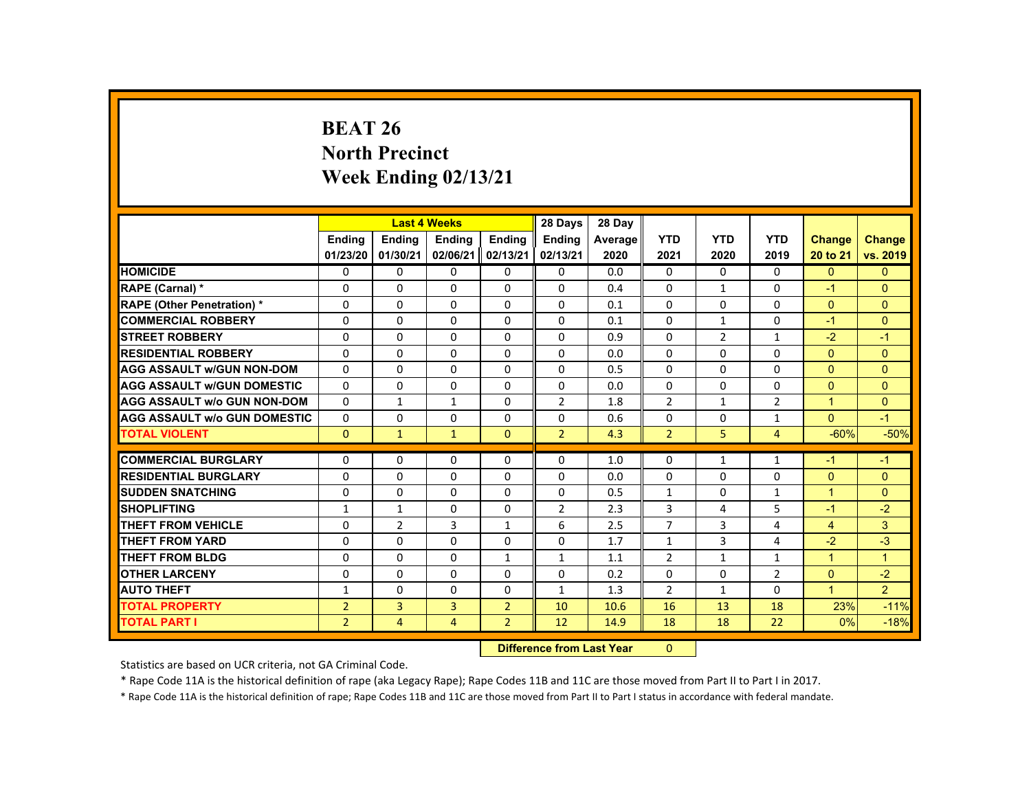# BEAT 26
## North Precinct
## Week Ending 02/13/21

| | Last 4 Weeks | | | | 28 Days | 28 Day | | | | | |
|---|---|---|---|---|---|---|---|---|---|---|---|
| | Ending 01/23/20 | Ending 01/30/21 | Ending 02/06/21 | Ending 02/13/21 | Ending 02/13/21 | Average 2020 | YTD 2021 | YTD 2020 | YTD 2019 | Change 20 to 21 | Change vs. 2019 |
| HOMICIDE | 0 | 0 | 0 | 0 | 0 | 0.0 | 0 | 0 | 0 | 0 | 0 |
| RAPE (Carnal) * | 0 | 0 | 0 | 0 | 0 | 0.4 | 0 | 1 | 0 | -1 | 0 |
| RAPE (Other Penetration) * | 0 | 0 | 0 | 0 | 0 | 0.1 | 0 | 0 | 0 | 0 | 0 |
| COMMERCIAL ROBBERY | 0 | 0 | 0 | 0 | 0 | 0.1 | 0 | 1 | 0 | -1 | 0 |
| STREET ROBBERY | 0 | 0 | 0 | 0 | 0 | 0.9 | 0 | 2 | 1 | -2 | -1 |
| RESIDENTIAL ROBBERY | 0 | 0 | 0 | 0 | 0 | 0.0 | 0 | 0 | 0 | 0 | 0 |
| AGG ASSAULT w/GUN NON-DOM | 0 | 0 | 0 | 0 | 0 | 0.5 | 0 | 0 | 0 | 0 | 0 |
| AGG ASSAULT w/GUN DOMESTIC | 0 | 0 | 0 | 0 | 0 | 0.0 | 0 | 0 | 0 | 0 | 0 |
| AGG ASSAULT w/o GUN NON-DOM | 0 | 1 | 1 | 0 | 2 | 1.8 | 2 | 1 | 2 | 1 | 0 |
| AGG ASSAULT w/o GUN DOMESTIC | 0 | 0 | 0 | 0 | 0 | 0.6 | 0 | 0 | 1 | 0 | -1 |
| TOTAL VIOLENT | 0 | 1 | 1 | 0 | 2 | 4.3 | 2 | 5 | 4 | -60% | -50% |
| COMMERCIAL BURGLARY | 0 | 0 | 0 | 0 | 0 | 1.0 | 0 | 1 | 1 | -1 | -1 |
| RESIDENTIAL BURGLARY | 0 | 0 | 0 | 0 | 0 | 0.0 | 0 | 0 | 0 | 0 | 0 |
| SUDDEN SNATCHING | 0 | 0 | 0 | 0 | 0 | 0.5 | 1 | 0 | 1 | 1 | 0 |
| SHOPLIFTING | 1 | 1 | 0 | 0 | 2 | 2.3 | 3 | 4 | 5 | -1 | -2 |
| THEFT FROM VEHICLE | 0 | 2 | 3 | 1 | 6 | 2.5 | 7 | 3 | 4 | 4 | 3 |
| THEFT FROM YARD | 0 | 0 | 0 | 0 | 0 | 1.7 | 1 | 3 | 4 | -2 | -3 |
| THEFT FROM BLDG | 0 | 0 | 0 | 1 | 1 | 1.1 | 2 | 1 | 1 | 1 | 1 |
| OTHER LARCENY | 0 | 0 | 0 | 0 | 0 | 0.2 | 0 | 0 | 2 | 0 | -2 |
| AUTO THEFT | 1 | 0 | 0 | 0 | 1 | 1.3 | 2 | 1 | 0 | 1 | 2 |
| TOTAL PROPERTY | 2 | 3 | 3 | 2 | 10 | 10.6 | 16 | 13 | 18 | 23% | -11% |
| TOTAL PART I | 2 | 4 | 4 | 2 | 12 | 14.9 | 18 | 18 | 22 | 0% | -18% |

**Difference from Last Year** 0

Statistics are based on UCR criteria, not GA Criminal Code.

* Rape Code 11A is the historical definition of rape (aka Legacy Rape); Rape Codes 11B and 11C are those moved from Part II to Part I in 2017.

* Rape Code 11A is the historical definition of rape; Rape Codes 11B and 11C are those moved from Part II to Part I status in accordance with federal mandate.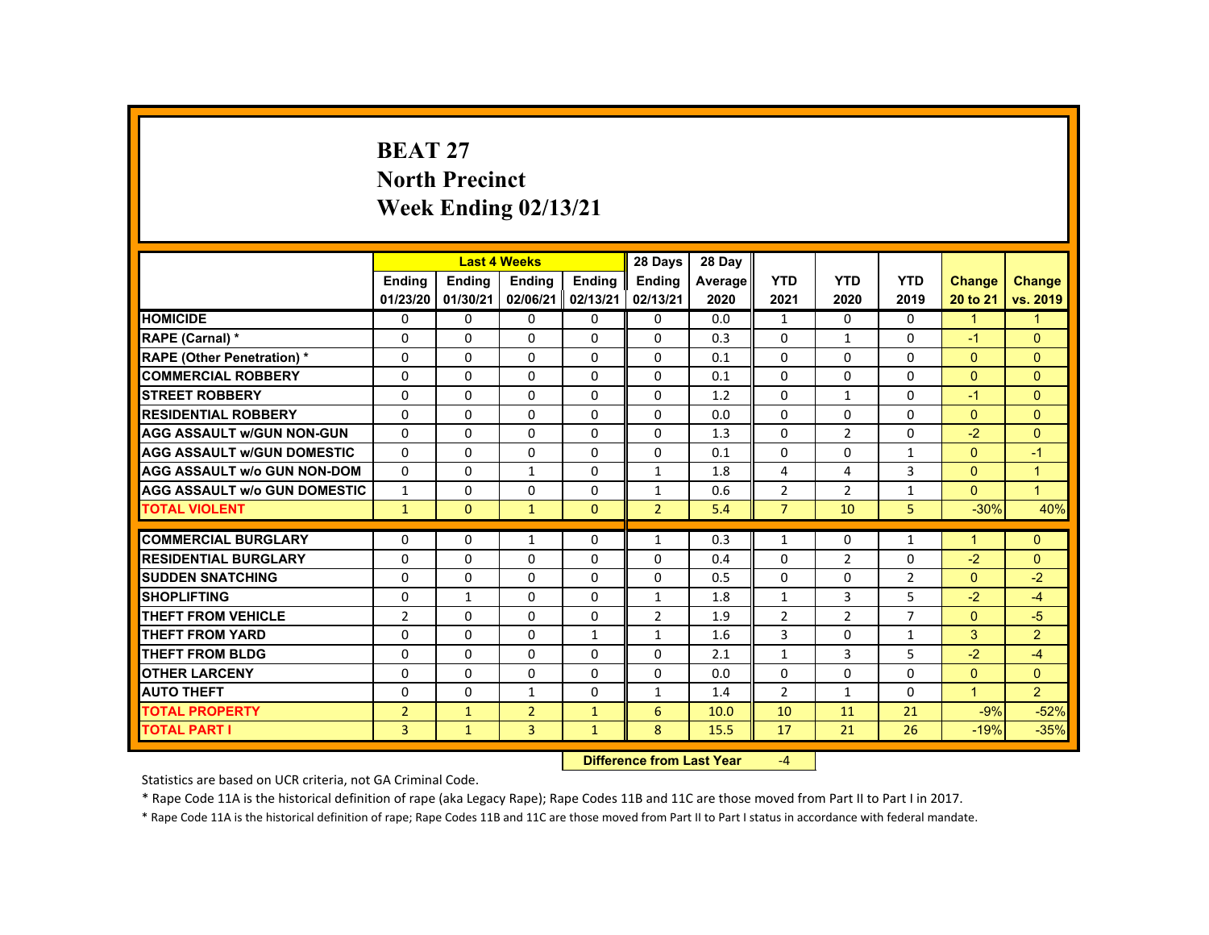# BEAT 27
## North Precinct
## Week Ending 02/13/21

| | Last 4 Weeks | | | | 28 Days | 28 Day | | | | | |
|---|---|---|---|---|---|---|---|---|---|---|---|
| | Ending 01/23/20 | Ending 01/30/21 | Ending 02/06/21 | Ending 02/13/21 | Ending 02/13/21 | Average 2020 | YTD 2021 | YTD 2020 | YTD 2019 | Change 20 to 21 | Change vs. 2019 |
| HOMICIDE | 0 | 0 | 0 | 0 | 0 | 0.0 | 1 | 0 | 0 | 1 | 1 |
| RAPE (Carnal) * | 0 | 0 | 0 | 0 | 0 | 0.3 | 0 | 1 | 0 | -1 | 0 |
| RAPE (Other Penetration) * | 0 | 0 | 0 | 0 | 0 | 0.1 | 0 | 0 | 0 | 0 | 0 |
| COMMERCIAL ROBBERY | 0 | 0 | 0 | 0 | 0 | 0.1 | 0 | 0 | 0 | 0 | 0 |
| STREET ROBBERY | 0 | 0 | 0 | 0 | 0 | 1.2 | 0 | 1 | 0 | -1 | 0 |
| RESIDENTIAL ROBBERY | 0 | 0 | 0 | 0 | 0 | 0.0 | 0 | 0 | 0 | 0 | 0 |
| AGG ASSAULT w/GUN NON-GUN | 0 | 0 | 0 | 0 | 0 | 1.3 | 0 | 2 | 0 | -2 | 0 |
| AGG ASSAULT w/GUN DOMESTIC | 0 | 0 | 0 | 0 | 0 | 0.1 | 0 | 0 | 1 | 0 | -1 |
| AGG ASSAULT w/o GUN NON-DOM | 0 | 0 | 1 | 0 | 1 | 1.8 | 4 | 4 | 3 | 0 | 1 |
| AGG ASSAULT w/o GUN DOMESTIC | 1 | 0 | 0 | 0 | 1 | 0.6 | 2 | 2 | 1 | 0 | 1 |
| TOTAL VIOLENT | 1 | 0 | 1 | 0 | 2 | 5.4 | 7 | 10 | 5 | -30% | 40% |
| COMMERCIAL BURGLARY | 0 | 0 | 1 | 0 | 1 | 0.3 | 1 | 0 | 1 | 1 | 0 |
| RESIDENTIAL BURGLARY | 0 | 0 | 0 | 0 | 0 | 0.4 | 0 | 2 | 0 | -2 | 0 |
| SUDDEN SNATCHING | 0 | 0 | 0 | 0 | 0 | 0.5 | 0 | 0 | 2 | 0 | -2 |
| SHOPLIFTING | 0 | 1 | 0 | 0 | 1 | 1.8 | 1 | 3 | 5 | -2 | -4 |
| THEFT FROM VEHICLE | 2 | 0 | 0 | 0 | 2 | 1.9 | 2 | 2 | 7 | 0 | -5 |
| THEFT FROM YARD | 0 | 0 | 0 | 1 | 1 | 1.6 | 3 | 0 | 1 | 3 | 2 |
| THEFT FROM BLDG | 0 | 0 | 0 | 0 | 0 | 2.1 | 1 | 3 | 5 | -2 | -4 |
| OTHER LARCENY | 0 | 0 | 0 | 0 | 0 | 0.0 | 0 | 0 | 0 | 0 | 0 |
| AUTO THEFT | 0 | 0 | 1 | 0 | 1 | 1.4 | 2 | 1 | 0 | 1 | 2 |
| TOTAL PROPERTY | 2 | 1 | 2 | 1 | 6 | 10.0 | 10 | 11 | 21 | -9% | -52% |
| TOTAL PART I | 3 | 1 | 3 | 1 | 8 | 15.5 | 17 | 21 | 26 | -19% | -35% |

**Difference from Last Year** -4

Statistics are based on UCR criteria, not GA Criminal Code.

* Rape Code 11A is the historical definition of rape (aka Legacy Rape); Rape Codes 11B and 11C are those moved from Part II to Part I in 2017.

* Rape Code 11A is the historical definition of rape; Rape Codes 11B and 11C are those moved from Part II to Part I status in accordance with federal mandate.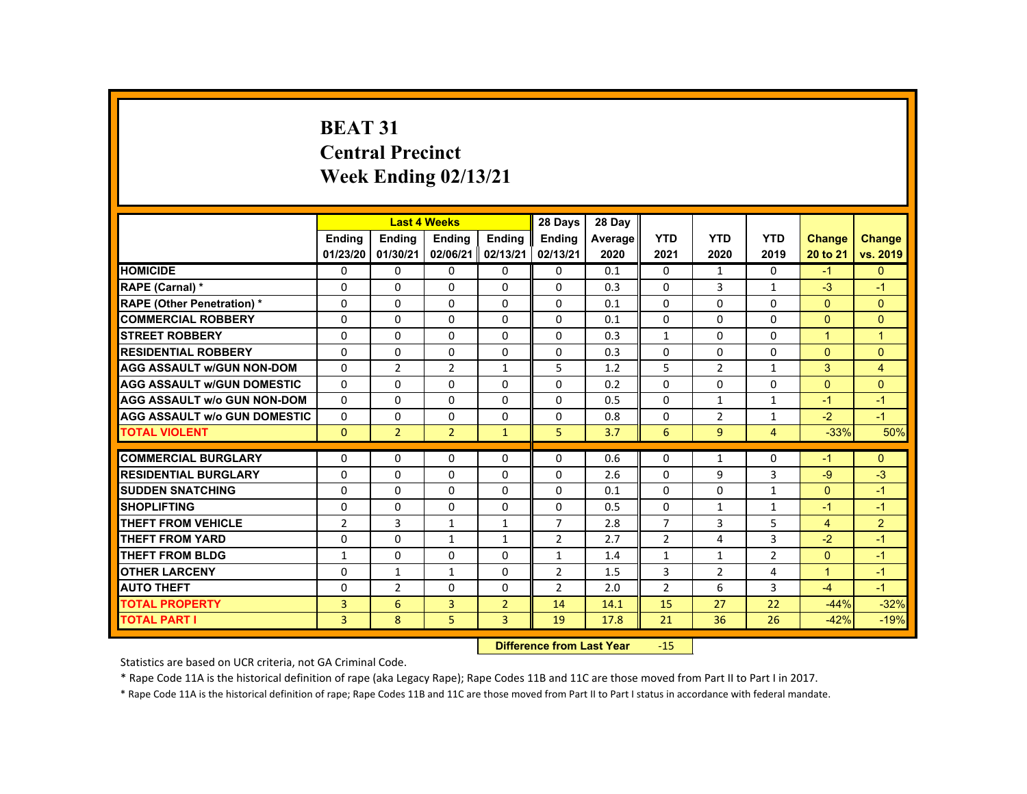# BEAT 31
## Central Precinct
## Week Ending 02/13/21

| | Last 4 Weeks | | | | 28 Days | 28 Day | | | | | |
|---|---|---|---|---|---|---|---|---|---|---|---|
| | Ending 01/23/20 | Ending 01/30/21 | Ending 02/06/21 | Ending 02/13/21 | Ending 02/13/21 | Average 2020 | YTD 2021 | YTD 2020 | YTD 2019 | Change 20 to 21 | Change vs. 2019 |
| HOMICIDE | 0 | 0 | 0 | 0 | 0 | 0.1 | 0 | 1 | 0 | -1 | 0 |
| RAPE (Carnal) * | 0 | 0 | 0 | 0 | 0 | 0.3 | 0 | 3 | 1 | -3 | -1 |
| RAPE (Other Penetration) * | 0 | 0 | 0 | 0 | 0 | 0.1 | 0 | 0 | 0 | 0 | 0 |
| COMMERCIAL ROBBERY | 0 | 0 | 0 | 0 | 0 | 0.1 | 0 | 0 | 0 | 0 | 0 |
| STREET ROBBERY | 0 | 0 | 0 | 0 | 0 | 0.3 | 1 | 0 | 0 | 1 | 1 |
| RESIDENTIAL ROBBERY | 0 | 0 | 0 | 0 | 0 | 0.3 | 0 | 0 | 0 | 0 | 0 |
| AGG ASSAULT w/GUN NON-DOM | 0 | 2 | 2 | 1 | 5 | 1.2 | 5 | 2 | 1 | 3 | 4 |
| AGG ASSAULT w/GUN DOMESTIC | 0 | 0 | 0 | 0 | 0 | 0.2 | 0 | 0 | 0 | 0 | 0 |
| AGG ASSAULT w/o GUN NON-DOM | 0 | 0 | 0 | 0 | 0 | 0.5 | 0 | 1 | 1 | -1 | -1 |
| AGG ASSAULT w/o GUN DOMESTIC | 0 | 0 | 0 | 0 | 0 | 0.8 | 0 | 2 | 1 | -2 | -1 |
| TOTAL VIOLENT | 0 | 2 | 2 | 1 | 5 | 3.7 | 6 | 9 | 4 | -33% | 50% |
| COMMERCIAL BURGLARY | 0 | 0 | 0 | 0 | 0 | 0.6 | 0 | 1 | 0 | -1 | 0 |
| RESIDENTIAL BURGLARY | 0 | 0 | 0 | 0 | 0 | 2.6 | 0 | 9 | 3 | -9 | -3 |
| SUDDEN SNATCHING | 0 | 0 | 0 | 0 | 0 | 0.1 | 0 | 0 | 1 | 0 | -1 |
| SHOPLIFTING | 0 | 0 | 0 | 0 | 0 | 0.5 | 0 | 1 | 1 | -1 | -1 |
| THEFT FROM VEHICLE | 2 | 3 | 1 | 1 | 7 | 2.8 | 7 | 3 | 5 | 4 | 2 |
| THEFT FROM YARD | 0 | 0 | 1 | 1 | 2 | 2.7 | 2 | 4 | 3 | -2 | -1 |
| THEFT FROM BLDG | 1 | 0 | 0 | 0 | 1 | 1.4 | 1 | 1 | 2 | 0 | -1 |
| OTHER LARCENY | 0 | 1 | 1 | 0 | 2 | 1.5 | 3 | 2 | 4 | 1 | -1 |
| AUTO THEFT | 0 | 2 | 0 | 0 | 2 | 2.0 | 2 | 6 | 3 | -4 | -1 |
| TOTAL PROPERTY | 3 | 6 | 3 | 2 | 14 | 14.1 | 15 | 27 | 22 | -44% | -32% |
| TOTAL PART I | 3 | 8 | 5 | 3 | 19 | 17.8 | 21 | 36 | 26 | -42% | -19% |

**Difference from Last Year** -15

Statistics are based on UCR criteria, not GA Criminal Code.

* Rape Code 11A is the historical definition of rape (aka Legacy Rape); Rape Codes 11B and 11C are those moved from Part II to Part I in 2017.

* Rape Code 11A is the historical definition of rape; Rape Codes 11B and 11C are those moved from Part II to Part I status in accordance with federal mandate.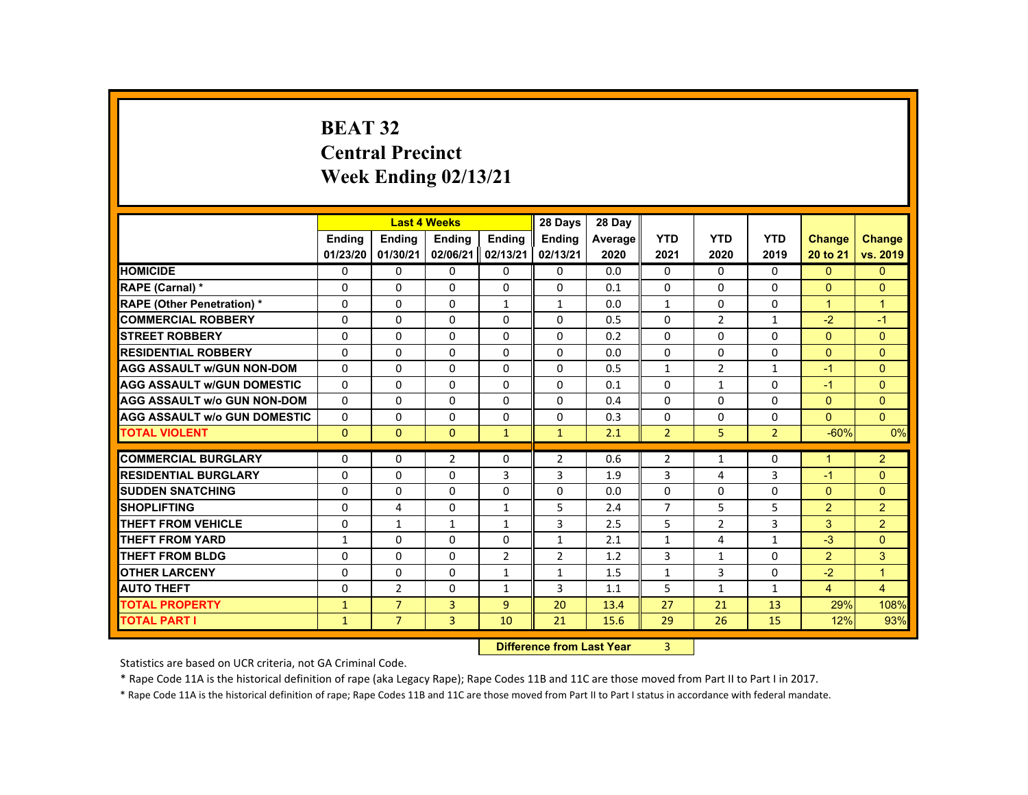# BEAT 32
## Central Precinct
## Week Ending 02/13/21

| | Last 4 Weeks | | | | 28 Days | 28 Day | | | | | |
|---|---|---|---|---|---|---|---|---|---|---|---|
| | Ending 01/23/20 | Ending 01/30/21 | Ending 02/06/21 | Ending 02/13/21 | Ending 02/13/21 | Average 2020 | YTD 2021 | YTD 2020 | YTD 2019 | Change 20 to 21 | Change vs. 2019 |
| HOMICIDE | 0 | 0 | 0 | 0 | 0 | 0.0 | 0 | 0 | 0 | 0 | 0 |
| RAPE (Carnal) * | 0 | 0 | 0 | 0 | 0 | 0.1 | 0 | 0 | 0 | 0 | 0 |
| RAPE (Other Penetration) * | 0 | 0 | 0 | 1 | 1 | 0.0 | 1 | 0 | 0 | 1 | 1 |
| COMMERCIAL ROBBERY | 0 | 0 | 0 | 0 | 0 | 0.5 | 0 | 2 | 1 | -2 | -1 |
| STREET ROBBERY | 0 | 0 | 0 | 0 | 0 | 0.2 | 0 | 0 | 0 | 0 | 0 |
| RESIDENTIAL ROBBERY | 0 | 0 | 0 | 0 | 0 | 0.0 | 0 | 0 | 0 | 0 | 0 |
| AGG ASSAULT w/GUN NON-DOM | 0 | 0 | 0 | 0 | 0 | 0.5 | 1 | 2 | 1 | -1 | 0 |
| AGG ASSAULT w/GUN DOMESTIC | 0 | 0 | 0 | 0 | 0 | 0.1 | 0 | 1 | 0 | -1 | 0 |
| AGG ASSAULT w/o GUN NON-DOM | 0 | 0 | 0 | 0 | 0 | 0.4 | 0 | 0 | 0 | 0 | 0 |
| AGG ASSAULT w/o GUN DOMESTIC | 0 | 0 | 0 | 0 | 0 | 0.3 | 0 | 0 | 0 | 0 | 0 |
| TOTAL VIOLENT | 0 | 0 | 0 | 1 | 1 | 2.1 | 2 | 5 | 2 | -60% | 0% |
| COMMERCIAL BURGLARY | 0 | 0 | 2 | 0 | 2 | 0.6 | 2 | 1 | 0 | 1 | 2 |
| RESIDENTIAL BURGLARY | 0 | 0 | 0 | 3 | 3 | 1.9 | 3 | 4 | 3 | -1 | 0 |
| SUDDEN SNATCHING | 0 | 0 | 0 | 0 | 0 | 0.0 | 0 | 0 | 0 | 0 | 0 |
| SHOPLIFTING | 0 | 4 | 0 | 1 | 5 | 2.4 | 7 | 5 | 5 | 2 | 2 |
| THEFT FROM VEHICLE | 0 | 1 | 1 | 1 | 3 | 2.5 | 5 | 2 | 3 | 3 | 2 |
| THEFT FROM YARD | 1 | 0 | 0 | 0 | 1 | 2.1 | 1 | 4 | 1 | -3 | 0 |
| THEFT FROM BLDG | 0 | 0 | 0 | 2 | 2 | 1.2 | 3 | 1 | 0 | 2 | 3 |
| OTHER LARCENY | 0 | 0 | 0 | 1 | 1 | 1.5 | 1 | 3 | 0 | -2 | 1 |
| AUTO THEFT | 0 | 2 | 0 | 1 | 3 | 1.1 | 5 | 1 | 1 | 4 | 4 |
| TOTAL PROPERTY | 1 | 7 | 3 | 9 | 20 | 13.4 | 27 | 21 | 13 | 29% | 108% |
| TOTAL PART I | 1 | 7 | 3 | 10 | 21 | 15.6 | 29 | 26 | 15 | 12% | 93% |

**Difference from Last Year** 3

Statistics are based on UCR criteria, not GA Criminal Code.

* Rape Code 11A is the historical definition of rape (aka Legacy Rape); Rape Codes 11B and 11C are those moved from Part II to Part I in 2017.

* Rape Code 11A is the historical definition of rape; Rape Codes 11B and 11C are those moved from Part II to Part I status in accordance with federal mandate.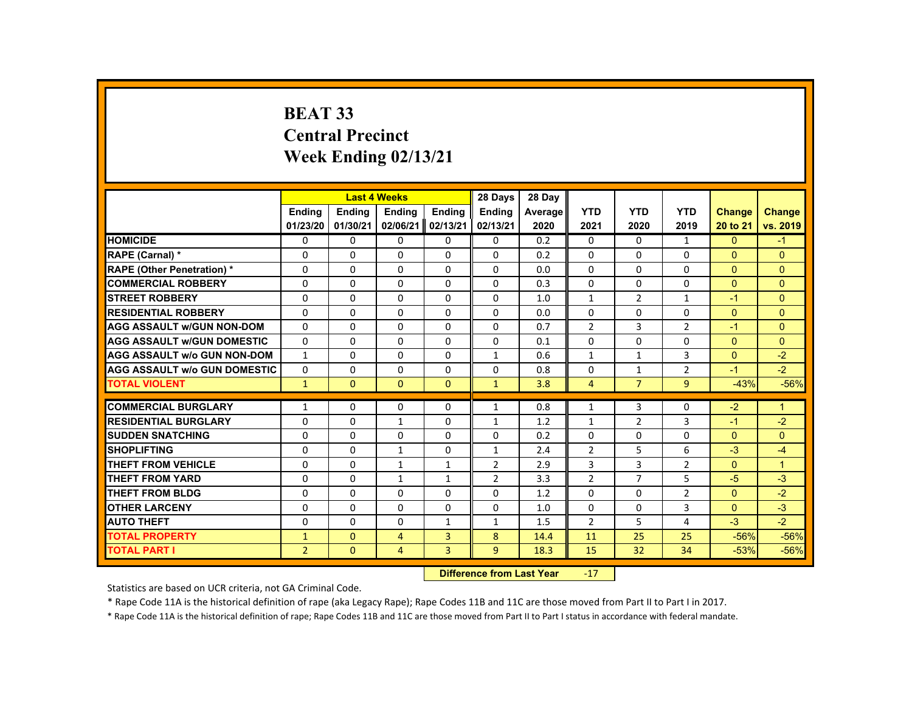# BEAT 33
## Central Precinct
## Week Ending 02/13/21

| | Last 4 Weeks | | | | 28 Days | 28 Day | | | | | |
|---|---|---|---|---|---|---|---|---|---|---|---|
| | Ending 01/23/20 | Ending 01/30/21 | Ending 02/06/21 | Ending 02/13/21 | Ending 02/13/21 | Average 2020 | YTD 2021 | YTD 2020 | YTD 2019 | Change 20 to 21 | Change vs. 2019 |
| HOMICIDE | 0 | 0 | 0 | 0 | 0 | 0.2 | 0 | 0 | 1 | 0 | -1 |
| RAPE (Carnal) * | 0 | 0 | 0 | 0 | 0 | 0.2 | 0 | 0 | 0 | 0 | 0 |
| RAPE (Other Penetration) * | 0 | 0 | 0 | 0 | 0 | 0.0 | 0 | 0 | 0 | 0 | 0 |
| COMMERCIAL ROBBERY | 0 | 0 | 0 | 0 | 0 | 0.3 | 0 | 0 | 0 | 0 | 0 |
| STREET ROBBERY | 0 | 0 | 0 | 0 | 0 | 1.0 | 1 | 2 | 1 | -1 | 0 |
| RESIDENTIAL ROBBERY | 0 | 0 | 0 | 0 | 0 | 0.0 | 0 | 0 | 0 | 0 | 0 |
| AGG ASSAULT w/GUN NON-DOM | 0 | 0 | 0 | 0 | 0 | 0.7 | 2 | 3 | 2 | -1 | 0 |
| AGG ASSAULT w/GUN DOMESTIC | 0 | 0 | 0 | 0 | 0 | 0.1 | 0 | 0 | 0 | 0 | 0 |
| AGG ASSAULT w/o GUN NON-DOM | 1 | 0 | 0 | 0 | 1 | 0.6 | 1 | 1 | 3 | 0 | -2 |
| AGG ASSAULT w/o GUN DOMESTIC | 0 | 0 | 0 | 0 | 0 | 0.8 | 0 | 1 | 2 | -1 | -2 |
| TOTAL VIOLENT | 1 | 0 | 0 | 0 | 1 | 3.8 | 4 | 7 | 9 | -43% | -56% |
| COMMERCIAL BURGLARY | 1 | 0 | 0 | 0 | 1 | 0.8 | 1 | 3 | 0 | -2 | 1 |
| RESIDENTIAL BURGLARY | 0 | 0 | 1 | 0 | 1 | 1.2 | 1 | 2 | 3 | -1 | -2 |
| SUDDEN SNATCHING | 0 | 0 | 0 | 0 | 0 | 0.2 | 0 | 0 | 0 | 0 | 0 |
| SHOPLIFTING | 0 | 0 | 1 | 0 | 1 | 2.4 | 2 | 5 | 6 | -3 | -4 |
| THEFT FROM VEHICLE | 0 | 0 | 1 | 1 | 2 | 2.9 | 3 | 3 | 2 | 0 | 1 |
| THEFT FROM YARD | 0 | 0 | 1 | 1 | 2 | 3.3 | 2 | 7 | 5 | -5 | -3 |
| THEFT FROM BLDG | 0 | 0 | 0 | 0 | 0 | 1.2 | 0 | 0 | 2 | 0 | -2 |
| OTHER LARCENY | 0 | 0 | 0 | 0 | 0 | 1.0 | 0 | 0 | 3 | 0 | -3 |
| AUTO THEFT | 0 | 0 | 0 | 1 | 1 | 1.5 | 2 | 5 | 4 | -3 | -2 |
| TOTAL PROPERTY | 1 | 0 | 4 | 3 | 8 | 14.4 | 11 | 25 | 25 | -56% | -56% |
| TOTAL PART I | 2 | 0 | 4 | 3 | 9 | 18.3 | 15 | 32 | 34 | -53% | -56% |

**Difference from Last Year** -17

Statistics are based on UCR criteria, not GA Criminal Code.

* Rape Code 11A is the historical definition of rape (aka Legacy Rape); Rape Codes 11B and 11C are those moved from Part II to Part I in 2017.

* Rape Code 11A is the historical definition of rape; Rape Codes 11B and 11C are those moved from Part II to Part I status in accordance with federal mandate.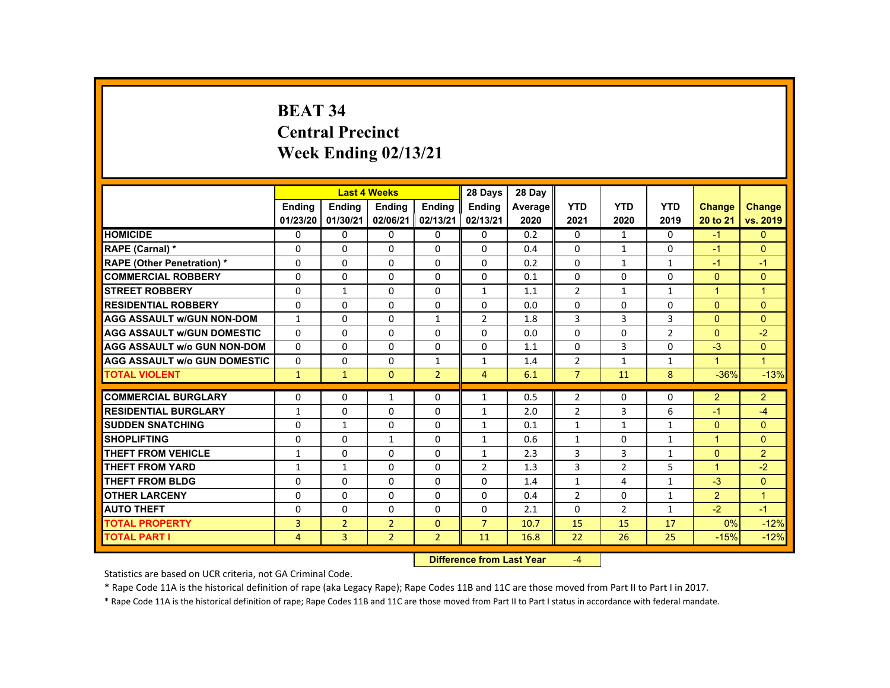# BEAT 34
# Central Precinct
# Week Ending 02/13/21

| | Last 4 Weeks | | | | 28 Days | 28 Day | | | | | |
|---|---|---|---|---|---|---|---|---|---|---|---|
| | Ending 01/23/20 | Ending 01/30/21 | Ending 02/06/21 | Ending 02/13/21 | Ending 02/13/21 | Average 2020 | YTD 2021 | YTD 2020 | YTD 2019 | Change 20 to 21 | Change vs. 2019 |
| HOMICIDE | 0 | 0 | 0 | 0 | 0 | 0.2 | 0 | 1 | 0 | -1 | 0 |
| RAPE (Carnal) * | 0 | 0 | 0 | 0 | 0 | 0.4 | 0 | 1 | 0 | -1 | 0 |
| RAPE (Other Penetration) * | 0 | 0 | 0 | 0 | 0 | 0.2 | 0 | 1 | 1 | -1 | -1 |
| COMMERCIAL ROBBERY | 0 | 0 | 0 | 0 | 0 | 0.1 | 0 | 0 | 0 | 0 | 0 |
| STREET ROBBERY | 0 | 1 | 0 | 0 | 1 | 1.1 | 2 | 1 | 1 | 1 | 1 |
| RESIDENTIAL ROBBERY | 0 | 0 | 0 | 0 | 0 | 0.0 | 0 | 0 | 0 | 0 | 0 |
| AGG ASSAULT w/GUN NON-DOM | 1 | 0 | 0 | 1 | 2 | 1.8 | 3 | 3 | 3 | 0 | 0 |
| AGG ASSAULT w/GUN DOMESTIC | 0 | 0 | 0 | 0 | 0 | 0.0 | 0 | 0 | 2 | 0 | -2 |
| AGG ASSAULT w/o GUN NON-DOM | 0 | 0 | 0 | 0 | 0 | 1.1 | 0 | 3 | 0 | -3 | 0 |
| AGG ASSAULT w/o GUN DOMESTIC | 0 | 0 | 0 | 1 | 1 | 1.4 | 2 | 1 | 1 | 1 | 1 |
| TOTAL VIOLENT | 1 | 1 | 0 | 2 | 4 | 6.1 | 7 | 11 | 8 | -36% | -13% |
| COMMERCIAL BURGLARY | 0 | 0 | 1 | 0 | 1 | 0.5 | 2 | 0 | 0 | 2 | 2 |
| RESIDENTIAL BURGLARY | 1 | 0 | 0 | 0 | 1 | 2.0 | 2 | 3 | 6 | -1 | -4 |
| SUDDEN SNATCHING | 0 | 1 | 0 | 0 | 1 | 0.1 | 1 | 1 | 1 | 0 | 0 |
| SHOPLIFTING | 0 | 0 | 1 | 0 | 1 | 0.6 | 1 | 0 | 1 | 1 | 0 |
| THEFT FROM VEHICLE | 1 | 0 | 0 | 0 | 1 | 2.3 | 3 | 3 | 1 | 0 | 2 |
| THEFT FROM YARD | 1 | 1 | 0 | 0 | 2 | 1.3 | 3 | 2 | 5 | 1 | -2 |
| THEFT FROM BLDG | 0 | 0 | 0 | 0 | 0 | 1.4 | 1 | 4 | 1 | -3 | 0 |
| OTHER LARCENY | 0 | 0 | 0 | 0 | 0 | 0.4 | 2 | 0 | 1 | 2 | 1 |
| AUTO THEFT | 0 | 0 | 0 | 0 | 0 | 2.1 | 0 | 2 | 1 | -2 | -1 |
| TOTAL PROPERTY | 3 | 2 | 2 | 0 | 7 | 10.7 | 15 | 15 | 17 | 0% | -12% |
| TOTAL PART I | 4 | 3 | 2 | 2 | 11 | 16.8 | 22 | 26 | 25 | -15% | -12% |

**Difference from Last Year** -4

Statistics are based on UCR criteria, not GA Criminal Code.

* Rape Code 11A is the historical definition of rape (aka Legacy Rape); Rape Codes 11B and 11C are those moved from Part II to Part I in 2017.

* Rape Code 11A is the historical definition of rape; Rape Codes 11B and 11C are those moved from Part II to Part I status in accordance with federal mandate.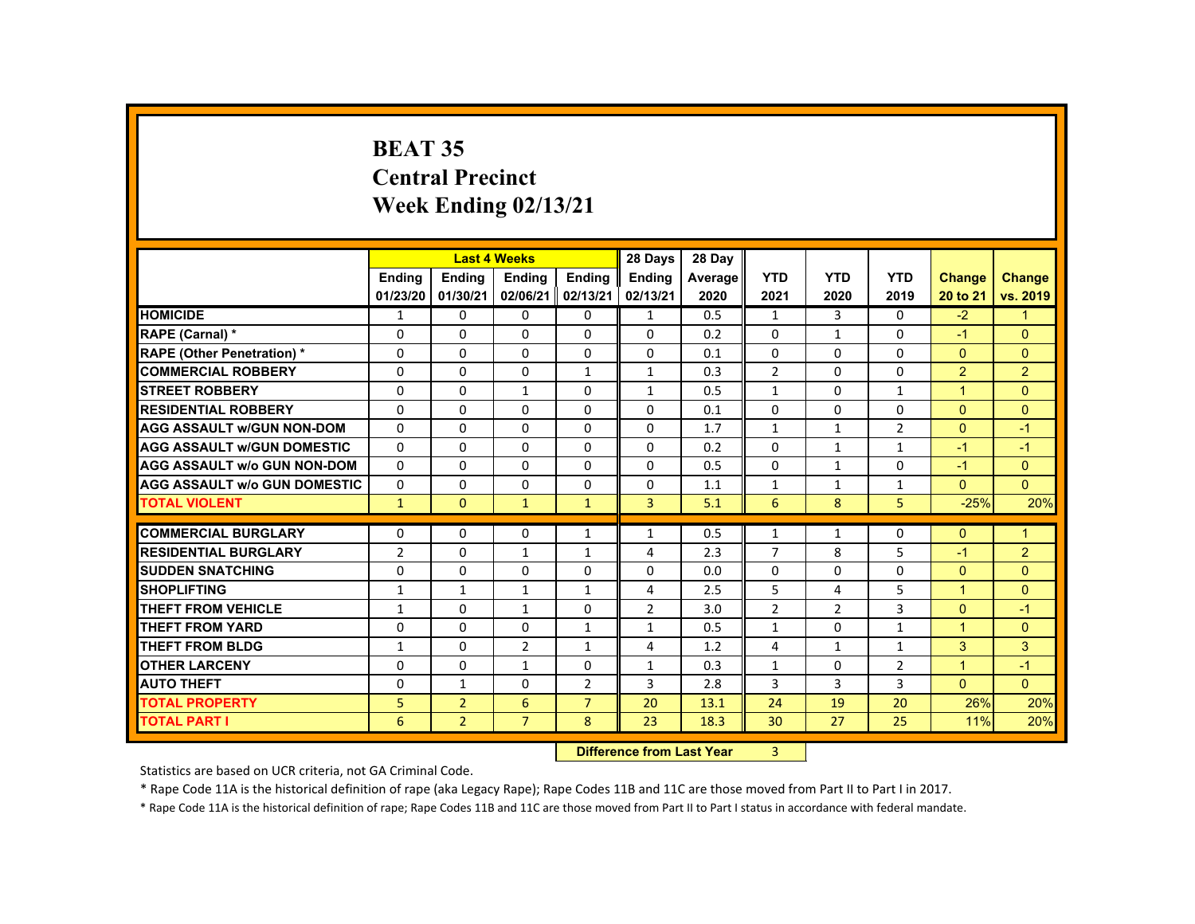# BEAT 35
## Central Precinct
## Week Ending 02/13/21

| | Last 4 Weeks | | | | 28 Days | 28 Day | | | | | |
|---|---|---|---|---|---|---|---|---|---|---|---|
| | Ending 01/23/20 | Ending 01/30/21 | Ending 02/06/21 | Ending 02/13/21 | Ending 02/13/21 | Average 2020 | YTD 2021 | YTD 2020 | YTD 2019 | Change 20 to 21 | Change vs. 2019 |
| HOMICIDE | 1 | 0 | 0 | 0 | 1 | 0.5 | 1 | 3 | 0 | -2 | 1 |
| RAPE (Carnal) * | 0 | 0 | 0 | 0 | 0 | 0.2 | 0 | 1 | 0 | -1 | 0 |
| RAPE (Other Penetration) * | 0 | 0 | 0 | 0 | 0 | 0.1 | 0 | 0 | 0 | 0 | 0 |
| COMMERCIAL ROBBERY | 0 | 0 | 0 | 1 | 1 | 0.3 | 2 | 0 | 0 | 2 | 2 |
| STREET ROBBERY | 0 | 0 | 1 | 0 | 1 | 0.5 | 1 | 0 | 1 | 1 | 0 |
| RESIDENTIAL ROBBERY | 0 | 0 | 0 | 0 | 0 | 0.1 | 0 | 0 | 0 | 0 | 0 |
| AGG ASSAULT w/GUN NON-DOM | 0 | 0 | 0 | 0 | 0 | 1.7 | 1 | 1 | 2 | 0 | -1 |
| AGG ASSAULT w/GUN DOMESTIC | 0 | 0 | 0 | 0 | 0 | 0.2 | 0 | 1 | 1 | -1 | -1 |
| AGG ASSAULT w/o GUN NON-DOM | 0 | 0 | 0 | 0 | 0 | 0.5 | 0 | 1 | 0 | -1 | 0 |
| AGG ASSAULT w/o GUN DOMESTIC | 0 | 0 | 0 | 0 | 0 | 1.1 | 1 | 1 | 1 | 0 | 0 |
| TOTAL VIOLENT | 1 | 0 | 1 | 1 | 3 | 5.1 | 6 | 8 | 5 | -25% | 20% |
| COMMERCIAL BURGLARY | 0 | 0 | 0 | 1 | 1 | 0.5 | 1 | 1 | 0 | 0 | 1 |
| RESIDENTIAL BURGLARY | 2 | 0 | 1 | 1 | 4 | 2.3 | 7 | 8 | 5 | -1 | 2 |
| SUDDEN SNATCHING | 0 | 0 | 0 | 0 | 0 | 0.0 | 0 | 0 | 0 | 0 | 0 |
| SHOPLIFTING | 1 | 1 | 1 | 1 | 4 | 2.5 | 5 | 4 | 5 | 1 | 0 |
| THEFT FROM VEHICLE | 1 | 0 | 1 | 0 | 2 | 3.0 | 2 | 2 | 3 | 0 | -1 |
| THEFT FROM YARD | 0 | 0 | 0 | 1 | 1 | 0.5 | 1 | 0 | 1 | 1 | 0 |
| THEFT FROM BLDG | 1 | 0 | 2 | 1 | 4 | 1.2 | 4 | 1 | 1 | 3 | 3 |
| OTHER LARCENY | 0 | 0 | 1 | 0 | 1 | 0.3 | 1 | 0 | 2 | 1 | -1 |
| AUTO THEFT | 0 | 1 | 0 | 2 | 3 | 2.8 | 3 | 3 | 3 | 0 | 0 |
| TOTAL PROPERTY | 5 | 2 | 6 | 7 | 20 | 13.1 | 24 | 19 | 20 | 26% | 20% |
| TOTAL PART I | 6 | 2 | 7 | 8 | 23 | 18.3 | 30 | 27 | 25 | 11% | 20% |

**Difference from Last Year** 3

Statistics are based on UCR criteria, not GA Criminal Code.

* Rape Code 11A is the historical definition of rape (aka Legacy Rape); Rape Codes 11B and 11C are those moved from Part II to Part I in 2017.

* Rape Code 11A is the historical definition of rape; Rape Codes 11B and 11C are those moved from Part II to Part I status in accordance with federal mandate.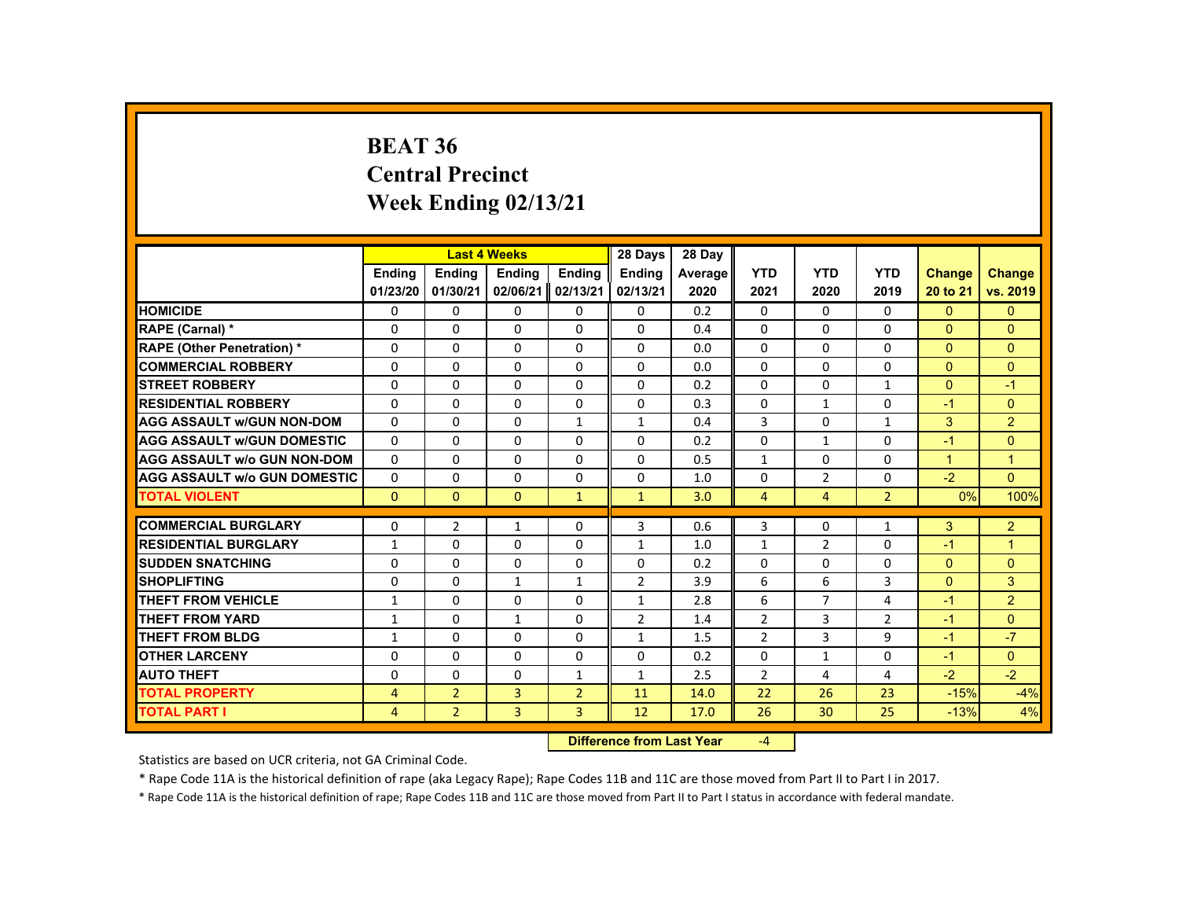# BEAT 36
# Central Precinct
# Week Ending 02/13/21

| | Last 4 Weeks | | | | 28 Days | 28 Day | | | | | |
|---|---|---|---|---|---|---|---|---|---|---|---|
| | Ending 01/23/20 | Ending 01/30/21 | Ending 02/06/21 | Ending 02/13/21 | Ending 02/13/21 | Average 2020 | YTD 2021 | YTD 2020 | YTD 2019 | Change 20 to 21 | Change vs. 2019 |
| **HOMICIDE** | 0 | 0 | 0 | 0 | 0 | 0.2 | 0 | 0 | 0 | 0 | 0 |
| **RAPE (Carnal) *** | 0 | 0 | 0 | 0 | 0 | 0.4 | 0 | 0 | 0 | 0 | 0 |
| **RAPE (Other Penetration) *** | 0 | 0 | 0 | 0 | 0 | 0.0 | 0 | 0 | 0 | 0 | 0 |
| **COMMERCIAL ROBBERY** | 0 | 0 | 0 | 0 | 0 | 0.0 | 0 | 0 | 0 | 0 | 0 |
| **STREET ROBBERY** | 0 | 0 | 0 | 0 | 0 | 0.2 | 0 | 0 | 1 | 0 | -1 |
| **RESIDENTIAL ROBBERY** | 0 | 0 | 0 | 0 | 0 | 0.3 | 0 | 1 | 0 | -1 | 0 |
| **AGG ASSAULT w/GUN NON-DOM** | 0 | 0 | 0 | 1 | 1 | 0.4 | 3 | 0 | 1 | 3 | 2 |
| **AGG ASSAULT w/GUN DOMESTIC** | 0 | 0 | 0 | 0 | 0 | 0.2 | 0 | 1 | 0 | -1 | 0 |
| **AGG ASSAULT w/o GUN NON-DOM** | 0 | 0 | 0 | 0 | 0 | 0.5 | 1 | 0 | 0 | 1 | 1 |
| **AGG ASSAULT w/o GUN DOMESTIC** | 0 | 0 | 0 | 0 | 0 | 1.0 | 0 | 2 | 0 | -2 | 0 |
| **TOTAL VIOLENT** | 0 | 0 | 0 | 1 | 1 | 3.0 | 4 | 4 | 2 | 0% | 100% |
| **COMMERCIAL BURGLARY** | 0 | 2 | 1 | 0 | 3 | 0.6 | 3 | 0 | 1 | 3 | 2 |
| **RESIDENTIAL BURGLARY** | 1 | 0 | 0 | 0 | 1 | 1.0 | 1 | 2 | 0 | -1 | 1 |
| **SUDDEN SNATCHING** | 0 | 0 | 0 | 0 | 0 | 0.2 | 0 | 0 | 0 | 0 | 0 |
| **SHOPLIFTING** | 0 | 0 | 1 | 1 | 2 | 3.9 | 6 | 6 | 3 | 0 | 3 |
| **THEFT FROM VEHICLE** | 1 | 0 | 0 | 0 | 1 | 2.8 | 6 | 7 | 4 | -1 | 2 |
| **THEFT FROM YARD** | 1 | 0 | 1 | 0 | 2 | 1.4 | 2 | 3 | 2 | -1 | 0 |
| **THEFT FROM BLDG** | 1 | 0 | 0 | 0 | 1 | 1.5 | 2 | 3 | 9 | -1 | -7 |
| **OTHER LARCENY** | 0 | 0 | 0 | 0 | 0 | 0.2 | 0 | 1 | 0 | -1 | 0 |
| **AUTO THEFT** | 0 | 0 | 0 | 1 | 1 | 2.5 | 2 | 4 | 4 | -2 | -2 |
| **TOTAL PROPERTY** | 4 | 2 | 3 | 2 | 11 | 14.0 | 22 | 26 | 23 | -15% | -4% |
| **TOTAL PART I** | 4 | 2 | 3 | 3 | 12 | 17.0 | 26 | 30 | 25 | -13% | 4% |

**Difference from Last Year** -4

Statistics are based on UCR criteria, not GA Criminal Code.

* Rape Code 11A is the historical definition of rape (aka Legacy Rape); Rape Codes 11B and 11C are those moved from Part II to Part I in 2017.

* Rape Code 11A is the historical definition of rape; Rape Codes 11B and 11C are those moved from Part II to Part I status in accordance with federal mandate.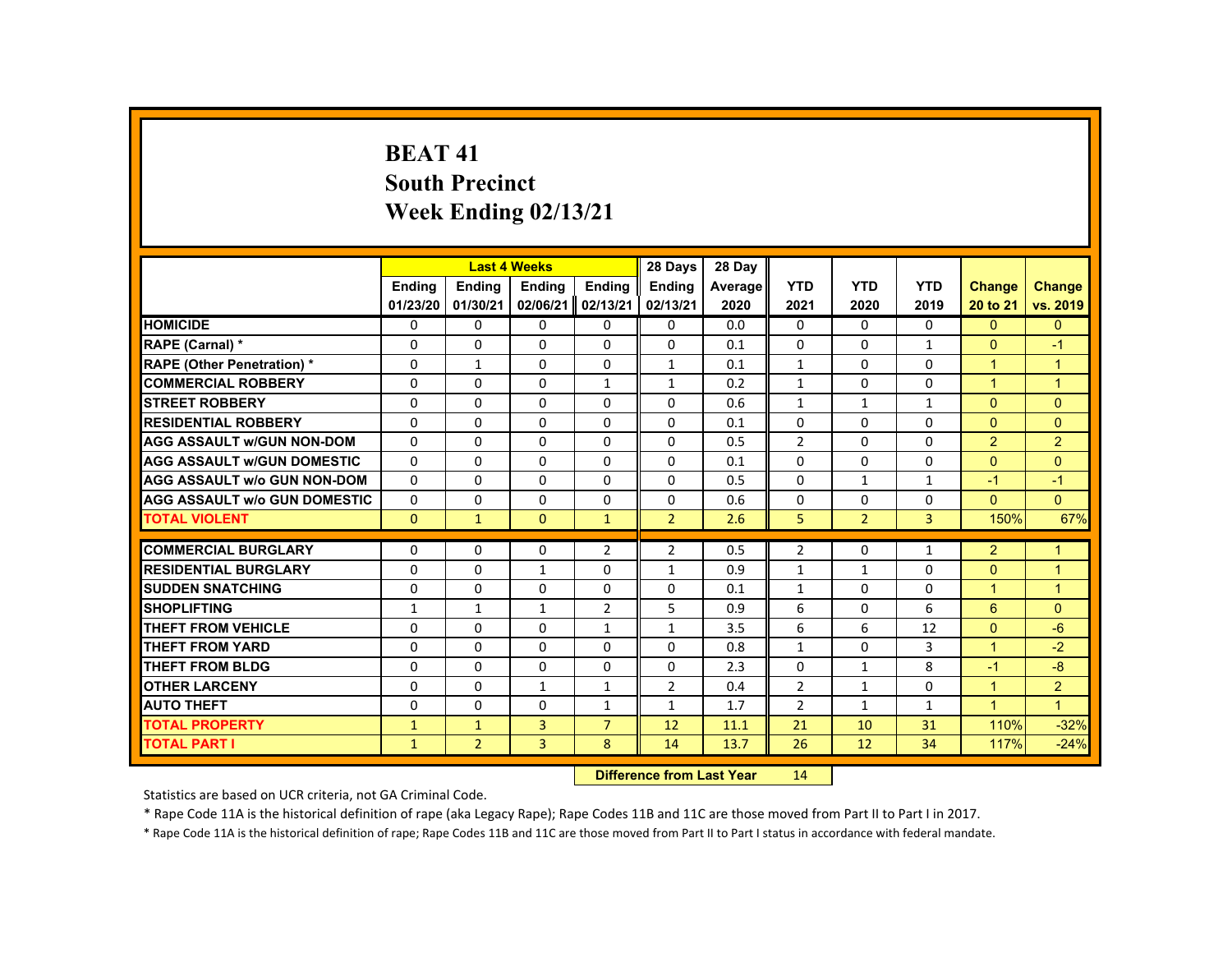# BEAT 41
## South Precinct
## Week Ending 02/13/21

| | Last 4 Weeks | | | | 28 Days | 28 Day | | | | | |
|---|---|---|---|---|---|---|---|---|---|---|---|
| | Ending 01/23/20 | Ending 01/30/21 | Ending 02/06/21 | Ending 02/13/21 | Ending 02/13/21 | Average 2020 | YTD 2021 | YTD 2020 | YTD 2019 | Change 20 to 21 | Change vs. 2019 |
| **HOMICIDE** | 0 | 0 | 0 | 0 | 0 | 0.0 | 0 | 0 | 0 | 0 | 0 |
| **RAPE (Carnal) *** | 0 | 0 | 0 | 0 | 0 | 0.1 | 0 | 0 | 1 | 0 | -1 |
| **RAPE (Other Penetration) *** | 0 | 1 | 0 | 0 | 1 | 0.1 | 1 | 0 | 0 | 1 | 1 |
| **COMMERCIAL ROBBERY** | 0 | 0 | 0 | 1 | 1 | 0.2 | 1 | 0 | 0 | 1 | 1 |
| **STREET ROBBERY** | 0 | 0 | 0 | 0 | 0 | 0.6 | 1 | 1 | 1 | 0 | 0 |
| **RESIDENTIAL ROBBERY** | 0 | 0 | 0 | 0 | 0 | 0.1 | 0 | 0 | 0 | 0 | 0 |
| **AGG ASSAULT w/GUN NON-DOM** | 0 | 0 | 0 | 0 | 0 | 0.5 | 2 | 0 | 0 | 2 | 2 |
| **AGG ASSAULT w/GUN DOMESTIC** | 0 | 0 | 0 | 0 | 0 | 0.1 | 0 | 0 | 0 | 0 | 0 |
| **AGG ASSAULT w/o GUN NON-DOM** | 0 | 0 | 0 | 0 | 0 | 0.5 | 0 | 1 | 1 | -1 | -1 |
| **AGG ASSAULT w/o GUN DOMESTIC** | 0 | 0 | 0 | 0 | 0 | 0.6 | 0 | 0 | 0 | 0 | 0 |
| **TOTAL VIOLENT** | 0 | 1 | 0 | 1 | 2 | 2.6 | 5 | 2 | 3 | 150% | 67% |
| **COMMERCIAL BURGLARY** | 0 | 0 | 0 | 2 | 2 | 0.5 | 2 | 0 | 1 | 2 | 1 |
| **RESIDENTIAL BURGLARY** | 0 | 0 | 1 | 0 | 1 | 0.9 | 1 | 1 | 0 | 0 | 1 |
| **SUDDEN SNATCHING** | 0 | 0 | 0 | 0 | 0 | 0.1 | 1 | 0 | 0 | 1 | 1 |
| **SHOPLIFTING** | 1 | 1 | 1 | 2 | 5 | 0.9 | 6 | 0 | 6 | 6 | 0 |
| **THEFT FROM VEHICLE** | 0 | 0 | 0 | 1 | 1 | 3.5 | 6 | 6 | 12 | 0 | -6 |
| **THEFT FROM YARD** | 0 | 0 | 0 | 0 | 0 | 0.8 | 1 | 0 | 3 | 1 | -2 |
| **THEFT FROM BLDG** | 0 | 0 | 0 | 0 | 0 | 2.3 | 0 | 1 | 8 | -1 | -8 |
| **OTHER LARCENY** | 0 | 0 | 1 | 1 | 2 | 0.4 | 2 | 1 | 0 | 1 | 2 |
| **AUTO THEFT** | 0 | 0 | 0 | 1 | 1 | 1.7 | 2 | 1 | 1 | 1 | 1 |
| **TOTAL PROPERTY** | 1 | 1 | 3 | 7 | 12 | 11.1 | 21 | 10 | 31 | 110% | -32% |
| **TOTAL PART I** | 1 | 2 | 3 | 8 | 14 | 13.7 | 26 | 12 | 34 | 117% | -24% |

**Difference from Last Year** 14

Statistics are based on UCR criteria, not GA Criminal Code.

* Rape Code 11A is the historical definition of rape (aka Legacy Rape); Rape Codes 11B and 11C are those moved from Part II to Part I in 2017.

* Rape Code 11A is the historical definition of rape; Rape Codes 11B and 11C are those moved from Part II to Part I status in accordance with federal mandate.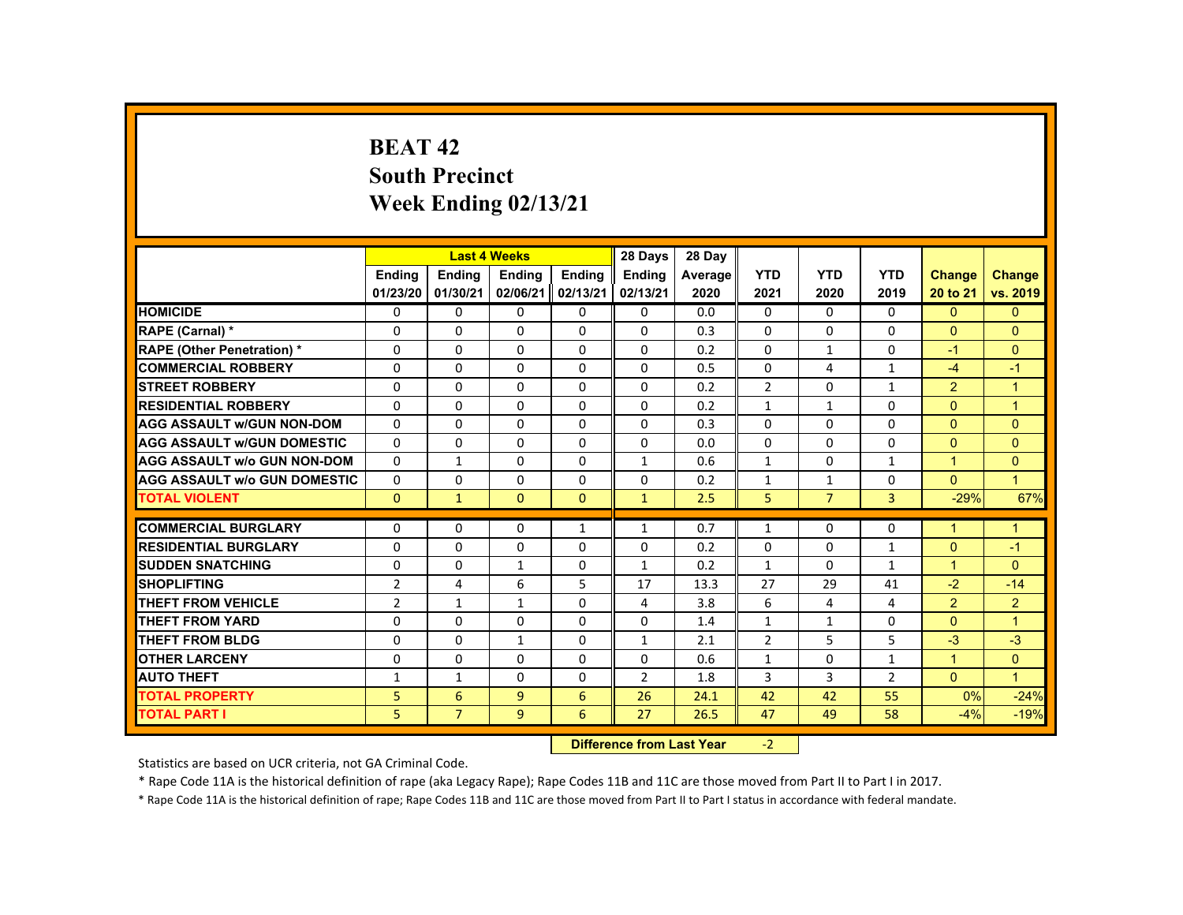# BEAT 42
## South Precinct
## Week Ending 02/13/21

| | Last 4 Weeks | | | | 28 Days | 28 Day | | | | | |
|---|---|---|---|---|---|---|---|---|---|---|---|
| | Ending 01/23/20 | Ending 01/30/21 | Ending 02/06/21 | Ending 02/13/21 | Ending 02/13/21 | Average 2020 | YTD 2021 | YTD 2020 | YTD 2019 | Change 20 to 21 | Change vs. 2019 |
| HOMICIDE | 0 | 0 | 0 | 0 | 0 | 0.0 | 0 | 0 | 0 | 0 | 0 |
| RAPE (Carnal) * | 0 | 0 | 0 | 0 | 0 | 0.3 | 0 | 0 | 0 | 0 | 0 |
| RAPE (Other Penetration) * | 0 | 0 | 0 | 0 | 0 | 0.2 | 0 | 1 | 0 | -1 | 0 |
| COMMERCIAL ROBBERY | 0 | 0 | 0 | 0 | 0 | 0.5 | 0 | 4 | 1 | -4 | -1 |
| STREET ROBBERY | 0 | 0 | 0 | 0 | 0 | 0.2 | 2 | 0 | 1 | 2 | 1 |
| RESIDENTIAL ROBBERY | 0 | 0 | 0 | 0 | 0 | 0.2 | 1 | 1 | 0 | 0 | 1 |
| AGG ASSAULT w/GUN NON-DOM | 0 | 0 | 0 | 0 | 0 | 0.3 | 0 | 0 | 0 | 0 | 0 |
| AGG ASSAULT w/GUN DOMESTIC | 0 | 0 | 0 | 0 | 0 | 0.0 | 0 | 0 | 0 | 0 | 0 |
| AGG ASSAULT w/o GUN NON-DOM | 0 | 1 | 0 | 0 | 1 | 0.6 | 1 | 0 | 1 | 1 | 0 |
| AGG ASSAULT w/o GUN DOMESTIC | 0 | 0 | 0 | 0 | 0 | 0.2 | 1 | 1 | 0 | 0 | 1 |
| TOTAL VIOLENT | 0 | 1 | 0 | 0 | 1 | 2.5 | 5 | 7 | 3 | -29% | 67% |
| COMMERCIAL BURGLARY | 0 | 0 | 0 | 1 | 1 | 0.7 | 1 | 0 | 0 | 1 | 1 |
| RESIDENTIAL BURGLARY | 0 | 0 | 0 | 0 | 0 | 0.2 | 0 | 0 | 1 | 0 | -1 |
| SUDDEN SNATCHING | 0 | 0 | 1 | 0 | 1 | 0.2 | 1 | 0 | 1 | 1 | 0 |
| SHOPLIFTING | 2 | 4 | 6 | 5 | 17 | 13.3 | 27 | 29 | 41 | -2 | -14 |
| THEFT FROM VEHICLE | 2 | 1 | 1 | 0 | 4 | 3.8 | 6 | 4 | 4 | 2 | 2 |
| THEFT FROM YARD | 0 | 0 | 0 | 0 | 0 | 1.4 | 1 | 1 | 0 | 0 | 1 |
| THEFT FROM BLDG | 0 | 0 | 1 | 0 | 1 | 2.1 | 2 | 5 | 5 | -3 | -3 |
| OTHER LARCENY | 0 | 0 | 0 | 0 | 0 | 0.6 | 1 | 0 | 1 | 1 | 0 |
| AUTO THEFT | 1 | 1 | 0 | 0 | 2 | 1.8 | 3 | 3 | 2 | 0 | 1 |
| TOTAL PROPERTY | 5 | 6 | 9 | 6 | 26 | 24.1 | 42 | 42 | 55 | 0% | -24% |
| TOTAL PART I | 5 | 7 | 9 | 6 | 27 | 26.5 | 47 | 49 | 58 | -4% | -19% |

**Difference from Last Year** -2

Statistics are based on UCR criteria, not GA Criminal Code.

* Rape Code 11A is the historical definition of rape (aka Legacy Rape); Rape Codes 11B and 11C are those moved from Part II to Part I in 2017.

* Rape Code 11A is the historical definition of rape; Rape Codes 11B and 11C are those moved from Part II to Part I status in accordance with federal mandate.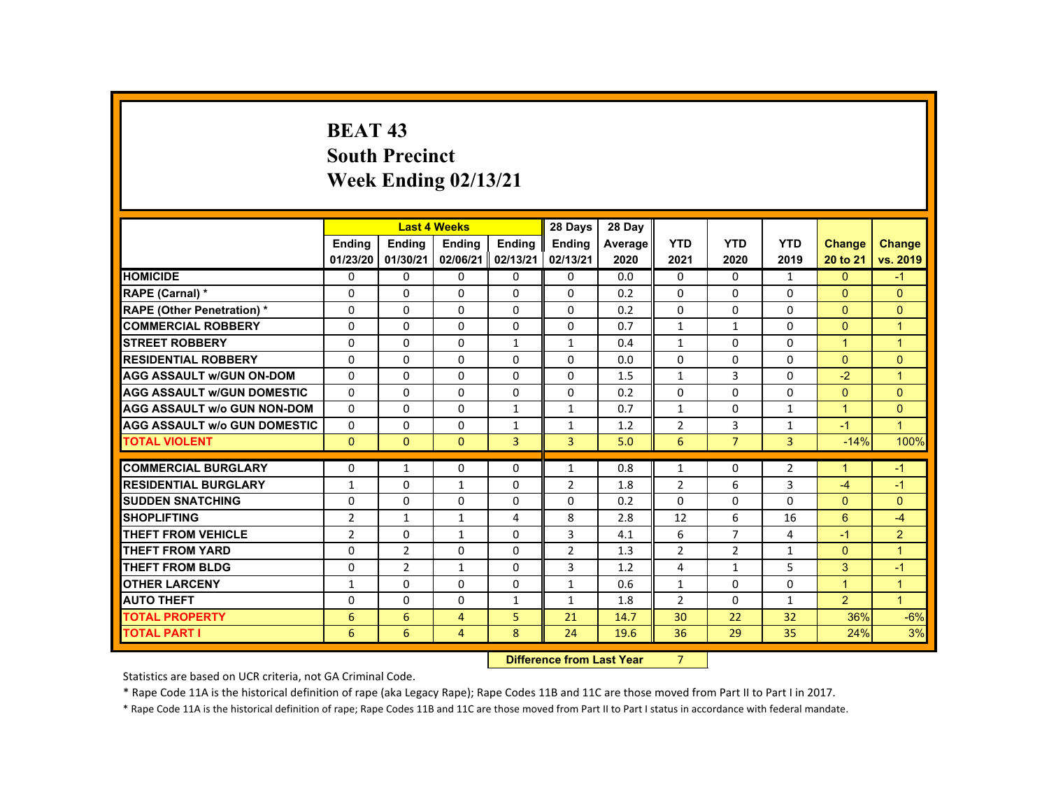# BEAT 43
## South Precinct
## Week Ending 02/13/21

| | Last 4 Weeks | | | | 28 Days | 28 Day | | | | | |
|---|---|---|---|---|---|---|---|---|---|---|---|
| | Ending 01/23/20 | Ending 01/30/21 | Ending 02/06/21 | Ending 02/13/21 | Ending 02/13/21 | Average 2020 | YTD 2021 | YTD 2020 | YTD 2019 | Change 20 to 21 | Change vs. 2019 |
| HOMICIDE | 0 | 0 | 0 | 0 | 0 | 0.0 | 0 | 0 | 1 | 0 | -1 |
| RAPE (Carnal) * | 0 | 0 | 0 | 0 | 0 | 0.2 | 0 | 0 | 0 | 0 | 0 |
| RAPE (Other Penetration) * | 0 | 0 | 0 | 0 | 0 | 0.2 | 0 | 0 | 0 | 0 | 0 |
| COMMERCIAL ROBBERY | 0 | 0 | 0 | 0 | 0 | 0.7 | 1 | 1 | 0 | 0 | 1 |
| STREET ROBBERY | 0 | 0 | 0 | 1 | 1 | 0.4 | 1 | 0 | 0 | 1 | 1 |
| RESIDENTIAL ROBBERY | 0 | 0 | 0 | 0 | 0 | 0.0 | 0 | 0 | 0 | 0 | 0 |
| AGG ASSAULT w/GUN ON-DOM | 0 | 0 | 0 | 0 | 0 | 1.5 | 1 | 3 | 0 | -2 | 1 |
| AGG ASSAULT w/GUN DOMESTIC | 0 | 0 | 0 | 0 | 0 | 0.2 | 0 | 0 | 0 | 0 | 0 |
| AGG ASSAULT w/o GUN NON-DOM | 0 | 0 | 0 | 1 | 1 | 0.7 | 1 | 0 | 1 | 1 | 0 |
| AGG ASSAULT w/o GUN DOMESTIC | 0 | 0 | 0 | 1 | 1 | 1.2 | 2 | 3 | 1 | -1 | 1 |
| TOTAL VIOLENT | 0 | 0 | 0 | 3 | 3 | 5.0 | 6 | 7 | 3 | -14% | 100% |
| COMMERCIAL BURGLARY | 0 | 1 | 0 | 0 | 1 | 0.8 | 1 | 0 | 2 | 1 | -1 |
| RESIDENTIAL BURGLARY | 1 | 0 | 1 | 0 | 2 | 1.8 | 2 | 6 | 3 | -4 | -1 |
| SUDDEN SNATCHING | 0 | 0 | 0 | 0 | 0 | 0.2 | 0 | 0 | 0 | 0 | 0 |
| SHOPLIFTING | 2 | 1 | 1 | 4 | 8 | 2.8 | 12 | 6 | 16 | 6 | -4 |
| THEFT FROM VEHICLE | 2 | 0 | 1 | 0 | 3 | 4.1 | 6 | 7 | 4 | -1 | 2 |
| THEFT FROM YARD | 0 | 2 | 0 | 0 | 2 | 1.3 | 2 | 2 | 1 | 0 | 1 |
| THEFT FROM BLDG | 0 | 2 | 1 | 0 | 3 | 1.2 | 4 | 1 | 5 | 3 | -1 |
| OTHER LARCENY | 1 | 0 | 0 | 0 | 1 | 0.6 | 1 | 0 | 0 | 1 | 1 |
| AUTO THEFT | 0 | 0 | 0 | 1 | 1 | 1.8 | 2 | 0 | 1 | 2 | 1 |
| TOTAL PROPERTY | 6 | 6 | 4 | 5 | 21 | 14.7 | 30 | 22 | 32 | 36% | -6% |
| TOTAL PART I | 6 | 6 | 4 | 8 | 24 | 19.6 | 36 | 29 | 35 | 24% | 3% |

**Difference from Last Year** 7

Statistics are based on UCR criteria, not GA Criminal Code.

* Rape Code 11A is the historical definition of rape (aka Legacy Rape); Rape Codes 11B and 11C are those moved from Part II to Part I in 2017.

* Rape Code 11A is the historical definition of rape; Rape Codes 11B and 11C are those moved from Part II to Part I status in accordance with federal mandate.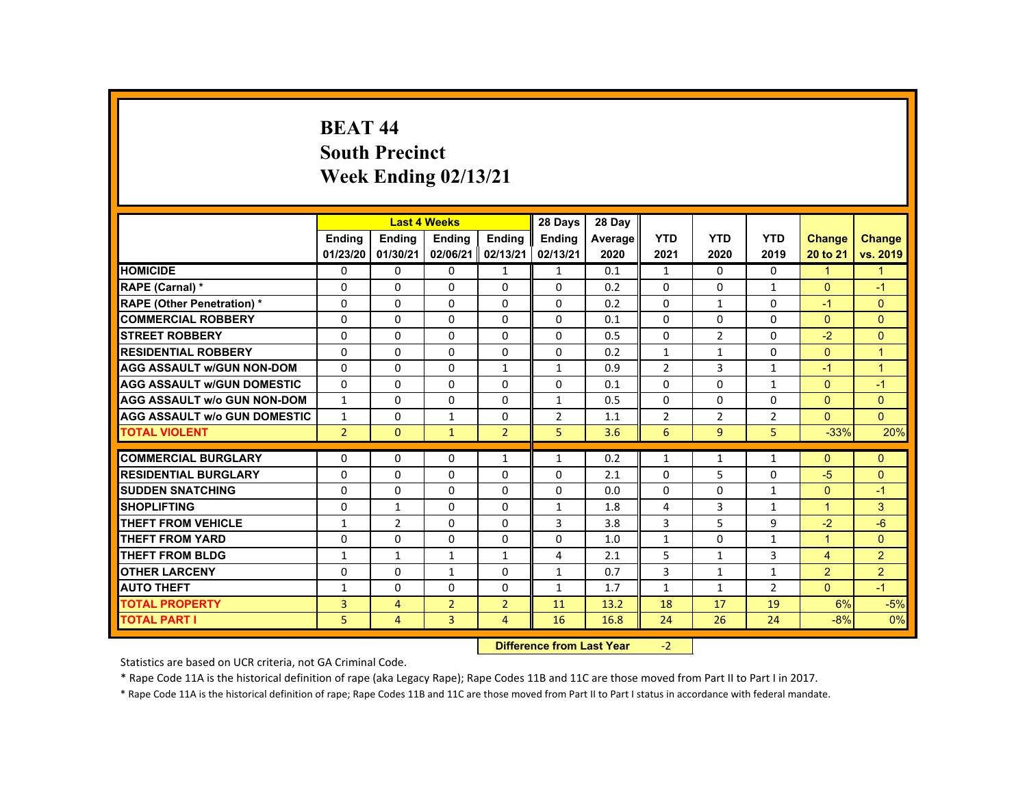# BEAT 44
## South Precinct
## Week Ending 02/13/21

| | Last 4 Weeks | | | | 28 Days | 28 Day | | | | | |
|---|---|---|---|---|---|---|---|---|---|---|---|
| | Ending 01/23/20 | Ending 01/30/21 | Ending 02/06/21 | Ending 02/13/21 | Ending 02/13/21 | Average 2020 | YTD 2021 | YTD 2020 | YTD 2019 | Change 20 to 21 | Change vs. 2019 |
| HOMICIDE | 0 | 0 | 0 | 1 | 1 | 0.1 | 1 | 0 | 0 | 1 | 1 |
| RAPE (Carnal) * | 0 | 0 | 0 | 0 | 0 | 0.2 | 0 | 0 | 1 | 0 | -1 |
| RAPE (Other Penetration) * | 0 | 0 | 0 | 0 | 0 | 0.2 | 0 | 1 | 0 | -1 | 0 |
| COMMERCIAL ROBBERY | 0 | 0 | 0 | 0 | 0 | 0.1 | 0 | 0 | 0 | 0 | 0 |
| STREET ROBBERY | 0 | 0 | 0 | 0 | 0 | 0.5 | 0 | 2 | 0 | -2 | 0 |
| RESIDENTIAL ROBBERY | 0 | 0 | 0 | 0 | 0 | 0.2 | 1 | 1 | 0 | 0 | 1 |
| AGG ASSAULT w/GUN NON-DOM | 0 | 0 | 0 | 1 | 1 | 0.9 | 2 | 3 | 1 | -1 | 1 |
| AGG ASSAULT w/GUN DOMESTIC | 0 | 0 | 0 | 0 | 0 | 0.1 | 0 | 0 | 1 | 0 | -1 |
| AGG ASSAULT w/o GUN NON-DOM | 1 | 0 | 0 | 0 | 1 | 0.5 | 0 | 0 | 0 | 0 | 0 |
| AGG ASSAULT w/o GUN DOMESTIC | 1 | 0 | 1 | 0 | 2 | 1.1 | 2 | 2 | 2 | 0 | 0 |
| TOTAL VIOLENT | 2 | 0 | 1 | 2 | 5 | 3.6 | 6 | 9 | 5 | -33% | 20% |
| COMMERCIAL BURGLARY | 0 | 0 | 0 | 1 | 1 | 0.2 | 1 | 1 | 1 | 0 | 0 |
| RESIDENTIAL BURGLARY | 0 | 0 | 0 | 0 | 0 | 2.1 | 0 | 5 | 0 | -5 | 0 |
| SUDDEN SNATCHING | 0 | 0 | 0 | 0 | 0 | 0.0 | 0 | 0 | 1 | 0 | -1 |
| SHOPLIFTING | 0 | 1 | 0 | 0 | 1 | 1.8 | 4 | 3 | 1 | 1 | 3 |
| THEFT FROM VEHICLE | 1 | 2 | 0 | 0 | 3 | 3.8 | 3 | 5 | 9 | -2 | -6 |
| THEFT FROM YARD | 0 | 0 | 0 | 0 | 0 | 1.0 | 1 | 0 | 1 | 1 | 0 |
| THEFT FROM BLDG | 1 | 1 | 1 | 1 | 4 | 2.1 | 5 | 1 | 3 | 4 | 2 |
| OTHER LARCENY | 0 | 0 | 1 | 0 | 1 | 0.7 | 3 | 1 | 1 | 2 | 2 |
| AUTO THEFT | 1 | 0 | 0 | 0 | 1 | 1.7 | 1 | 1 | 2 | 0 | -1 |
| TOTAL PROPERTY | 3 | 4 | 2 | 2 | 11 | 13.2 | 18 | 17 | 19 | 6% | -5% |
| TOTAL PART I | 5 | 4 | 3 | 4 | 16 | 16.8 | 24 | 26 | 24 | -8% | 0% |

**Difference from Last Year** -2

Statistics are based on UCR criteria, not GA Criminal Code.

* Rape Code 11A is the historical definition of rape (aka Legacy Rape); Rape Codes 11B and 11C are those moved from Part II to Part I in 2017.

* Rape Code 11A is the historical definition of rape; Rape Codes 11B and 11C are those moved from Part II to Part I status in accordance with federal mandate.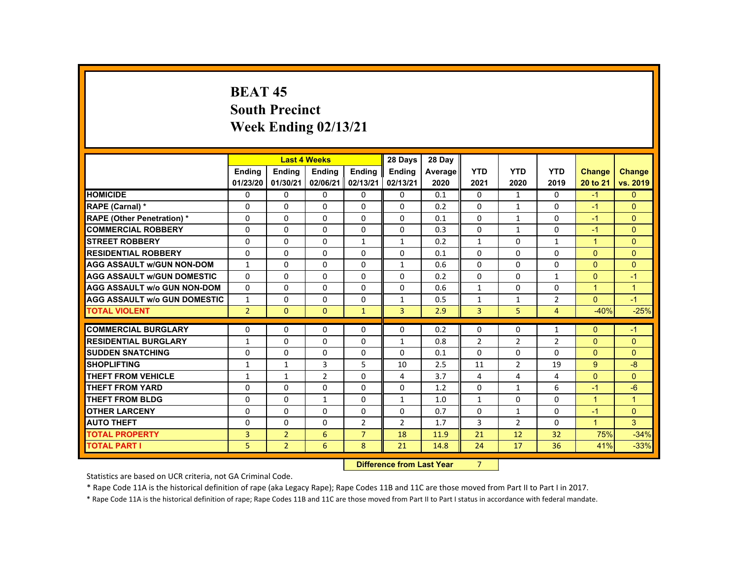# BEAT 45
## South Precinct
## Week Ending 02/13/21

| | Last 4 Weeks | | | | 28 Days | 28 Day | | | | | |
|---|---|---|---|---|---|---|---|---|---|---|---|
| | Ending 01/23/20 | Ending 01/30/21 | Ending 02/06/21 | Ending 02/13/21 | Ending 02/13/21 | Average 2020 | YTD 2021 | YTD 2020 | YTD 2019 | Change 20 to 21 | Change vs. 2019 |
| HOMICIDE | 0 | 0 | 0 | 0 | 0 | 0.1 | 0 | 1 | 0 | -1 | 0 |
| RAPE (Carnal) * | 0 | 0 | 0 | 0 | 0 | 0.2 | 0 | 1 | 0 | -1 | 0 |
| RAPE (Other Penetration) * | 0 | 0 | 0 | 0 | 0 | 0.1 | 0 | 1 | 0 | -1 | 0 |
| COMMERCIAL ROBBERY | 0 | 0 | 0 | 0 | 0 | 0.3 | 0 | 1 | 0 | -1 | 0 |
| STREET ROBBERY | 0 | 0 | 0 | 1 | 1 | 0.2 | 1 | 0 | 1 | 1 | 0 |
| RESIDENTIAL ROBBERY | 0 | 0 | 0 | 0 | 0 | 0.1 | 0 | 0 | 0 | 0 | 0 |
| AGG ASSAULT w/GUN NON-DOM | 1 | 0 | 0 | 0 | 1 | 0.6 | 0 | 0 | 0 | 0 | 0 |
| AGG ASSAULT w/GUN DOMESTIC | 0 | 0 | 0 | 0 | 0 | 0.2 | 0 | 0 | 1 | 0 | -1 |
| AGG ASSAULT w/o GUN NON-DOM | 0 | 0 | 0 | 0 | 0 | 0.6 | 1 | 0 | 0 | 1 | 1 |
| AGG ASSAULT w/o GUN DOMESTIC | 1 | 0 | 0 | 0 | 1 | 0.5 | 1 | 1 | 2 | 0 | -1 |
| TOTAL VIOLENT | 2 | 0 | 0 | 1 | 3 | 2.9 | 3 | 5 | 4 | -40% | -25% |
| COMMERCIAL BURGLARY | 0 | 0 | 0 | 0 | 0 | 0.2 | 0 | 0 | 1 | 0 | -1 |
| RESIDENTIAL BURGLARY | 1 | 0 | 0 | 0 | 1 | 0.8 | 2 | 2 | 2 | 0 | 0 |
| SUDDEN SNATCHING | 0 | 0 | 0 | 0 | 0 | 0.1 | 0 | 0 | 0 | 0 | 0 |
| SHOPLIFTING | 1 | 1 | 3 | 5 | 10 | 2.5 | 11 | 2 | 19 | 9 | -8 |
| THEFT FROM VEHICLE | 1 | 1 | 2 | 0 | 4 | 3.7 | 4 | 4 | 4 | 0 | 0 |
| THEFT FROM YARD | 0 | 0 | 0 | 0 | 0 | 1.2 | 0 | 1 | 6 | -1 | -6 |
| THEFT FROM BLDG | 0 | 0 | 1 | 0 | 1 | 1.0 | 1 | 0 | 0 | 1 | 1 |
| OTHER LARCENY | 0 | 0 | 0 | 0 | 0 | 0.7 | 0 | 1 | 0 | -1 | 0 |
| AUTO THEFT | 0 | 0 | 0 | 2 | 2 | 1.7 | 3 | 2 | 0 | 1 | 3 |
| TOTAL PROPERTY | 3 | 2 | 6 | 7 | 18 | 11.9 | 21 | 12 | 32 | 75% | -34% |
| TOTAL PART I | 5 | 2 | 6 | 8 | 21 | 14.8 | 24 | 17 | 36 | 41% | -33% |

**Difference from Last Year** 7

Statistics are based on UCR criteria, not GA Criminal Code.

* Rape Code 11A is the historical definition of rape (aka Legacy Rape); Rape Codes 11B and 11C are those moved from Part II to Part I in 2017.

* Rape Code 11A is the historical definition of rape; Rape Codes 11B and 11C are those moved from Part II to Part I status in accordance with federal mandate.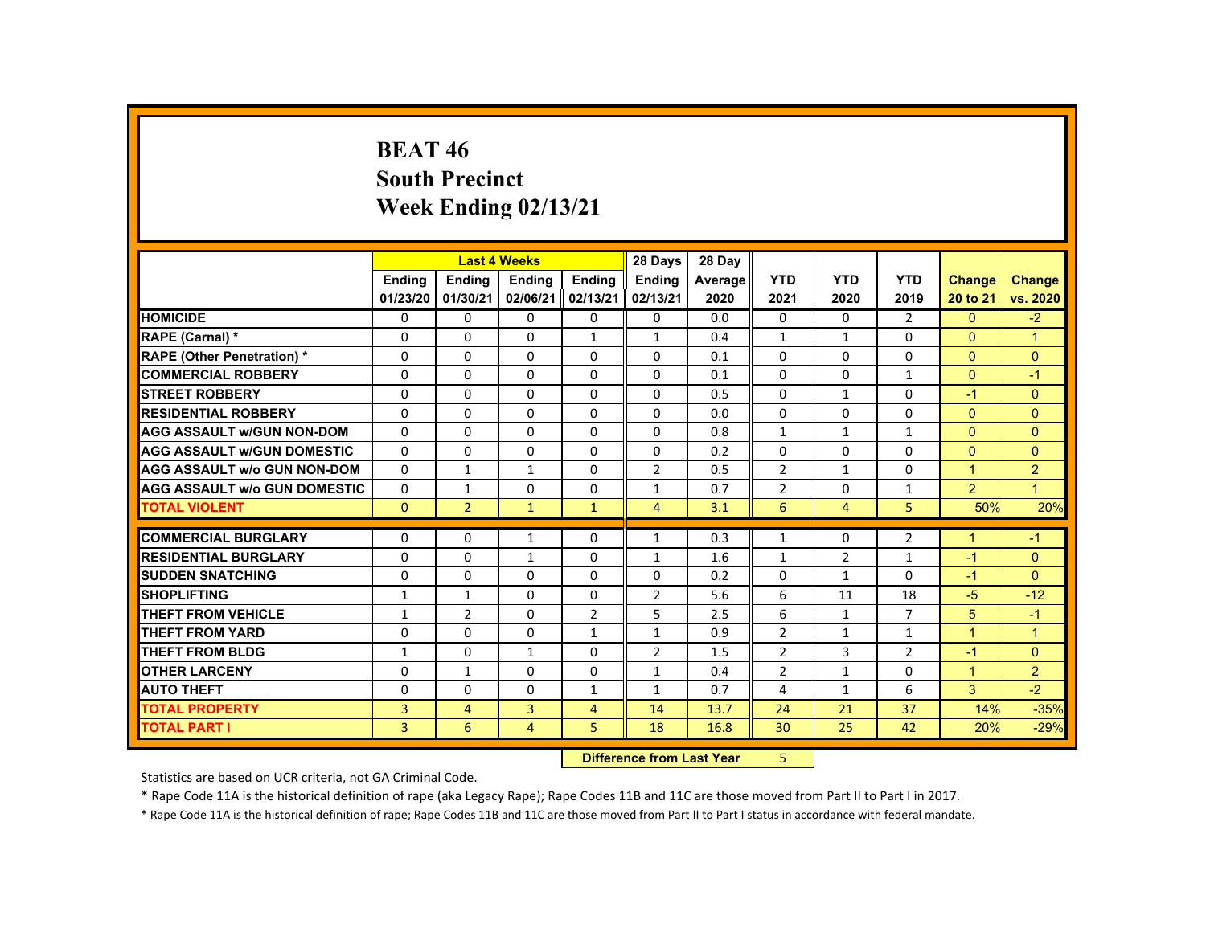# BEAT 46
## South Precinct
## Week Ending 02/13/21

| | Last 4 Weeks | | | | 28 Days | 28 Day | | | | | |
|---|---|---|---|---|---|---|---|---|---|---|---|
| | Ending 01/23/20 | Ending 01/30/21 | Ending 02/06/21 | Ending 02/13/21 | Ending 02/13/21 | Average 2020 | YTD 2021 | YTD 2020 | YTD 2019 | Change 20 to 21 | Change vs. 2020 |
| HOMICIDE | 0 | 0 | 0 | 0 | 0 | 0.0 | 0 | 0 | 2 | 0 | -2 |
| RAPE (Carnal) * | 0 | 0 | 0 | 1 | 1 | 0.4 | 1 | 1 | 0 | 0 | 1 |
| RAPE (Other Penetration) * | 0 | 0 | 0 | 0 | 0 | 0.1 | 0 | 0 | 0 | 0 | 0 |
| COMMERCIAL ROBBERY | 0 | 0 | 0 | 0 | 0 | 0.1 | 0 | 0 | 1 | 0 | -1 |
| STREET ROBBERY | 0 | 0 | 0 | 0 | 0 | 0.5 | 0 | 1 | 0 | -1 | 0 |
| RESIDENTIAL ROBBERY | 0 | 0 | 0 | 0 | 0 | 0.0 | 0 | 0 | 0 | 0 | 0 |
| AGG ASSAULT w/GUN NON-DOM | 0 | 0 | 0 | 0 | 0 | 0.8 | 1 | 1 | 1 | 0 | 0 |
| AGG ASSAULT w/GUN DOMESTIC | 0 | 0 | 0 | 0 | 0 | 0.2 | 0 | 0 | 0 | 0 | 0 |
| AGG ASSAULT w/o GUN NON-DOM | 0 | 1 | 1 | 0 | 2 | 0.5 | 2 | 1 | 0 | 1 | 2 |
| AGG ASSAULT w/o GUN DOMESTIC | 0 | 1 | 0 | 0 | 1 | 0.7 | 2 | 0 | 1 | 2 | 1 |
| TOTAL VIOLENT | 0 | 2 | 1 | 1 | 4 | 3.1 | 6 | 4 | 5 | 50% | 20% |
| COMMERCIAL BURGLARY | 0 | 0 | 1 | 0 | 1 | 0.3 | 1 | 0 | 2 | 1 | -1 |
| RESIDENTIAL BURGLARY | 0 | 0 | 1 | 0 | 1 | 1.6 | 1 | 2 | 1 | -1 | 0 |
| SUDDEN SNATCHING | 0 | 0 | 0 | 0 | 0 | 0.2 | 0 | 1 | 0 | -1 | 0 |
| SHOPLIFTING | 1 | 1 | 0 | 0 | 2 | 5.6 | 6 | 11 | 18 | -5 | -12 |
| THEFT FROM VEHICLE | 1 | 2 | 0 | 2 | 5 | 2.5 | 6 | 1 | 7 | 5 | -1 |
| THEFT FROM YARD | 0 | 0 | 0 | 1 | 1 | 0.9 | 2 | 1 | 1 | 1 | 1 |
| THEFT FROM BLDG | 1 | 0 | 1 | 0 | 2 | 1.5 | 2 | 3 | 2 | -1 | 0 |
| OTHER LARCENY | 0 | 1 | 0 | 0 | 1 | 0.4 | 2 | 1 | 0 | 1 | 2 |
| AUTO THEFT | 0 | 0 | 0 | 1 | 1 | 0.7 | 4 | 1 | 6 | 3 | -2 |
| TOTAL PROPERTY | 3 | 4 | 3 | 4 | 14 | 13.7 | 24 | 21 | 37 | 14% | -35% |
| TOTAL PART I | 3 | 6 | 4 | 5 | 18 | 16.8 | 30 | 25 | 42 | 20% | -29% |

**Difference from Last Year** 5

Statistics are based on UCR criteria, not GA Criminal Code.

* Rape Code 11A is the historical definition of rape (aka Legacy Rape); Rape Codes 11B and 11C are those moved from Part II to Part I in 2017.

* Rape Code 11A is the historical definition of rape; Rape Codes 11B and 11C are those moved from Part II to Part I status in accordance with federal mandate.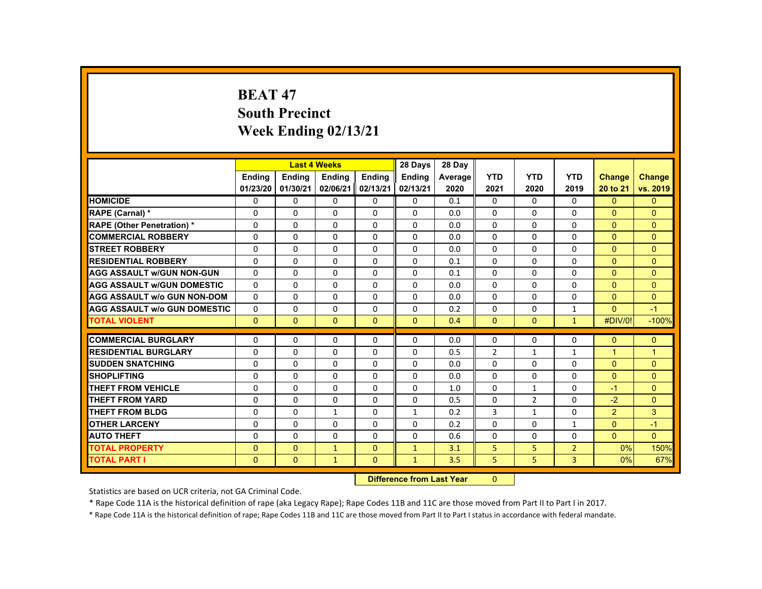# BEAT 47
## South Precinct
## Week Ending 02/13/21

| | Last 4 Weeks | | | | 28 Days | 28 Day | | | | | |
|---|---|---|---|---|---|---|---|---|---|---|---|
| | Ending 01/23/20 | Ending 01/30/21 | Ending 02/06/21 | Ending 02/13/21 | Ending 02/13/21 | Average 2020 | YTD 2021 | YTD 2020 | YTD 2019 | Change 20 to 21 | Change vs. 2019 |
| HOMICIDE | 0 | 0 | 0 | 0 | 0 | 0.1 | 0 | 0 | 0 | 0 | 0 |
| RAPE (Carnal) * | 0 | 0 | 0 | 0 | 0 | 0.0 | 0 | 0 | 0 | 0 | 0 |
| RAPE (Other Penetration) * | 0 | 0 | 0 | 0 | 0 | 0.0 | 0 | 0 | 0 | 0 | 0 |
| COMMERCIAL ROBBERY | 0 | 0 | 0 | 0 | 0 | 0.0 | 0 | 0 | 0 | 0 | 0 |
| STREET ROBBERY | 0 | 0 | 0 | 0 | 0 | 0.0 | 0 | 0 | 0 | 0 | 0 |
| RESIDENTIAL ROBBERY | 0 | 0 | 0 | 0 | 0 | 0.1 | 0 | 0 | 0 | 0 | 0 |
| AGG ASSAULT w/GUN NON-GUN | 0 | 0 | 0 | 0 | 0 | 0.1 | 0 | 0 | 0 | 0 | 0 |
| AGG ASSAULT w/GUN DOMESTIC | 0 | 0 | 0 | 0 | 0 | 0.0 | 0 | 0 | 0 | 0 | 0 |
| AGG ASSAULT w/o GUN NON-DOM | 0 | 0 | 0 | 0 | 0 | 0.0 | 0 | 0 | 0 | 0 | 0 |
| AGG ASSAULT w/o GUN DOMESTIC | 0 | 0 | 0 | 0 | 0 | 0.2 | 0 | 0 | 1 | 0 | -1 |
| TOTAL VIOLENT | 0 | 0 | 0 | 0 | 0 | 0.4 | 0 | 0 | 1 | #DIV/0! | -100% |
| COMMERCIAL BURGLARY | 0 | 0 | 0 | 0 | 0 | 0.0 | 0 | 0 | 0 | 0 | 0 |
| RESIDENTIAL BURGLARY | 0 | 0 | 0 | 0 | 0 | 0.5 | 2 | 1 | 1 | 1 | 1 |
| SUDDEN SNATCHING | 0 | 0 | 0 | 0 | 0 | 0.0 | 0 | 0 | 0 | 0 | 0 |
| SHOPLIFTING | 0 | 0 | 0 | 0 | 0 | 0.0 | 0 | 0 | 0 | 0 | 0 |
| THEFT FROM VEHICLE | 0 | 0 | 0 | 0 | 0 | 1.0 | 0 | 1 | 0 | -1 | 0 |
| THEFT FROM YARD | 0 | 0 | 0 | 0 | 0 | 0.5 | 0 | 2 | 0 | -2 | 0 |
| THEFT FROM BLDG | 0 | 0 | 1 | 0 | 1 | 0.2 | 3 | 1 | 0 | 2 | 3 |
| OTHER LARCENY | 0 | 0 | 0 | 0 | 0 | 0.2 | 0 | 0 | 1 | 0 | -1 |
| AUTO THEFT | 0 | 0 | 0 | 0 | 0 | 0.6 | 0 | 0 | 0 | 0 | 0 |
| TOTAL PROPERTY | 0 | 0 | 1 | 0 | 1 | 3.1 | 5 | 5 | 2 | 0% | 150% |
| TOTAL PART I | 0 | 0 | 1 | 0 | 1 | 3.5 | 5 | 5 | 3 | 0% | 67% |

**Difference from Last Year** 0

Statistics are based on UCR criteria, not GA Criminal Code.

* Rape Code 11A is the historical definition of rape (aka Legacy Rape); Rape Codes 11B and 11C are those moved from Part II to Part I in 2017.

* Rape Code 11A is the historical definition of rape; Rape Codes 11B and 11C are those moved from Part II to Part I status in accordance with federal mandate.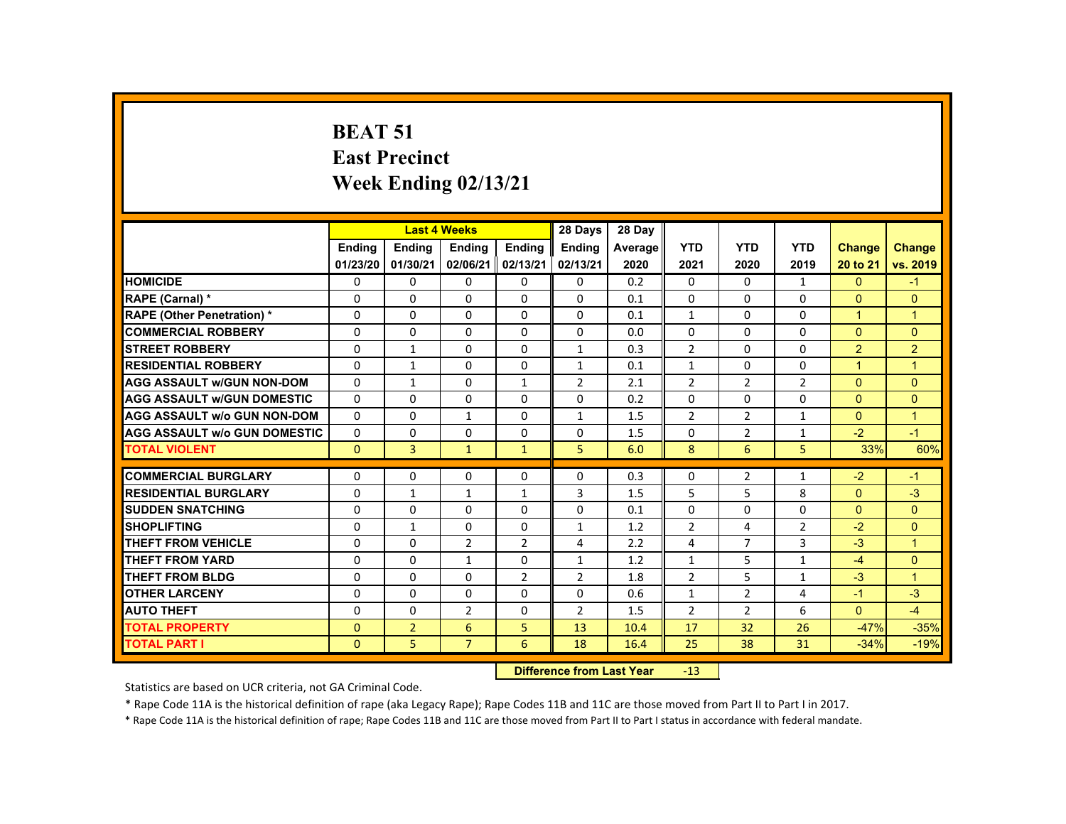# BEAT 51
## East Precinct
## Week Ending 02/13/21

| | Last 4 Weeks | | | | 28 Days | 28 Day | | | | | |
|---|---|---|---|---|---|---|---|---|---|---|---|
| | Ending 01/23/20 | Ending 01/30/21 | Ending 02/06/21 | Ending 02/13/21 | Ending 02/13/21 | Average 2020 | YTD 2021 | YTD 2020 | YTD 2019 | Change 20 to 21 | Change vs. 2019 |
| HOMICIDE | 0 | 0 | 0 | 0 | 0 | 0.2 | 0 | 0 | 1 | 0 | -1 |
| RAPE (Carnal) * | 0 | 0 | 0 | 0 | 0 | 0.1 | 0 | 0 | 0 | 0 | 0 |
| RAPE (Other Penetration) * | 0 | 0 | 0 | 0 | 0 | 0.1 | 1 | 0 | 0 | 1 | 1 |
| COMMERCIAL ROBBERY | 0 | 0 | 0 | 0 | 0 | 0.0 | 0 | 0 | 0 | 0 | 0 |
| STREET ROBBERY | 0 | 1 | 0 | 0 | 1 | 0.3 | 2 | 0 | 0 | 2 | 2 |
| RESIDENTIAL ROBBERY | 0 | 1 | 0 | 0 | 1 | 0.1 | 1 | 0 | 0 | 1 | 1 |
| AGG ASSAULT w/GUN NON-DOM | 0 | 1 | 0 | 1 | 2 | 2.1 | 2 | 2 | 2 | 0 | 0 |
| AGG ASSAULT w/GUN DOMESTIC | 0 | 0 | 0 | 0 | 0 | 0.2 | 0 | 0 | 0 | 0 | 0 |
| AGG ASSAULT w/o GUN NON-DOM | 0 | 0 | 1 | 0 | 1 | 1.5 | 2 | 2 | 1 | 0 | 1 |
| AGG ASSAULT w/o GUN DOMESTIC | 0 | 0 | 0 | 0 | 0 | 1.5 | 0 | 2 | 1 | -2 | -1 |
| TOTAL VIOLENT | 0 | 3 | 1 | 1 | 5 | 6.0 | 8 | 6 | 5 | 33% | 60% |
| COMMERCIAL BURGLARY | 0 | 0 | 0 | 0 | 0 | 0.3 | 0 | 2 | 1 | -2 | -1 |
| RESIDENTIAL BURGLARY | 0 | 1 | 1 | 1 | 3 | 1.5 | 5 | 5 | 8 | 0 | -3 |
| SUDDEN SNATCHING | 0 | 0 | 0 | 0 | 0 | 0.1 | 0 | 0 | 0 | 0 | 0 |
| SHOPLIFTING | 0 | 1 | 0 | 0 | 1 | 1.2 | 2 | 4 | 2 | -2 | 0 |
| THEFT FROM VEHICLE | 0 | 0 | 2 | 2 | 4 | 2.2 | 4 | 7 | 3 | -3 | 1 |
| THEFT FROM YARD | 0 | 0 | 1 | 0 | 1 | 1.2 | 1 | 5 | 1 | -4 | 0 |
| THEFT FROM BLDG | 0 | 0 | 0 | 2 | 2 | 1.8 | 2 | 5 | 1 | -3 | 1 |
| OTHER LARCENY | 0 | 0 | 0 | 0 | 0 | 0.6 | 1 | 2 | 4 | -1 | -3 |
| AUTO THEFT | 0 | 0 | 2 | 0 | 2 | 1.5 | 2 | 2 | 6 | 0 | -4 |
| TOTAL PROPERTY | 0 | 2 | 6 | 5 | 13 | 10.4 | 17 | 32 | 26 | -47% | -35% |
| TOTAL PART I | 0 | 5 | 7 | 6 | 18 | 16.4 | 25 | 38 | 31 | -34% | -19% |

**Difference from Last Year** -13

Statistics are based on UCR criteria, not GA Criminal Code.

* Rape Code 11A is the historical definition of rape (aka Legacy Rape); Rape Codes 11B and 11C are those moved from Part II to Part I in 2017.

* Rape Code 11A is the historical definition of rape; Rape Codes 11B and 11C are those moved from Part II to Part I status in accordance with federal mandate.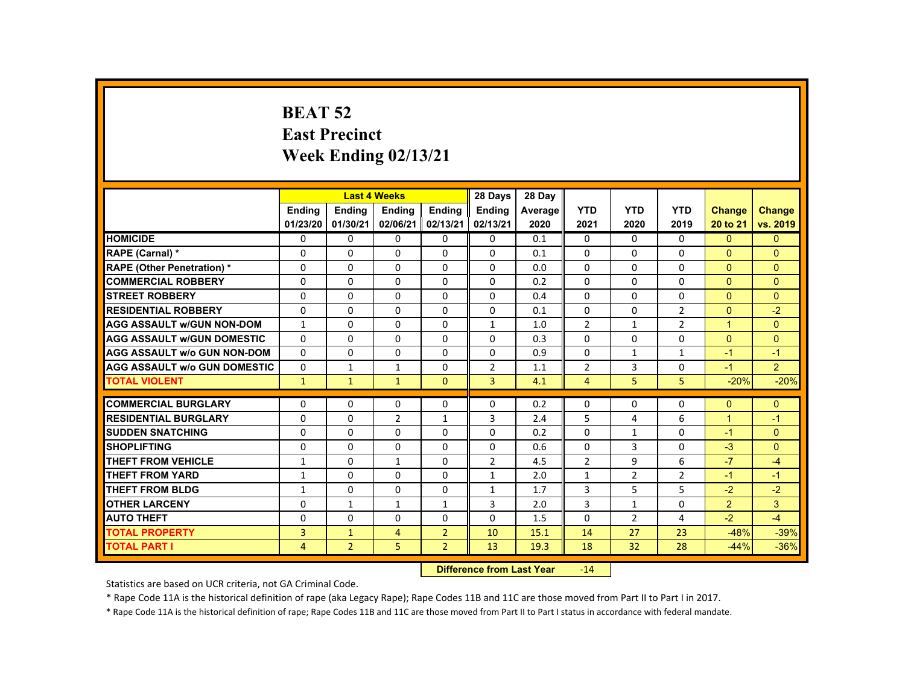# BEAT 52
## East Precinct
## Week Ending 02/13/21

| | Last 4 Weeks | | | | 28 Days | 28 Day | | | | | |
|---|---|---|---|---|---|---|---|---|---|---|---|
| | Ending 01/23/20 | Ending 01/30/21 | Ending 02/06/21 | Ending 02/13/21 | Ending 02/13/21 | Average 2020 | YTD 2021 | YTD 2020 | YTD 2019 | Change 20 to 21 | Change vs. 2019 |
| HOMICIDE | 0 | 0 | 0 | 0 | 0 | 0.1 | 0 | 0 | 0 | 0 | 0 |
| RAPE (Carnal) * | 0 | 0 | 0 | 0 | 0 | 0.1 | 0 | 0 | 0 | 0 | 0 |
| RAPE (Other Penetration) * | 0 | 0 | 0 | 0 | 0 | 0.0 | 0 | 0 | 0 | 0 | 0 |
| COMMERCIAL ROBBERY | 0 | 0 | 0 | 0 | 0 | 0.2 | 0 | 0 | 0 | 0 | 0 |
| STREET ROBBERY | 0 | 0 | 0 | 0 | 0 | 0.4 | 0 | 0 | 0 | 0 | 0 |
| RESIDENTIAL ROBBERY | 0 | 0 | 0 | 0 | 0 | 0.1 | 0 | 0 | 2 | 0 | -2 |
| AGG ASSAULT w/GUN NON-DOM | 1 | 0 | 0 | 0 | 1 | 1.0 | 2 | 1 | 2 | 1 | 0 |
| AGG ASSAULT w/GUN DOMESTIC | 0 | 0 | 0 | 0 | 0 | 0.3 | 0 | 0 | 0 | 0 | 0 |
| AGG ASSAULT w/o GUN NON-DOM | 0 | 0 | 0 | 0 | 0 | 0.9 | 0 | 1 | 1 | -1 | -1 |
| AGG ASSAULT w/o GUN DOMESTIC | 0 | 1 | 1 | 0 | 2 | 1.1 | 2 | 3 | 0 | -1 | 2 |
| TOTAL VIOLENT | 1 | 1 | 1 | 0 | 3 | 4.1 | 4 | 5 | 5 | -20% | -20% |
| COMMERCIAL BURGLARY | 0 | 0 | 0 | 0 | 0 | 0.2 | 0 | 0 | 0 | 0 | 0 |
| RESIDENTIAL BURGLARY | 0 | 0 | 2 | 1 | 3 | 2.4 | 5 | 4 | 6 | 1 | -1 |
| SUDDEN SNATCHING | 0 | 0 | 0 | 0 | 0 | 0.2 | 0 | 1 | 0 | -1 | 0 |
| SHOPLIFTING | 0 | 0 | 0 | 0 | 0 | 0.6 | 0 | 3 | 0 | -3 | 0 |
| THEFT FROM VEHICLE | 1 | 0 | 1 | 0 | 2 | 4.5 | 2 | 9 | 6 | -7 | -4 |
| THEFT FROM YARD | 1 | 0 | 0 | 0 | 1 | 2.0 | 1 | 2 | 2 | -1 | -1 |
| THEFT FROM BLDG | 1 | 0 | 0 | 0 | 1 | 1.7 | 3 | 5 | 5 | -2 | -2 |
| OTHER LARCENY | 0 | 1 | 1 | 1 | 3 | 2.0 | 3 | 1 | 0 | 2 | 3 |
| AUTO THEFT | 0 | 0 | 0 | 0 | 0 | 1.5 | 0 | 2 | 4 | -2 | -4 |
| TOTAL PROPERTY | 3 | 1 | 4 | 2 | 10 | 15.1 | 14 | 27 | 23 | -48% | -39% |
| TOTAL PART I | 4 | 2 | 5 | 2 | 13 | 19.3 | 18 | 32 | 28 | -44% | -36% |

**Difference from Last Year** -14

Statistics are based on UCR criteria, not GA Criminal Code.

* Rape Code 11A is the historical definition of rape (aka Legacy Rape); Rape Codes 11B and 11C are those moved from Part II to Part I in 2017.

* Rape Code 11A is the historical definition of rape; Rape Codes 11B and 11C are those moved from Part II to Part I status in accordance with federal mandate.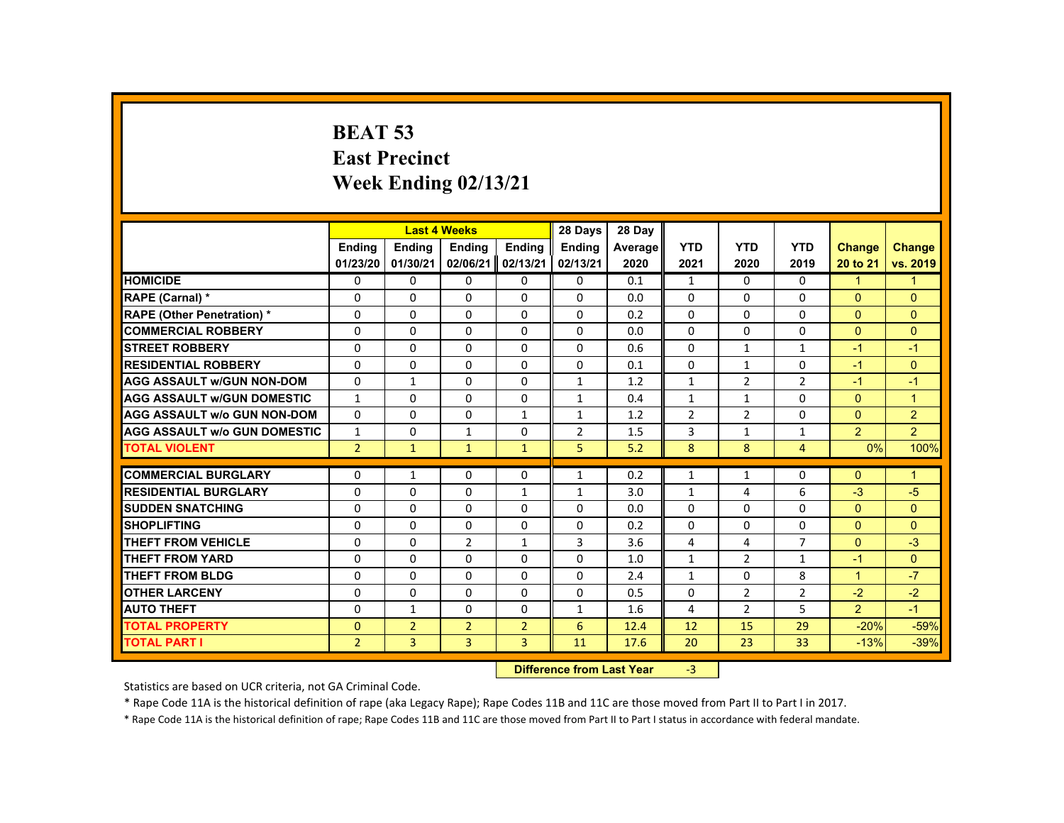# BEAT 53
## East Precinct
## Week Ending 02/13/21

| | Last 4 Weeks | | | | 28 Days | 28 Day | | | | | |
|---|---|---|---|---|---|---|---|---|---|---|---|
| | Ending 01/23/20 | Ending 01/30/21 | Ending 02/06/21 | Ending 02/13/21 | Ending 02/13/21 | Average 2020 | YTD 2021 | YTD 2020 | YTD 2019 | Change 20 to 21 | Change vs. 2019 |
| HOMICIDE | 0 | 0 | 0 | 0 | 0 | 0.1 | 1 | 0 | 0 | 1 | 1 |
| RAPE (Carnal) * | 0 | 0 | 0 | 0 | 0 | 0.0 | 0 | 0 | 0 | 0 | 0 |
| RAPE (Other Penetration) * | 0 | 0 | 0 | 0 | 0 | 0.2 | 0 | 0 | 0 | 0 | 0 |
| COMMERCIAL ROBBERY | 0 | 0 | 0 | 0 | 0 | 0.0 | 0 | 0 | 0 | 0 | 0 |
| STREET ROBBERY | 0 | 0 | 0 | 0 | 0 | 0.6 | 0 | 1 | 1 | -1 | -1 |
| RESIDENTIAL ROBBERY | 0 | 0 | 0 | 0 | 0 | 0.1 | 0 | 1 | 0 | -1 | 0 |
| AGG ASSAULT w/GUN NON-DOM | 0 | 1 | 0 | 0 | 1 | 1.2 | 1 | 2 | 2 | -1 | -1 |
| AGG ASSAULT w/GUN DOMESTIC | 1 | 0 | 0 | 0 | 1 | 0.4 | 1 | 1 | 0 | 0 | 1 |
| AGG ASSAULT w/o GUN NON-DOM | 0 | 0 | 0 | 1 | 1 | 1.2 | 2 | 2 | 0 | 0 | 2 |
| AGG ASSAULT w/o GUN DOMESTIC | 1 | 0 | 1 | 0 | 2 | 1.5 | 3 | 1 | 1 | 2 | 2 |
| TOTAL VIOLENT | 2 | 1 | 1 | 1 | 5 | 5.2 | 8 | 8 | 4 | 0% | 100% |
| COMMERCIAL BURGLARY | 0 | 1 | 0 | 0 | 1 | 0.2 | 1 | 1 | 0 | 0 | 1 |
| RESIDENTIAL BURGLARY | 0 | 0 | 0 | 1 | 1 | 3.0 | 1 | 4 | 6 | -3 | -5 |
| SUDDEN SNATCHING | 0 | 0 | 0 | 0 | 0 | 0.0 | 0 | 0 | 0 | 0 | 0 |
| SHOPLIFTING | 0 | 0 | 0 | 0 | 0 | 0.2 | 0 | 0 | 0 | 0 | 0 |
| THEFT FROM VEHICLE | 0 | 0 | 2 | 1 | 3 | 3.6 | 4 | 4 | 7 | 0 | -3 |
| THEFT FROM YARD | 0 | 0 | 0 | 0 | 0 | 1.0 | 1 | 2 | 1 | -1 | 0 |
| THEFT FROM BLDG | 0 | 0 | 0 | 0 | 0 | 2.4 | 1 | 0 | 8 | 1 | -7 |
| OTHER LARCENY | 0 | 0 | 0 | 0 | 0 | 0.5 | 0 | 2 | 2 | -2 | -2 |
| AUTO THEFT | 0 | 1 | 0 | 0 | 1 | 1.6 | 4 | 2 | 5 | 2 | -1 |
| TOTAL PROPERTY | 0 | 2 | 2 | 2 | 6 | 12.4 | 12 | 15 | 29 | -20% | -59% |
| TOTAL PART I | 2 | 3 | 3 | 3 | 11 | 17.6 | 20 | 23 | 33 | -13% | -39% |

**Difference from Last Year** -3

Statistics are based on UCR criteria, not GA Criminal Code.

* Rape Code 11A is the historical definition of rape (aka Legacy Rape); Rape Codes 11B and 11C are those moved from Part II to Part I in 2017.

* Rape Code 11A is the historical definition of rape; Rape Codes 11B and 11C are those moved from Part II to Part I status in accordance with federal mandate.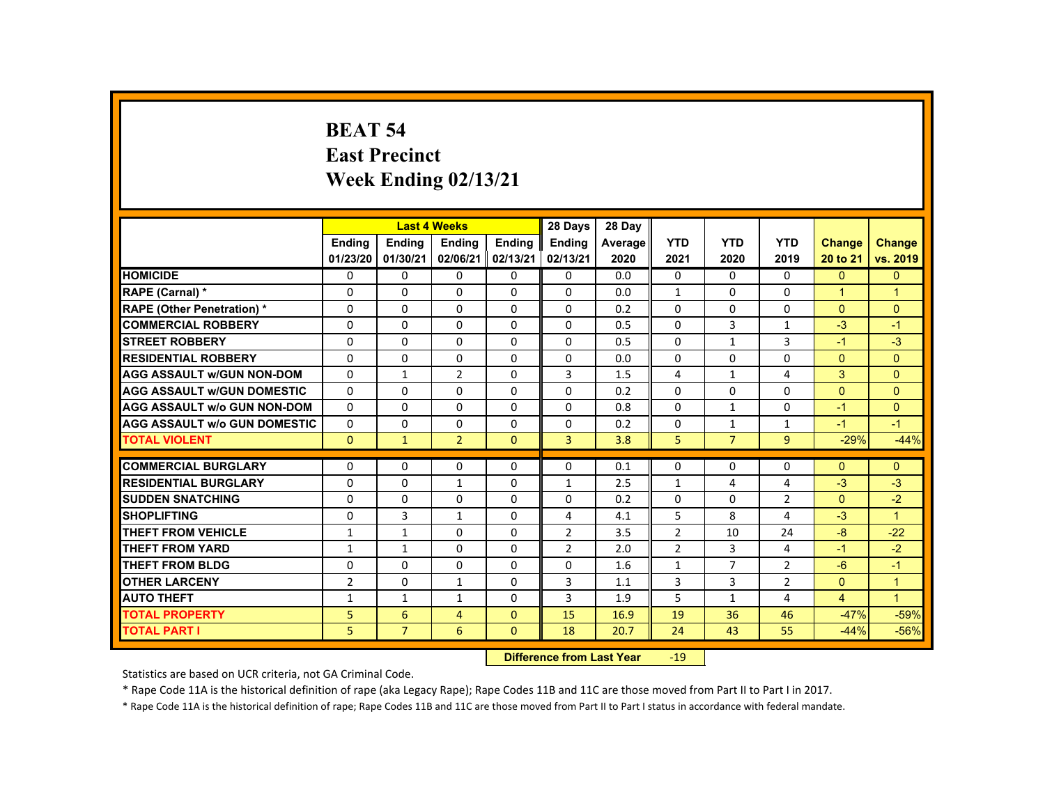# BEAT 54
## East Precinct
## Week Ending 02/13/21

| | Last 4 Weeks | | | | 28 Days | 28 Day | | | | | |
|---|---|---|---|---|---|---|---|---|---|---|---|
| | Ending 01/23/20 | Ending 01/30/21 | Ending 02/06/21 | Ending 02/13/21 | Ending 02/13/21 | Average 2020 | YTD 2021 | YTD 2020 | YTD 2019 | Change 20 to 21 | Change vs. 2019 |
| HOMICIDE | 0 | 0 | 0 | 0 | 0 | 0.0 | 0 | 0 | 0 | 0 | 0 |
| RAPE (Carnal) * | 0 | 0 | 0 | 0 | 0 | 0.0 | 1 | 0 | 0 | 1 | 1 |
| RAPE (Other Penetration) * | 0 | 0 | 0 | 0 | 0 | 0.2 | 0 | 0 | 0 | 0 | 0 |
| COMMERCIAL ROBBERY | 0 | 0 | 0 | 0 | 0 | 0.5 | 0 | 3 | 1 | -3 | -1 |
| STREET ROBBERY | 0 | 0 | 0 | 0 | 0 | 0.5 | 0 | 1 | 3 | -1 | -3 |
| RESIDENTIAL ROBBERY | 0 | 0 | 0 | 0 | 0 | 0.0 | 0 | 0 | 0 | 0 | 0 |
| AGG ASSAULT w/GUN NON-DOM | 0 | 1 | 2 | 0 | 3 | 1.5 | 4 | 1 | 4 | 3 | 0 |
| AGG ASSAULT w/GUN DOMESTIC | 0 | 0 | 0 | 0 | 0 | 0.2 | 0 | 0 | 0 | 0 | 0 |
| AGG ASSAULT w/o GUN NON-DOM | 0 | 0 | 0 | 0 | 0 | 0.8 | 0 | 1 | 0 | -1 | 0 |
| AGG ASSAULT w/o GUN DOMESTIC | 0 | 0 | 0 | 0 | 0 | 0.2 | 0 | 1 | 1 | -1 | -1 |
| TOTAL VIOLENT | 0 | 1 | 2 | 0 | 3 | 3.8 | 5 | 7 | 9 | -29% | -44% |
| COMMERCIAL BURGLARY | 0 | 0 | 0 | 0 | 0 | 0.1 | 0 | 0 | 0 | 0 | 0 |
| RESIDENTIAL BURGLARY | 0 | 0 | 1 | 0 | 1 | 2.5 | 1 | 4 | 4 | -3 | -3 |
| SUDDEN SNATCHING | 0 | 0 | 0 | 0 | 0 | 0.2 | 0 | 0 | 2 | 0 | -2 |
| SHOPLIFTING | 0 | 3 | 1 | 0 | 4 | 4.1 | 5 | 8 | 4 | -3 | 1 |
| THEFT FROM VEHICLE | 1 | 1 | 0 | 0 | 2 | 3.5 | 2 | 10 | 24 | -8 | -22 |
| THEFT FROM YARD | 1 | 1 | 0 | 0 | 2 | 2.0 | 2 | 3 | 4 | -1 | -2 |
| THEFT FROM BLDG | 0 | 0 | 0 | 0 | 0 | 1.6 | 1 | 7 | 2 | -6 | -1 |
| OTHER LARCENY | 2 | 0 | 1 | 0 | 3 | 1.1 | 3 | 3 | 2 | 0 | 1 |
| AUTO THEFT | 1 | 1 | 1 | 0 | 3 | 1.9 | 5 | 1 | 4 | 4 | 1 |
| TOTAL PROPERTY | 5 | 6 | 4 | 0 | 15 | 16.9 | 19 | 36 | 46 | -47% | -59% |
| TOTAL PART I | 5 | 7 | 6 | 0 | 18 | 20.7 | 24 | 43 | 55 | -44% | -56% |

**Difference from Last Year** -19

Statistics are based on UCR criteria, not GA Criminal Code.

* Rape Code 11A is the historical definition of rape (aka Legacy Rape); Rape Codes 11B and 11C are those moved from Part II to Part I in 2017.

* Rape Code 11A is the historical definition of rape; Rape Codes 11B and 11C are those moved from Part II to Part I status in accordance with federal mandate.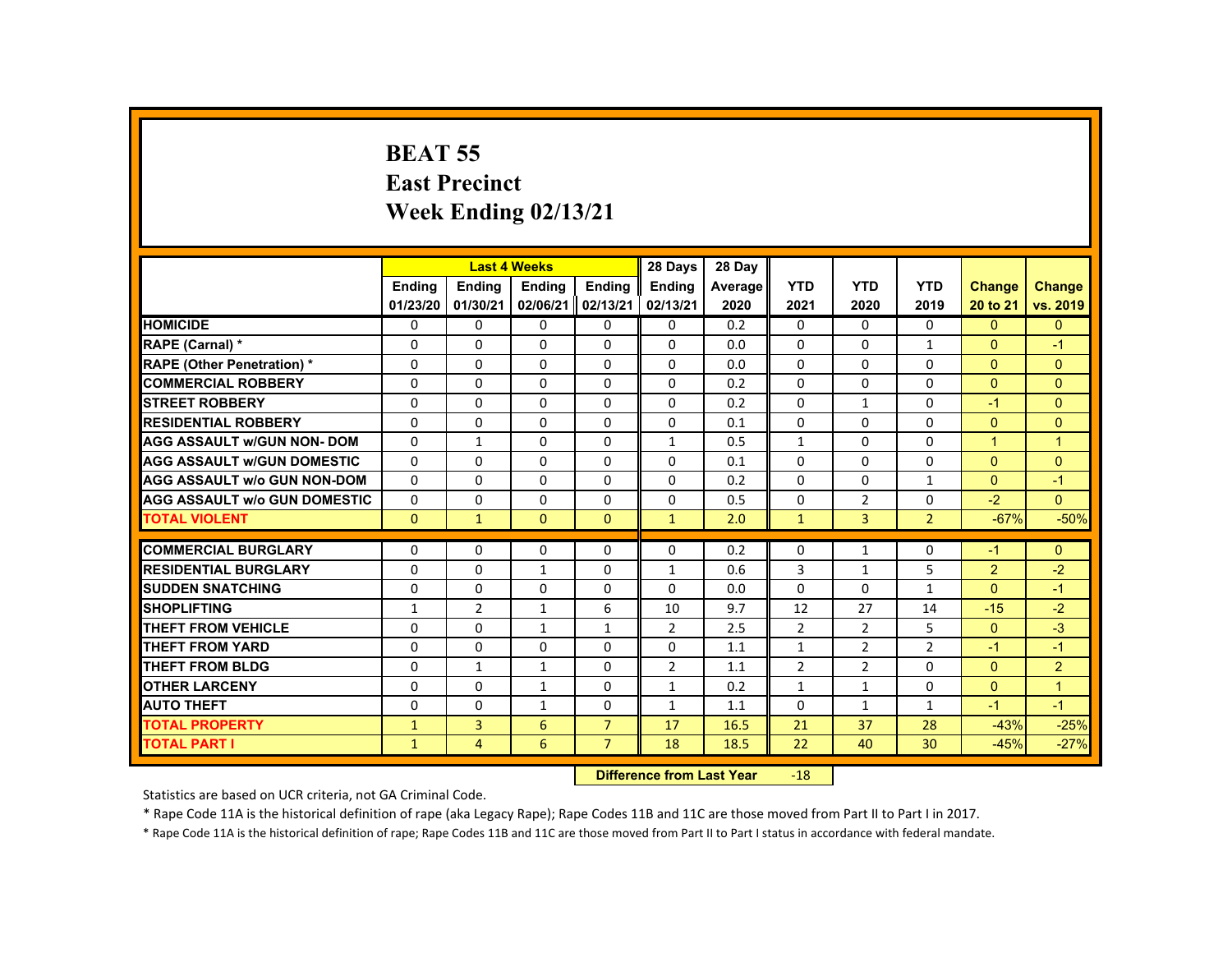# BEAT 55
## East Precinct
## Week Ending 02/13/21

| | Last 4 Weeks | | | | 28 Days | 28 Day | | | | | |
|---|---|---|---|---|---|---|---|---|---|---|---|
| | Ending 01/23/20 | Ending 01/30/21 | Ending 02/06/21 | Ending 02/13/21 | Ending 02/13/21 | Average 2020 | YTD 2021 | YTD 2020 | YTD 2019 | Change 20 to 21 | Change vs. 2019 |
| HOMICIDE | 0 | 0 | 0 | 0 | 0 | 0.2 | 0 | 0 | 0 | 0 | 0 |
| RAPE (Carnal) * | 0 | 0 | 0 | 0 | 0 | 0.0 | 0 | 0 | 1 | 0 | -1 |
| RAPE (Other Penetration) * | 0 | 0 | 0 | 0 | 0 | 0.0 | 0 | 0 | 0 | 0 | 0 |
| COMMERCIAL ROBBERY | 0 | 0 | 0 | 0 | 0 | 0.2 | 0 | 0 | 0 | 0 | 0 |
| STREET ROBBERY | 0 | 0 | 0 | 0 | 0 | 0.2 | 0 | 1 | 0 | -1 | 0 |
| RESIDENTIAL ROBBERY | 0 | 0 | 0 | 0 | 0 | 0.1 | 0 | 0 | 0 | 0 | 0 |
| AGG ASSAULT w/GUN NON- DOM | 0 | 1 | 0 | 0 | 1 | 0.5 | 1 | 0 | 0 | 1 | 1 |
| AGG ASSAULT w/GUN DOMESTIC | 0 | 0 | 0 | 0 | 0 | 0.1 | 0 | 0 | 0 | 0 | 0 |
| AGG ASSAULT w/o GUN NON-DOM | 0 | 0 | 0 | 0 | 0 | 0.2 | 0 | 0 | 1 | 0 | -1 |
| AGG ASSAULT w/o GUN DOMESTIC | 0 | 0 | 0 | 0 | 0 | 0.5 | 0 | 2 | 0 | -2 | 0 |
| TOTAL VIOLENT | 0 | 1 | 0 | 0 | 1 | 2.0 | 1 | 3 | 2 | -67% | -50% |
| COMMERCIAL BURGLARY | 0 | 0 | 0 | 0 | 0 | 0.2 | 0 | 1 | 0 | -1 | 0 |
| RESIDENTIAL BURGLARY | 0 | 0 | 1 | 0 | 1 | 0.6 | 3 | 1 | 5 | 2 | -2 |
| SUDDEN SNATCHING | 0 | 0 | 0 | 0 | 0 | 0.0 | 0 | 0 | 1 | 0 | -1 |
| SHOPLIFTING | 1 | 2 | 1 | 6 | 10 | 9.7 | 12 | 27 | 14 | -15 | -2 |
| THEFT FROM VEHICLE | 0 | 0 | 1 | 1 | 2 | 2.5 | 2 | 2 | 5 | 0 | -3 |
| THEFT FROM YARD | 0 | 0 | 0 | 0 | 0 | 1.1 | 1 | 2 | 2 | -1 | -1 |
| THEFT FROM BLDG | 0 | 1 | 1 | 0 | 2 | 1.1 | 2 | 2 | 0 | 0 | 2 |
| OTHER LARCENY | 0 | 0 | 1 | 0 | 1 | 0.2 | 1 | 1 | 0 | 0 | 1 |
| AUTO THEFT | 0 | 0 | 1 | 0 | 1 | 1.1 | 0 | 1 | 1 | -1 | -1 |
| TOTAL PROPERTY | 1 | 3 | 6 | 7 | 17 | 16.5 | 21 | 37 | 28 | -43% | -25% |
| TOTAL PART I | 1 | 4 | 6 | 7 | 18 | 18.5 | 22 | 40 | 30 | -45% | -27% |

**Difference from Last Year** -18

Statistics are based on UCR criteria, not GA Criminal Code.

* Rape Code 11A is the historical definition of rape (aka Legacy Rape); Rape Codes 11B and 11C are those moved from Part II to Part I in 2017.

* Rape Code 11A is the historical definition of rape; Rape Codes 11B and 11C are those moved from Part II to Part I status in accordance with federal mandate.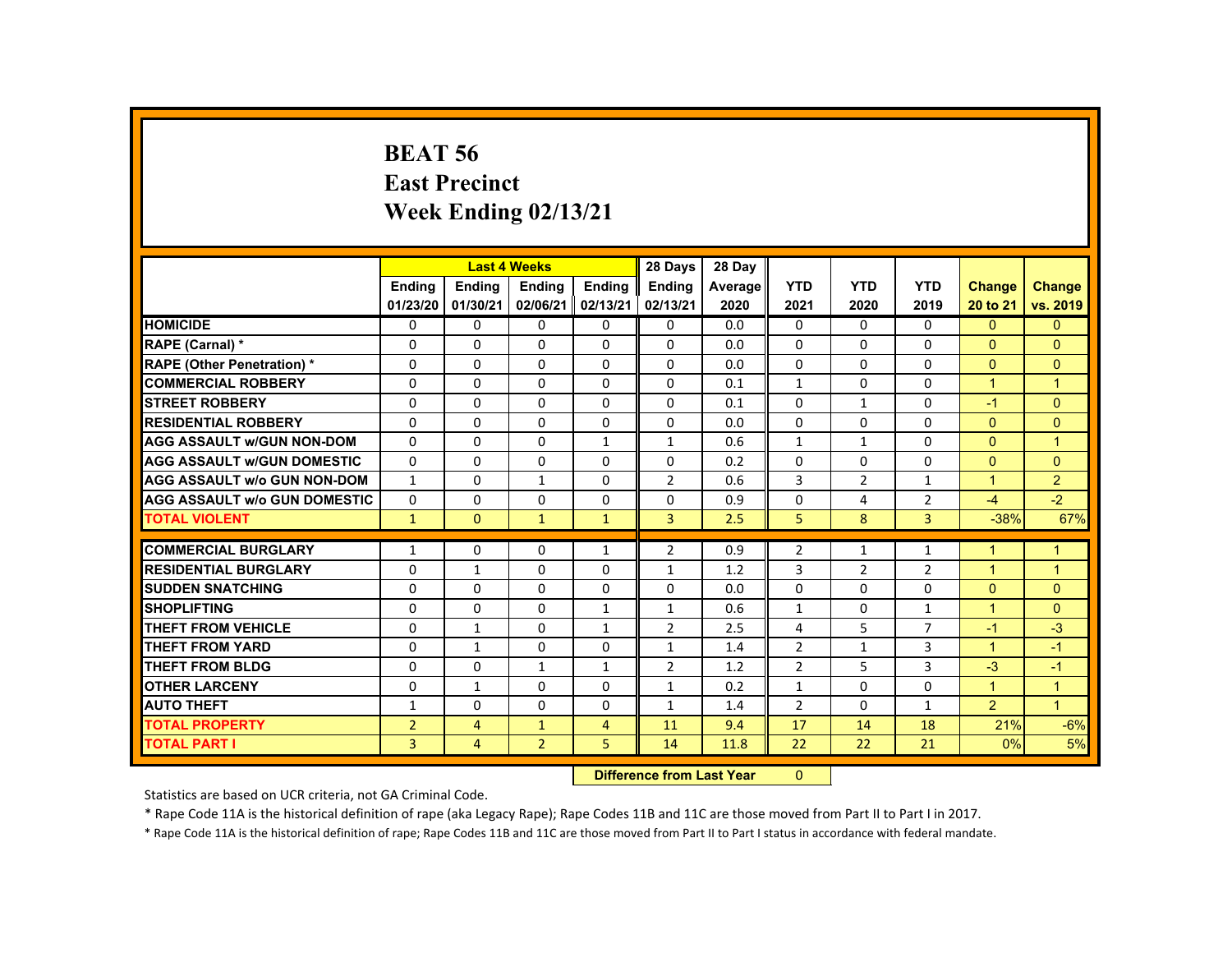# BEAT 56
## East Precinct
## Week Ending 02/13/21

| | Last 4 Weeks | | | | 28 Days | 28 Day | | | | | |
|---|---|---|---|---|---|---|---|---|---|---|---|
| | Ending 01/23/20 | Ending 01/30/21 | Ending 02/06/21 | Ending 02/13/21 | Ending 02/13/21 | Average 2020 | YTD 2021 | YTD 2020 | YTD 2019 | Change 20 to 21 | Change vs. 2019 |
| HOMICIDE | 0 | 0 | 0 | 0 | 0 | 0.0 | 0 | 0 | 0 | 0 | 0 |
| RAPE (Carnal) * | 0 | 0 | 0 | 0 | 0 | 0.0 | 0 | 0 | 0 | 0 | 0 |
| RAPE (Other Penetration) * | 0 | 0 | 0 | 0 | 0 | 0.0 | 0 | 0 | 0 | 0 | 0 |
| COMMERCIAL ROBBERY | 0 | 0 | 0 | 0 | 0 | 0.1 | 1 | 0 | 0 | 1 | 1 |
| STREET ROBBERY | 0 | 0 | 0 | 0 | 0 | 0.1 | 0 | 1 | 0 | -1 | 0 |
| RESIDENTIAL ROBBERY | 0 | 0 | 0 | 0 | 0 | 0.0 | 0 | 0 | 0 | 0 | 0 |
| AGG ASSAULT w/GUN NON-DOM | 0 | 0 | 0 | 1 | 1 | 0.6 | 1 | 1 | 0 | 0 | 1 |
| AGG ASSAULT w/GUN DOMESTIC | 0 | 0 | 0 | 0 | 0 | 0.2 | 0 | 0 | 0 | 0 | 0 |
| AGG ASSAULT w/o GUN NON-DOM | 1 | 0 | 1 | 0 | 2 | 0.6 | 3 | 2 | 1 | 1 | 2 |
| AGG ASSAULT w/o GUN DOMESTIC | 0 | 0 | 0 | 0 | 0 | 0.9 | 0 | 4 | 2 | -4 | -2 |
| TOTAL VIOLENT | 1 | 0 | 1 | 1 | 3 | 2.5 | 5 | 8 | 3 | -38% | 67% |
| COMMERCIAL BURGLARY | 1 | 0 | 0 | 1 | 2 | 0.9 | 2 | 1 | 1 | 1 | 1 |
| RESIDENTIAL BURGLARY | 0 | 1 | 0 | 0 | 1 | 1.2 | 3 | 2 | 2 | 1 | 1 |
| SUDDEN SNATCHING | 0 | 0 | 0 | 0 | 0 | 0.0 | 0 | 0 | 0 | 0 | 0 |
| SHOPLIFTING | 0 | 0 | 0 | 1 | 1 | 0.6 | 1 | 0 | 1 | 1 | 0 |
| THEFT FROM VEHICLE | 0 | 1 | 0 | 1 | 2 | 2.5 | 4 | 5 | 7 | -1 | -3 |
| THEFT FROM YARD | 0 | 1 | 0 | 0 | 1 | 1.4 | 2 | 1 | 3 | 1 | -1 |
| THEFT FROM BLDG | 0 | 0 | 1 | 1 | 2 | 1.2 | 2 | 5 | 3 | -3 | -1 |
| OTHER LARCENY | 0 | 1 | 0 | 0 | 1 | 0.2 | 1 | 0 | 0 | 1 | 1 |
| AUTO THEFT | 1 | 0 | 0 | 0 | 1 | 1.4 | 2 | 0 | 1 | 2 | 1 |
| TOTAL PROPERTY | 2 | 4 | 1 | 4 | 11 | 9.4 | 17 | 14 | 18 | 21% | -6% |
| TOTAL PART I | 3 | 4 | 2 | 5 | 14 | 11.8 | 22 | 22 | 21 | 0% | 5% |

**Difference from Last Year** 0

Statistics are based on UCR criteria, not GA Criminal Code.

* Rape Code 11A is the historical definition of rape (aka Legacy Rape); Rape Codes 11B and 11C are those moved from Part II to Part I in 2017.

* Rape Code 11A is the historical definition of rape; Rape Codes 11B and 11C are those moved from Part II to Part I status in accordance with federal mandate.